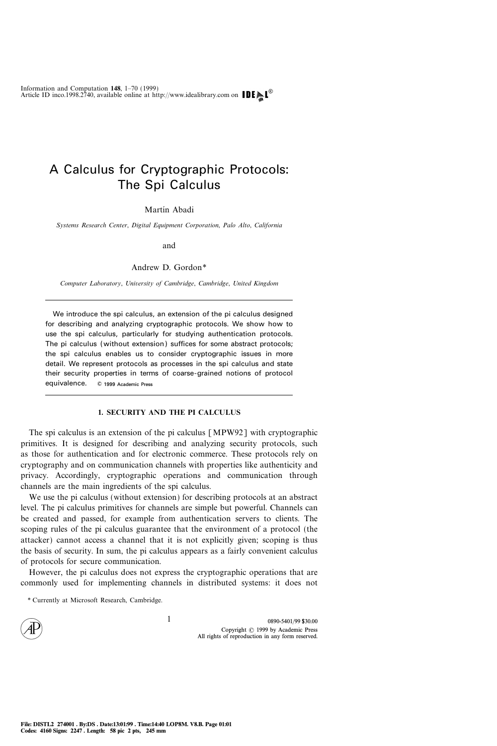# A Calculus for Cryptographic Protocols: The Spi Calculus

Martín Abadi

*Systems Research Center, Digital Equipment Corporation, Palo Alto, California*

and

Andrew D. Gordon*

*Computer Laboratory, University of Cambridge, Cambridge, United Kingdom*

---

We introduce the spi calculus, an extension of the pi calculus designed for describing and analyzing cryptographic protocols. We show how to use the spi calculus, particularly for studying authentication protocols. The pi calculus (without extension) suffices for some abstract protocols; the spi calculus enables us to consider cryptographic issues in more detail. We represent protocols as processes in the spi calculus and state their security properties in terms of coarse-grained notions of protocol equivalence. © 1999 Academic Press

---

## 1. SECURITY AND THE PI CALCULUS

The spi calculus is an extension of the pi calculus [MPW92] with cryptographic primitives. It is designed for describing and analyzing security protocols, such as those for authentication and for electronic commerce. These protocols rely on cryptography and on communication channels with properties like authenticity and privacy. Accordingly, cryptographic operations and communication through channels are the main ingredients of the spi calculus.

We use the pi calculus (without extension) for describing protocols at an abstract level. The pi calculus primitives for channels are simple but powerful. Channels can be created and passed, for example from authentication servers to clients. The scoping rules of the pi calculus guarantee that the environment of a protocol (the attacker) cannot access a channel that it is not explicitly given; scoping is thus the basis of security. In sum, the pi calculus appears as a fairly convenient calculus of protocols for secure communication.

However, the pi calculus does not express the cryptographic operations that are commonly used for implementing channels in distributed systems: it does not

\* Currently at Microsoft Research, Cambridge.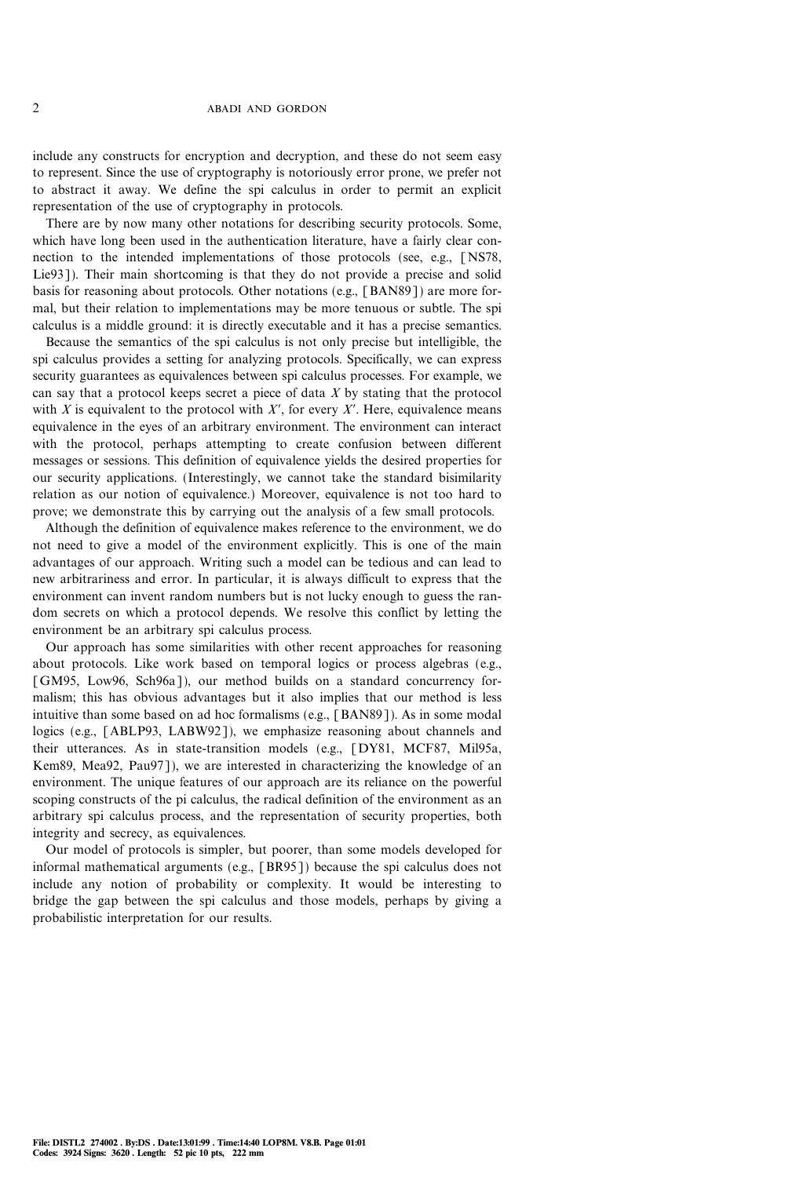include any constructs for encryption and decryption, and these do not seem easy to represent. Since the use of cryptography is notoriously error prone, we prefer not to abstract it away. We define the spi calculus in order to permit an explicit representation of the use of cryptography in protocols.

There are by now many other notations for describing security protocols. Some, which have long been used in the authentication literature, have a fairly clear connection to the intended implementations of those protocols (see, e.g., [NS78, Lie93]). Their main shortcoming is that they do not provide a precise and solid basis for reasoning about protocols. Other notations (e.g., [BAN89]) are more formal, but their relation to implementations may be more tenuous or subtle. The spi calculus is a middle ground: it is directly executable and it has a precise semantics.

Because the semantics of the spi calculus is not only precise but intelligible, the spi calculus provides a setting for analyzing protocols. Specifically, we can express security guarantees as equivalences between spi calculus processes. For example, we can say that a protocol keeps secret a piece of data $X$ by stating that the protocol with $X$ is equivalent to the protocol with $X'$, for every $X'$. Here, equivalence means equivalence in the eyes of an arbitrary environment. The environment can interact with the protocol, perhaps attempting to create confusion between different messages or sessions. This definition of equivalence yields the desired properties for our security applications. (Interestingly, we cannot take the standard bisimilarity relation as our notion of equivalence.) Moreover, equivalence is not too hard to prove; we demonstrate this by carrying out the analysis of a few small protocols.

Although the definition of equivalence makes reference to the environment, we do not need to give a model of the environment explicitly. This is one of the main advantages of our approach. Writing such a model can be tedious and can lead to new arbitrariness and error. In particular, it is always difficult to express that the environment can invent random numbers but is not lucky enough to guess the random secrets on which a protocol depends. We resolve this conflict by letting the environment be an arbitrary spi calculus process.

Our approach has some similarities with other recent approaches for reasoning about protocols. Like work based on temporal logics or process algebras (e.g., [GM95, Low96, Sch96a]), our method builds on a standard concurrency formalism; this has obvious advantages but it also implies that our method is less intuitive than some based on ad hoc formalisms (e.g., [BAN89]). As in some modal logics (e.g., [ABLP93, LABW92]), we emphasize reasoning about channels and their utterances. As in state-transition models (e.g., [DY81, MCF87, Mil95a, Kem89, Mea92, Pau97]), we are interested in characterizing the knowledge of an environment. The unique features of our approach are its reliance on the powerful scoping constructs of the pi calculus, the radical definition of the environment as an arbitrary spi calculus process, and the representation of security properties, both integrity and secrecy, as equivalences.

Our model of protocols is simpler, but poorer, than some models developed for informal mathematical arguments (e.g., [BR95]) because the spi calculus does not include any notion of probability or complexity. It would be interesting to bridge the gap between the spi calculus and those models, perhaps by giving a probabilistic interpretation for our results.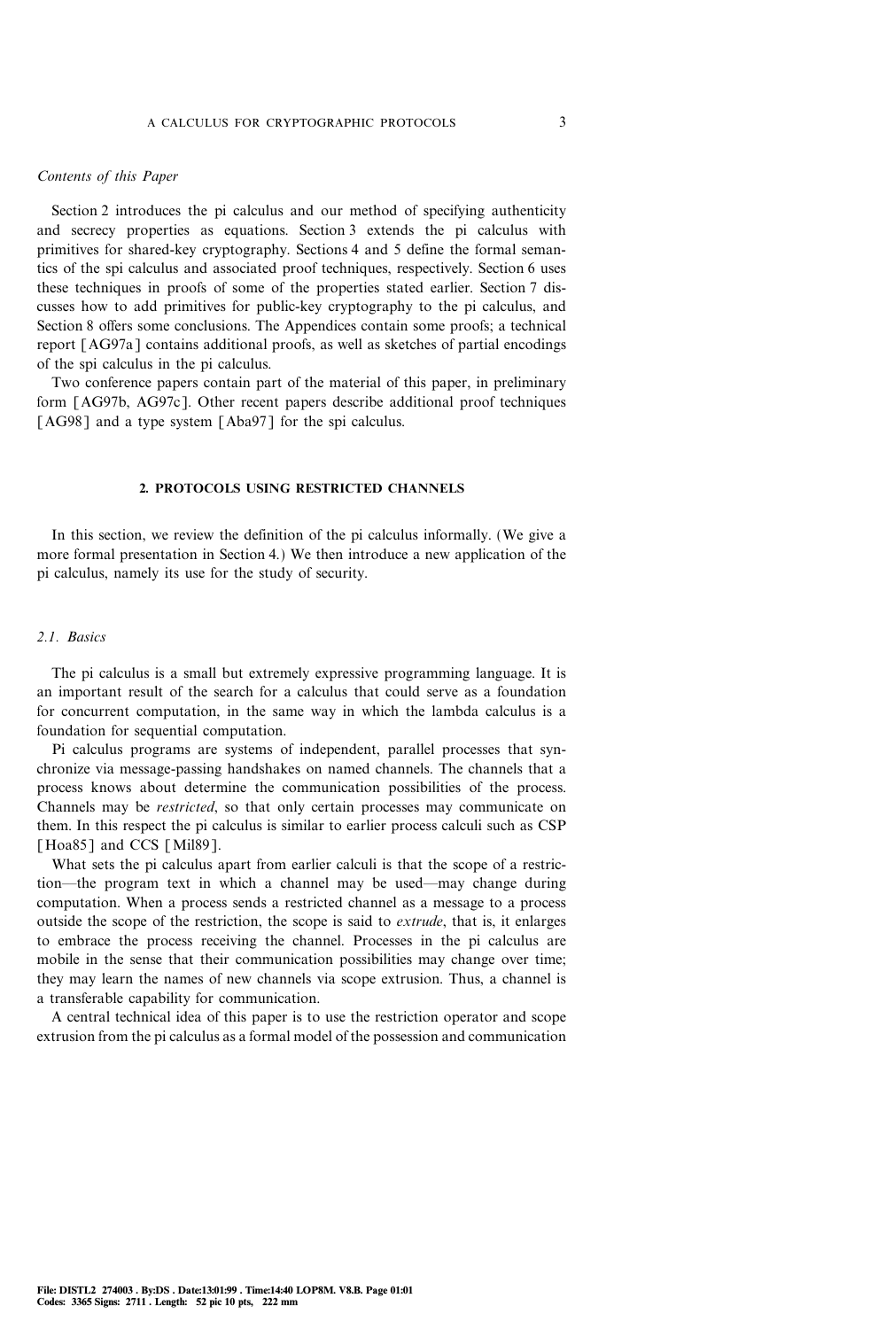*Contents of this Paper*

Section 2 introduces the pi calculus and our method of specifying authenticity and secrecy properties as equations. Section 3 extends the pi calculus with primitives for shared-key cryptography. Sections 4 and 5 define the formal semantics of the spi calculus and associated proof techniques, respectively. Section 6 uses these techniques in proofs of some of the properties stated earlier. Section 7 discusses how to add primitives for public-key cryptography to the pi calculus, and Section 8 offers some conclusions. The Appendices contain some proofs; a technical report [AG97a] contains additional proofs, as well as sketches of partial encodings of the spi calculus in the pi calculus.

Two conference papers contain part of the material of this paper, in preliminary form [AG97b, AG97c]. Other recent papers describe additional proof techniques [AG98] and a type system [Aba97] for the spi calculus.

## 2. PROTOCOLS USING RESTRICTED CHANNELS

In this section, we review the definition of the pi calculus informally. (We give a more formal presentation in Section 4.) We then introduce a new application of the pi calculus, namely its use for the study of security.

### *2.1. Basics*

The pi calculus is a small but extremely expressive programming language. It is an important result of the search for a calculus that could serve as a foundation for concurrent computation, in the same way in which the lambda calculus is a foundation for sequential computation.

Pi calculus programs are systems of independent, parallel processes that synchronize via message-passing handshakes on named channels. The channels that a process knows about determine the communication possibilities of the process. Channels may be *restricted*, so that only certain processes may communicate on them. In this respect the pi calculus is similar to earlier process calculi such as CSP [Hoa85] and CCS [Mil89].

What sets the pi calculus apart from earlier calculi is that the scope of a restriction—the program text in which a channel may be used—may change during computation. When a process sends a restricted channel as a message to a process outside the scope of the restriction, the scope is said to *extrude*, that is, it enlarges to embrace the process receiving the channel. Processes in the pi calculus are mobile in the sense that their communication possibilities may change over time; they may learn the names of new channels via scope extrusion. Thus, a channel is a transferable capability for communication.

A central technical idea of this paper is to use the restriction operator and scope extrusion from the pi calculus as a formal model of the possession and communication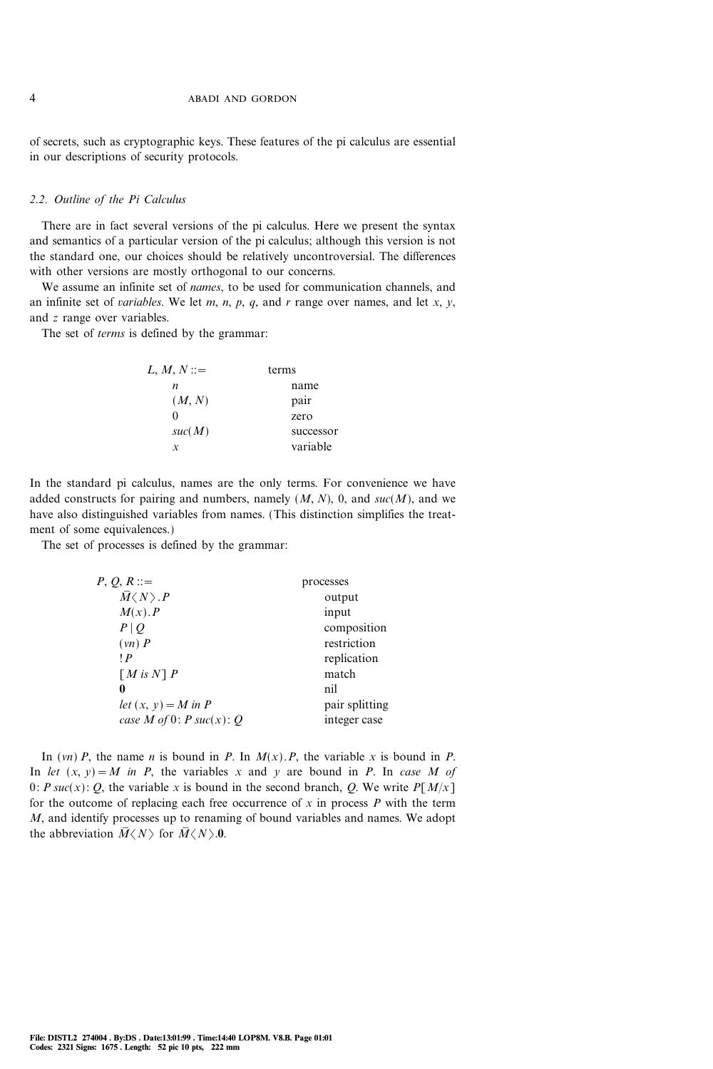of secrets, such as cryptographic keys. These features of the pi calculus are essential in our descriptions of security protocols.

### 2.2. Outline of the Pi Calculus

There are in fact several versions of the pi calculus. Here we present the syntax and semantics of a particular version of the pi calculus; although this version is not the standard one, our choices should be relatively uncontroversial. The differences with other versions are mostly orthogonal to our concerns.

We assume an infinite set of *names*, to be used for communication channels, and an infinite set of *variables*. We let $m$, $n$, $p$, $q$, and $r$ range over names, and let $x$, $y$, and $z$ range over variables.

The set of *terms* is defined by the grammar:

| $L, M, N ::=$ | terms |
|---|---|
| $n$ | name |
| $(M, N)$ | pair |
| $0$ | zero |
| $suc(M)$ | successor |
| $x$ | variable |

In the standard pi calculus, names are the only terms. For convenience we have added constructs for pairing and numbers, namely $(M, N)$, $0$, and $suc(M)$, and we have also distinguished variables from names. (This distinction simplifies the treatment of some equivalences.)

The set of processes is defined by the grammar:

| $P, Q, R ::=$ | processes |
|---|---|
| $\bar{M}\langle N\rangle . P$ | output |
| $M(x) . P$ | input |
| $P \mid Q$ | composition |
| $(\nu n)\, P$ | restriction |
| $!P$ | replication |
| $[M \text{ is } N]\, P$ | match |
| $\mathbf{0}$ | nil |
| $\mathit{let}\ (x, y) = M\ \mathit{in}\ P$ | pair splitting |
| $\mathit{case}\ M\ \mathit{of}\ 0{:}\ P\ suc(x){:}\ Q$ | integer case |

In $(\nu n)\, P$, the name $n$ is bound in $P$. In $M(x) . P$, the variable $x$ is bound in $P$. In $\mathit{let}\ (x, y) = M\ \mathit{in}\ P$, the variables $x$ and $y$ are bound in $P$. In $\mathit{case}\ M\ \mathit{of}\ 0{:}\ P\ suc(x){:}\ Q$, the variable $x$ is bound in the second branch, $Q$. We write $P[M/x]$ for the outcome of replacing each free occurrence of $x$ in process $P$ with the term $M$, and identify processes up to renaming of bound variables and names. We adopt the abbreviation $\bar{M}\langle N\rangle$ for $\bar{M}\langle N\rangle . \mathbf{0}$.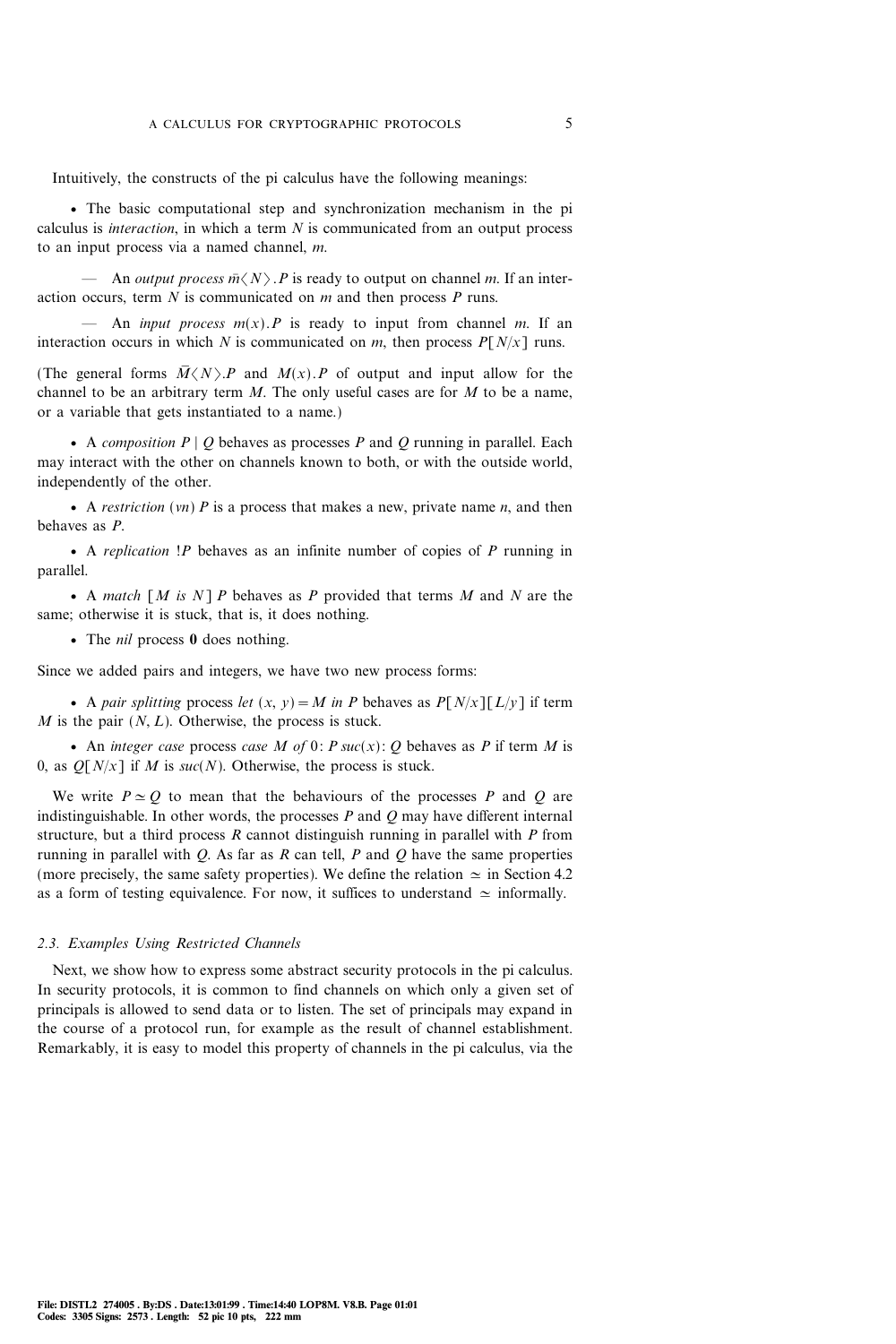Intuitively, the constructs of the pi calculus have the following meanings:

- The basic computational step and synchronization mechanism in the pi calculus is *interaction*, in which a term $N$ is communicated from an output process to an input process via a named channel, $m$.

  — An *output process* $\bar{m}\langle N \rangle . P$ is ready to output on channel $m$. If an interaction occurs, term $N$ is communicated on $m$ and then process $P$ runs.

  — An *input process* $m(x).P$ is ready to input from channel $m$. If an interaction occurs in which $N$ is communicated on $m$, then process $P[N/x]$ runs.

(The general forms $\bar{M}\langle N \rangle.P$ and $M(x).P$ of output and input allow for the channel to be an arbitrary term $M$. The only useful cases are for $M$ to be a name, or a variable that gets instantiated to a name.)

- A *composition* $P \mid Q$ behaves as processes $P$ and $Q$ running in parallel. Each may interact with the other on channels known to both, or with the outside world, independently of the other.

- A *restriction* $(\nu n)\, P$ is a process that makes a new, private name $n$, and then behaves as $P$.

- A *replication* $!P$ behaves as an infinite number of copies of $P$ running in parallel.

- A *match* $[M \textit{ is } N]\, P$ behaves as $P$ provided that terms $M$ and $N$ are the same; otherwise it is stuck, that is, it does nothing.

- The *nil* process $\mathbf{0}$ does nothing.

Since we added pairs and integers, we have two new process forms:

- A *pair splitting* process *let* $(x, y) = M$ *in* $P$ behaves as $P[N/x][L/y]$ if term $M$ is the pair $(N, L)$. Otherwise, the process is stuck.

- An *integer case* process *case* $M$ *of* $0{:}\, P\ suc(x){:}\, Q$ behaves as $P$ if term $M$ is 0, as $Q[N/x]$ if $M$ is $suc(N)$. Otherwise, the process is stuck.

We write $P \simeq Q$ to mean that the behaviours of the processes $P$ and $Q$ are indistinguishable. In other words, the processes $P$ and $Q$ may have different internal structure, but a third process $R$ cannot distinguish running in parallel with $P$ from running in parallel with $Q$. As far as $R$ can tell, $P$ and $Q$ have the same properties (more precisely, the same safety properties). We define the relation $\simeq$ in Section 4.2 as a form of testing equivalence. For now, it suffices to understand $\simeq$ informally.

### 2.3. Examples Using Restricted Channels

Next, we show how to express some abstract security protocols in the pi calculus. In security protocols, it is common to find channels on which only a given set of principals is allowed to send data or to listen. The set of principals may expand in the course of a protocol run, for example as the result of channel establishment. Remarkably, it is easy to model this property of channels in the pi calculus, via the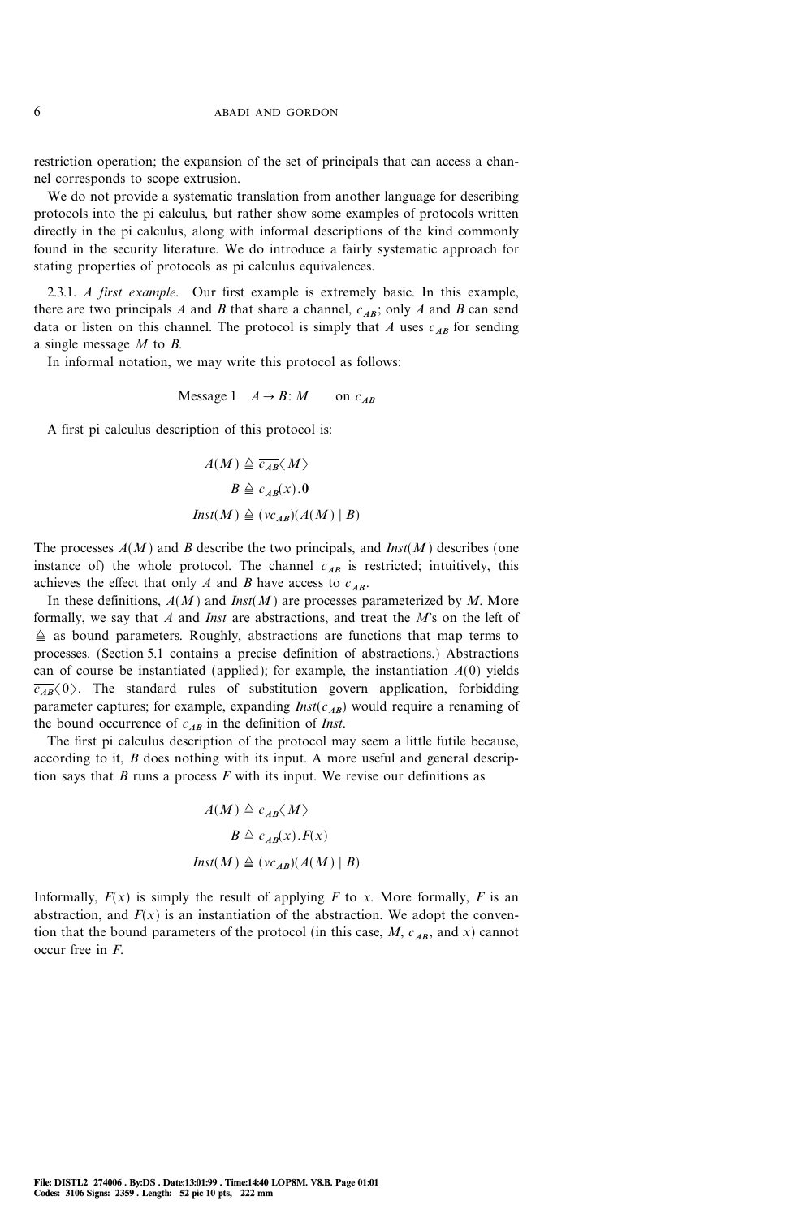restriction operation; the expansion of the set of principals that can access a channel corresponds to scope extrusion.

We do not provide a systematic translation from another language for describing protocols into the pi calculus, but rather show some examples of protocols written directly in the pi calculus, along with informal descriptions of the kind commonly found in the security literature. We do introduce a fairly systematic approach for stating properties of protocols as pi calculus equivalences.

2.3.1. *A first example.* Our first example is extremely basic. In this example, there are two principals $A$ and $B$ that share a channel, $c_{AB}$; only $A$ and $B$ can send data or listen on this channel. The protocol is simply that $A$ uses $c_{AB}$ for sending a single message $M$ to $B$.

In informal notation, we may write this protocol as follows:

$$\text{Message 1} \quad A \rightarrow B: M \qquad \text{on } c_{AB}$$

A first pi calculus description of this protocol is:

$$A(M) \triangleq \overline{c_{AB}}\langle M \rangle$$

$$B \triangleq c_{AB}(x).\mathbf{0}$$

$$\mathit{Inst}(M) \triangleq (\nu c_{AB})(A(M) \mid B)$$

The processes $A(M)$ and $B$ describe the two principals, and $\mathit{Inst}(M)$ describes (one instance of) the whole protocol. The channel $c_{AB}$ is restricted; intuitively, this achieves the effect that only $A$ and $B$ have access to $c_{AB}$.

In these definitions, $A(M)$ and $\mathit{Inst}(M)$ are processes parameterized by $M$. More formally, we say that $A$ and $\mathit{Inst}$ are abstractions, and treat the $M$'s on the left of $\triangleq$ as bound parameters. Roughly, abstractions are functions that map terms to processes. (Section 5.1 contains a precise definition of abstractions.) Abstractions can of course be instantiated (applied); for example, the instantiation $A(0)$ yields $\overline{c_{AB}}\langle 0 \rangle$. The standard rules of substitution govern application, forbidding parameter captures; for example, expanding $\mathit{Inst}(c_{AB})$ would require a renaming of the bound occurrence of $c_{AB}$ in the definition of $\mathit{Inst}$.

The first pi calculus description of the protocol may seem a little futile because, according to it, $B$ does nothing with its input. A more useful and general description says that $B$ runs a process $F$ with its input. We revise our definitions as

$$A(M) \triangleq \overline{c_{AB}}\langle M \rangle$$

$$B \triangleq c_{AB}(x).F(x)$$

$$\mathit{Inst}(M) \triangleq (\nu c_{AB})(A(M) \mid B)$$

Informally, $F(x)$ is simply the result of applying $F$ to $x$. More formally, $F$ is an abstraction, and $F(x)$ is an instantiation of the abstraction. We adopt the convention that the bound parameters of the protocol (in this case, $M$, $c_{AB}$, and $x$) cannot occur free in $F$.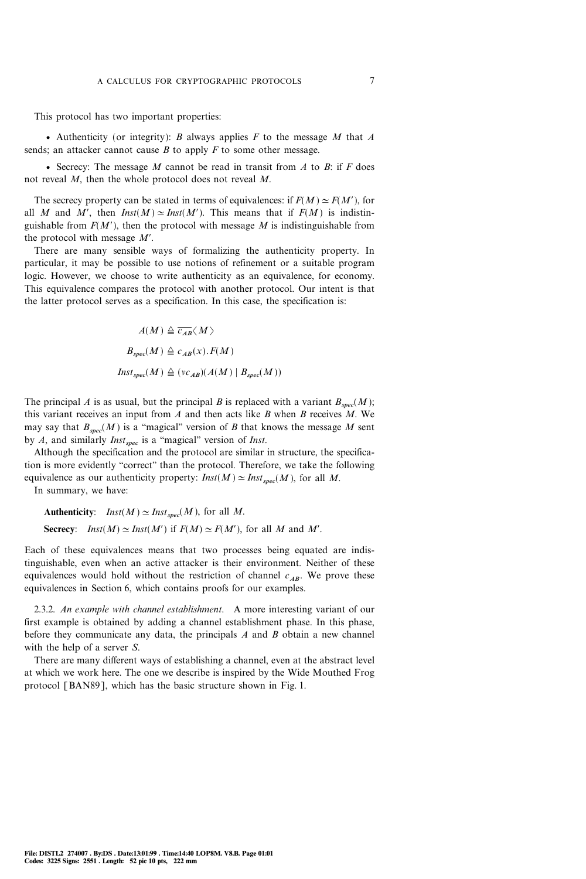This protocol has two important properties:

- Authenticity (or integrity): $B$ always applies $F$ to the message $M$ that $A$ sends; an attacker cannot cause $B$ to apply $F$ to some other message.

- Secrecy: The message $M$ cannot be read in transit from $A$ to $B$: if $F$ does not reveal $M$, then the whole protocol does not reveal $M$.

The secrecy property can be stated in terms of equivalences: if $F(M) \simeq F(M')$, for all $M$ and $M'$, then $Inst(M) \simeq Inst(M')$. This means that if $F(M)$ is indistinguishable from $F(M')$, then the protocol with message $M$ is indistinguishable from the protocol with message $M'$.

There are many sensible ways of formalizing the authenticity property. In particular, it may be possible to use notions of refinement or a suitable program logic. However, we choose to write authenticity as an equivalence, for economy. This equivalence compares the protocol with another protocol. Our intent is that the latter protocol serves as a specification. In this case, the specification is:

$$A(M) \triangleq \overline{c_{AB}}\langle M \rangle$$

$$B_{spec}(M) \triangleq c_{AB}(x).F(M)$$

$$Inst_{spec}(M) \triangleq (\nu c_{AB})(A(M) \mid B_{spec}(M))$$

The principal $A$ is as usual, but the principal $B$ is replaced with a variant $B_{spec}(M)$; this variant receives an input from $A$ and then acts like $B$ when $B$ receives $M$. We may say that $B_{spec}(M)$ is a "magical" version of $B$ that knows the message $M$ sent by $A$, and similarly $Inst_{spec}$ is a "magical" version of $Inst$.

Although the specification and the protocol are similar in structure, the specification is more evidently "correct" than the protocol. Therefore, we take the following equivalence as our authenticity property: $Inst(M) \simeq Inst_{spec}(M)$, for all $M$.

In summary, we have:

**Authenticity**: $Inst(M) \simeq Inst_{spec}(M)$, for all $M$.

**Secrecy**: $Inst(M) \simeq Inst(M')$ if $F(M) \simeq F(M')$, for all $M$ and $M'$.

Each of these equivalences means that two processes being equated are indistinguishable, even when an active attacker is their environment. Neither of these equivalences would hold without the restriction of channel $c_{AB}$. We prove these equivalences in Section 6, which contains proofs for our examples.

2.3.2. *An example with channel establishment*. A more interesting variant of our first example is obtained by adding a channel establishment phase. In this phase, before they communicate any data, the principals $A$ and $B$ obtain a new channel with the help of a server $S$.

There are many different ways of establishing a channel, even at the abstract level at which we work here. The one we describe is inspired by the Wide Mouthed Frog protocol [BAN89], which has the basic structure shown in Fig. 1.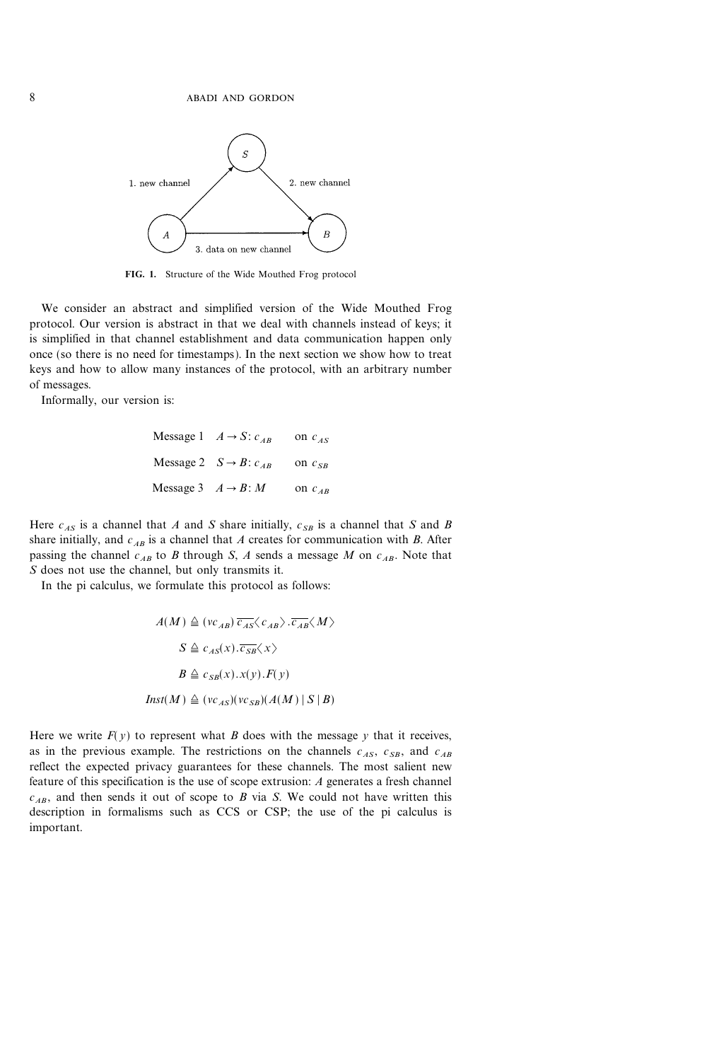FIG. 1. Structure of the Wide Mouthed Frog protocol

We consider an abstract and simplified version of the Wide Mouthed Frog protocol. Our version is abstract in that we deal with channels instead of keys; it is simplified in that channel establishment and data communication happen only once (so there is no need for timestamps). In the next section we show how to treat keys and how to allow many instances of the protocol, with an arbitrary number of messages.

Informally, our version is:

| | | |
|---|---|---|
| Message 1 | $A \rightarrow S: c_{AB}$ | on $c_{AS}$ |
| Message 2 | $S \rightarrow B: c_{AB}$ | on $c_{SB}$ |
| Message 3 | $A \rightarrow B: M$ | on $c_{AB}$ |

Here $c_{AS}$ is a channel that $A$ and $S$ share initially, $c_{SB}$ is a channel that $S$ and $B$ share initially, and $c_{AB}$ is a channel that $A$ creates for communication with $B$. After passing the channel $c_{AB}$ to $B$ through $S$, $A$ sends a message $M$ on $c_{AB}$. Note that $S$ does not use the channel, but only transmits it.

In the pi calculus, we formulate this protocol as follows:

$$A(M) \triangleq (\nu c_{AB})\, \overline{c_{AS}}\langle c_{AB} \rangle . \overline{c_{AB}}\langle M \rangle$$

$$S \triangleq c_{AS}(x). \overline{c_{SB}}\langle x \rangle$$

$$B \triangleq c_{SB}(x).x(y).F(y)$$

$$Inst(M) \triangleq (\nu c_{AS})(\nu c_{SB})(A(M) \mid S \mid B)$$

Here we write $F(y)$ to represent what $B$ does with the message $y$ that it receives, as in the previous example. The restrictions on the channels $c_{AS}$, $c_{SB}$, and $c_{AB}$ reflect the expected privacy guarantees for these channels. The most salient new feature of this specification is the use of scope extrusion: $A$ generates a fresh channel $c_{AB}$, and then sends it out of scope to $B$ via $S$. We could not have written this description in formalisms such as CCS or CSP; the use of the pi calculus is important.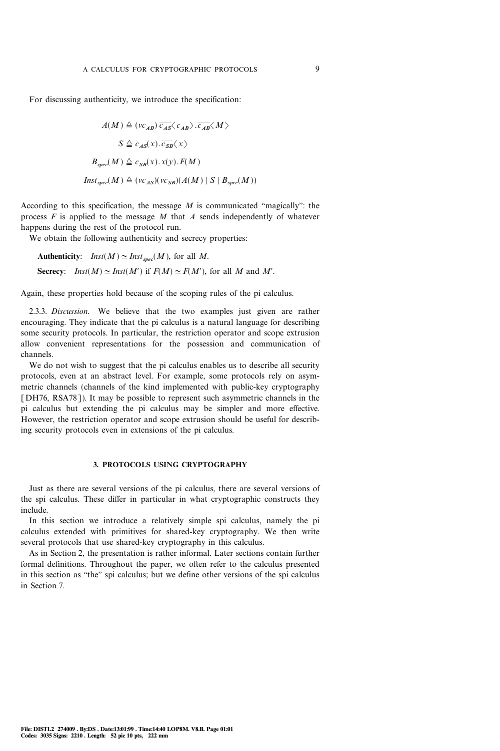For discussing authenticity, we introduce the specification:

$$A(M) \triangleq (\nu c_{AB})\, \overline{c_{AS}}\langle c_{AB}\rangle . \overline{c_{AB}}\langle M\rangle$$

$$S \triangleq c_{AS}(x) . \overline{c_{SB}}\langle x\rangle$$

$$B_{spec}(M) \triangleq c_{SB}(x) . x(y) . F(M)$$

$$Inst_{spec}(M) \triangleq (\nu c_{AS})(\nu c_{SB})(A(M) \mid S \mid B_{spec}(M))$$

According to this specification, the message $M$ is communicated "magically": the process $F$ is applied to the message $M$ that $A$ sends independently of whatever happens during the rest of the protocol run.

We obtain the following authenticity and secrecy properties:

**Authenticity**: $Inst(M) \simeq Inst_{spec}(M)$, for all $M$.

**Secrecy**: $Inst(M) \simeq Inst(M')$ if $F(M) \simeq F(M')$, for all $M$ and $M'$.

Again, these properties hold because of the scoping rules of the pi calculus.

2.3.3. *Discussion.* We believe that the two examples just given are rather encouraging. They indicate that the pi calculus is a natural language for describing some security protocols. In particular, the restriction operator and scope extrusion allow convenient representations for the possession and communication of channels.

We do not wish to suggest that the pi calculus enables us to describe all security protocols, even at an abstract level. For example, some protocols rely on asymmetric channels (channels of the kind implemented with public-key cryptography [DH76, RSA78]). It may be possible to represent such asymmetric channels in the pi calculus but extending the pi calculus may be simpler and more effective. However, the restriction operator and scope extrusion should be useful for describing security protocols even in extensions of the pi calculus.

## 3. PROTOCOLS USING CRYPTOGRAPHY

Just as there are several versions of the pi calculus, there are several versions of the spi calculus. These differ in particular in what cryptographic constructs they include.

In this section we introduce a relatively simple spi calculus, namely the pi calculus extended with primitives for shared-key cryptography. We then write several protocols that use shared-key cryptography in this calculus.

As in Section 2, the presentation is rather informal. Later sections contain further formal definitions. Throughout the paper, we often refer to the calculus presented in this section as "the" spi calculus; but we define other versions of the spi calculus in Section 7.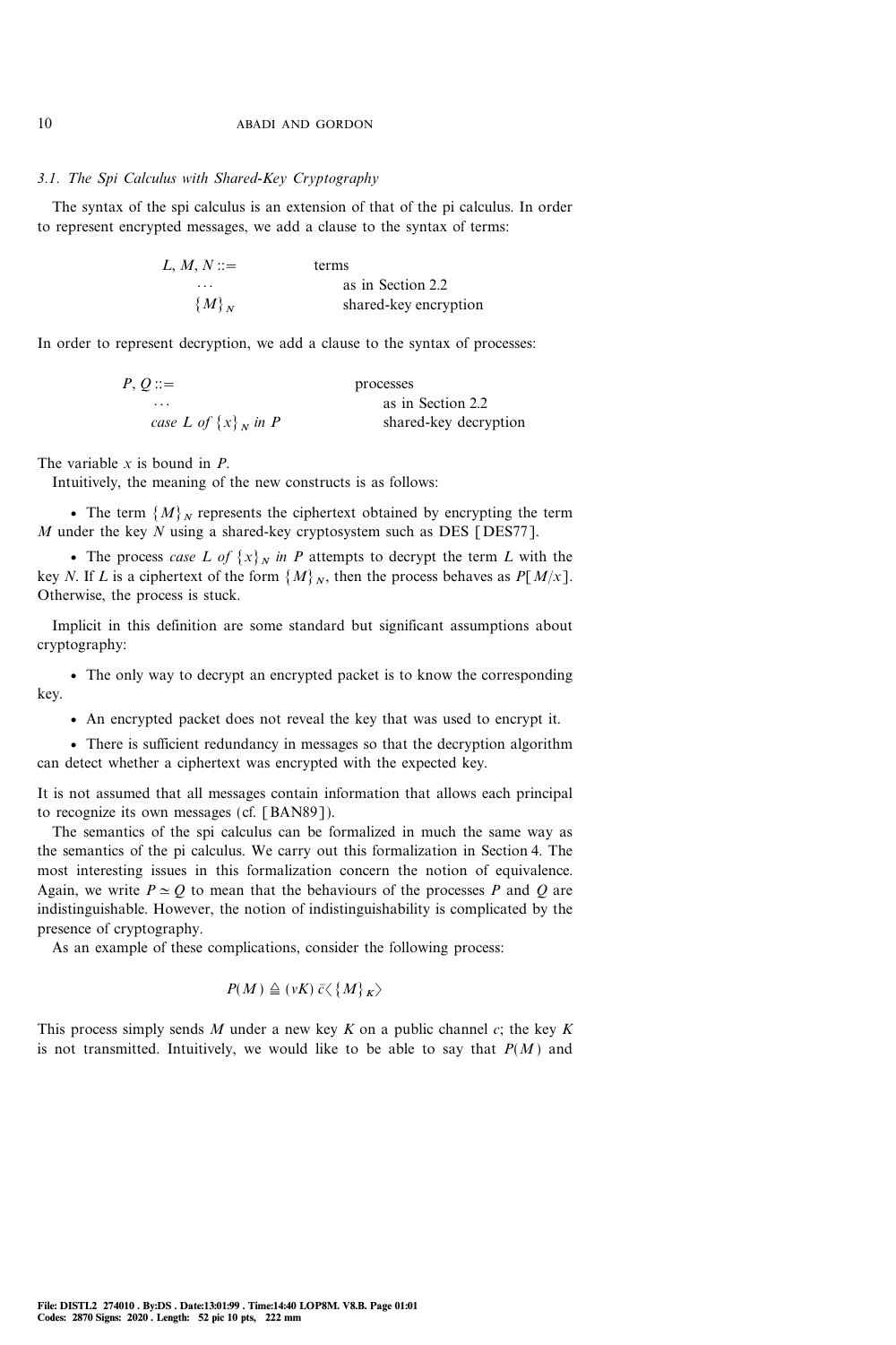### 3.1. The Spi Calculus with Shared-Key Cryptography

The syntax of the spi calculus is an extension of that of the pi calculus. In order to represent encrypted messages, we add a clause to the syntax of terms:

| | |
|---|---|
| $L, M, N ::=$ | terms |
| $\ldots$ | as in Section 2.2 |
| $\{M\}_N$ | shared-key encryption |

In order to represent decryption, we add a clause to the syntax of processes:

| | |
|---|---|
| $P, Q ::=$ | processes |
| $\ldots$ | as in Section 2.2 |
| *case* $L$ *of* $\{x\}_N$ *in* $P$ | shared-key decryption |

The variable $x$ is bound in $P$.

Intuitively, the meaning of the new constructs is as follows:

- The term $\{M\}_N$ represents the ciphertext obtained by encrypting the term $M$ under the key $N$ using a shared-key cryptosystem such as DES [DES77].
- The process *case* $L$ *of* $\{x\}_N$ *in* $P$ attempts to decrypt the term $L$ with the key $N$. If $L$ is a ciphertext of the form $\{M\}_N$, then the process behaves as $P[M/x]$. Otherwise, the process is stuck.

Implicit in this definition are some standard but significant assumptions about cryptography:

- The only way to decrypt an encrypted packet is to know the corresponding key.
- An encrypted packet does not reveal the key that was used to encrypt it.
- There is sufficient redundancy in messages so that the decryption algorithm can detect whether a ciphertext was encrypted with the expected key.

It is not assumed that all messages contain information that allows each principal to recognize its own messages (cf. [BAN89]).

The semantics of the spi calculus can be formalized in much the same way as the semantics of the pi calculus. We carry out this formalization in Section 4. The most interesting issues in this formalization concern the notion of equivalence. Again, we write $P \simeq Q$ to mean that the behaviours of the processes $P$ and $Q$ are indistinguishable. However, the notion of indistinguishability is complicated by the presence of cryptography.

As an example of these complications, consider the following process:

$$P(M) \triangleq (\nu K)\, \bar{c}\langle \{M\}_K \rangle$$

This process simply sends $M$ under a new key $K$ on a public channel $c$; the key $K$ is not transmitted. Intuitively, we would like to be able to say that $P(M)$ and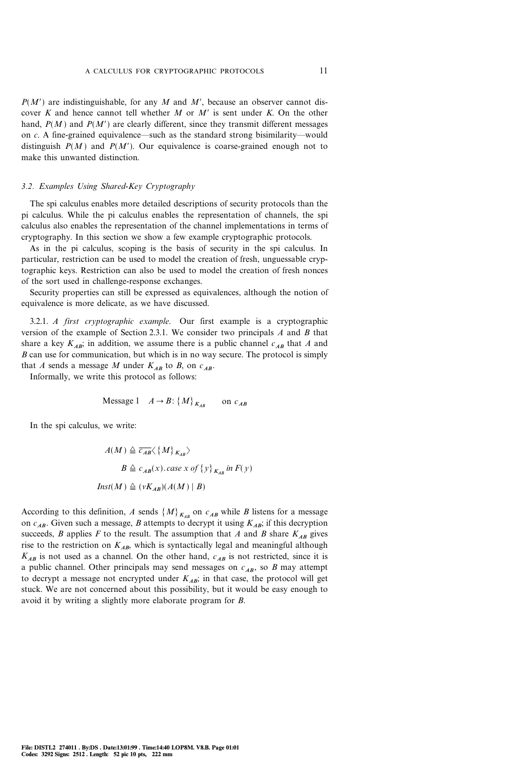$P(M')$ are indistinguishable, for any $M$ and $M'$, because an observer cannot discover $K$ and hence cannot tell whether $M$ or $M'$ is sent under $K$. On the other hand, $P(M)$ and $P(M')$ are clearly different, since they transmit different messages on $c$. A fine-grained equivalence—such as the standard strong bisimilarity—would distinguish $P(M)$ and $P(M')$. Our equivalence is coarse-grained enough not to make this unwanted distinction.

### *3.2. Examples Using Shared-Key Cryptography*

The spi calculus enables more detailed descriptions of security protocols than the pi calculus. While the pi calculus enables the representation of channels, the spi calculus also enables the representation of the channel implementations in terms of cryptography. In this section we show a few example cryptographic protocols.

As in the pi calculus, scoping is the basis of security in the spi calculus. In particular, restriction can be used to model the creation of fresh, unguessable cryptographic keys. Restriction can also be used to model the creation of fresh nonces of the sort used in challenge-response exchanges.

Security properties can still be expressed as equivalences, although the notion of equivalence is more delicate, as we have discussed.

3.2.1. *A first cryptographic example.* Our first example is a cryptographic version of the example of Section 2.3.1. We consider two principals $A$ and $B$ that share a key $K_{AB}$; in addition, we assume there is a public channel $c_{AB}$ that $A$ and $B$ can use for communication, but which is in no way secure. The protocol is simply that $A$ sends a message $M$ under $K_{AB}$ to $B$, on $c_{AB}$.

Informally, we write this protocol as follows:

$$\text{Message 1} \quad A \to B\colon \{M\}_{K_{AB}} \qquad \text{on } c_{AB}$$

In the spi calculus, we write:

$$A(M) \triangleq \overline{c_{AB}}\langle \{M\}_{K_{AB}} \rangle$$

$$B \triangleq c_{AB}(x).\mathit{case}\ x\ \mathit{of}\ \{y\}_{K_{AB}}\ \mathit{in}\ F(y)$$

$$\mathit{Inst}(M) \triangleq (\nu K_{AB})(A(M) \mid B)$$

According to this definition, $A$ sends $\{M\}_{K_{AB}}$ on $c_{AB}$ while $B$ listens for a message on $c_{AB}$. Given such a message, $B$ attempts to decrypt it using $K_{AB}$; if this decryption succeeds, $B$ applies $F$ to the result. The assumption that $A$ and $B$ share $K_{AB}$ gives rise to the restriction on $K_{AB}$, which is syntactically legal and meaningful although $K_{AB}$ is not used as a channel. On the other hand, $c_{AB}$ is not restricted, since it is a public channel. Other principals may send messages on $c_{AB}$, so $B$ may attempt to decrypt a message not encrypted under $K_{AB}$; in that case, the protocol will get stuck. We are not concerned about this possibility, but it would be easy enough to avoid it by writing a slightly more elaborate program for $B$.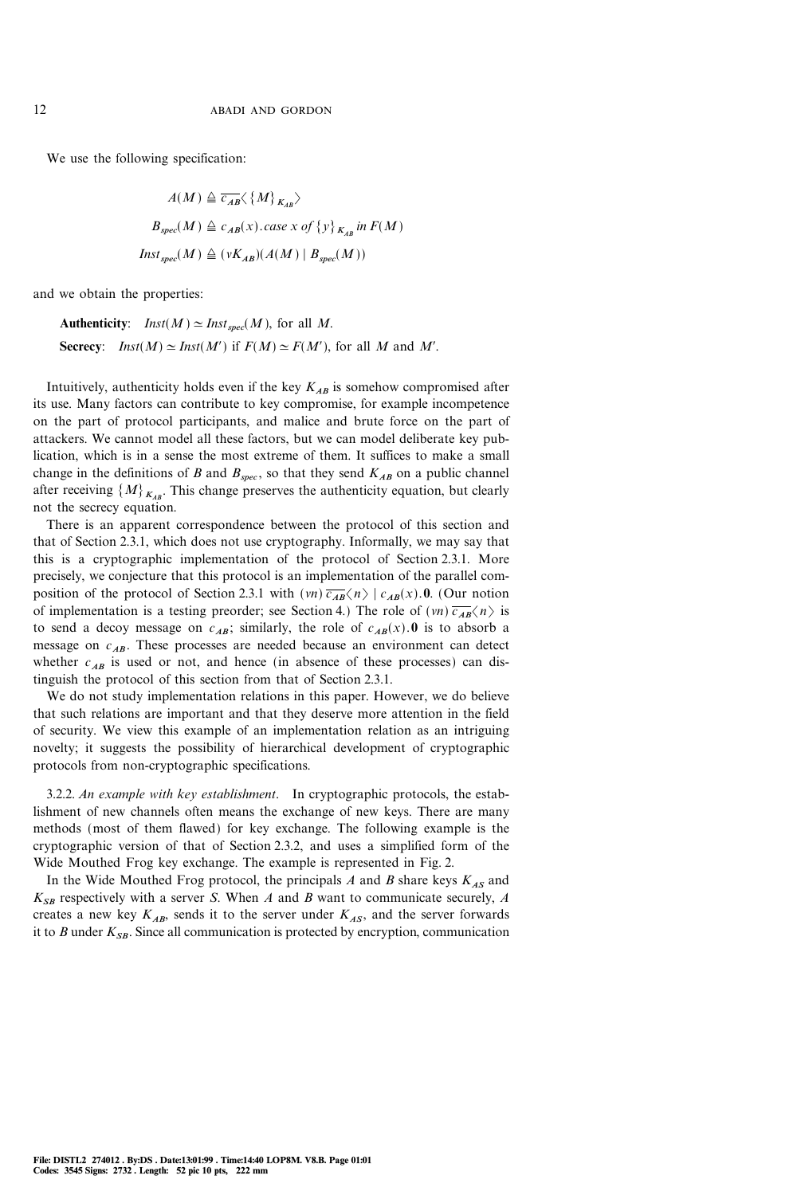We use the following specification:

$$A(M) \triangleq \overline{c_{AB}}\langle \{M\}_{K_{AB}} \rangle$$

$$B_{spec}(M) \triangleq c_{AB}(x).\mathit{case}\ x\ \mathit{of}\ \{y\}_{K_{AB}}\ \mathit{in}\ F(M)$$

$$Inst_{spec}(M) \triangleq (\nu K_{AB})(A(M) \mid B_{spec}(M))$$

and we obtain the properties:

**Authenticity**: $Inst(M) \simeq Inst_{spec}(M)$, for all $M$.

**Secrecy**: $Inst(M) \simeq Inst(M')$ if $F(M) \simeq F(M')$, for all $M$ and $M'$.

Intuitively, authenticity holds even if the key $K_{AB}$ is somehow compromised after its use. Many factors can contribute to key compromise, for example incompetence on the part of protocol participants, and malice and brute force on the part of attackers. We cannot model all these factors, but we can model deliberate key publication, which is in a sense the most extreme of them. It suffices to make a small change in the definitions of $B$ and $B_{spec}$, so that they send $K_{AB}$ on a public channel after receiving $\{M\}_{K_{AB}}$. This change preserves the authenticity equation, but clearly not the secrecy equation.

There is an apparent correspondence between the protocol of this section and that of Section 2.3.1, which does not use cryptography. Informally, we may say that this is a cryptographic implementation of the protocol of Section 2.3.1. More precisely, we conjecture that this protocol is an implementation of the parallel composition of the protocol of Section 2.3.1 with $(\nu n)\,\overline{c_{AB}}\langle n \rangle \mid c_{AB}(x).\mathbf{0}$. (Our notion of implementation is a testing preorder; see Section 4.) The role of $(\nu n)\,\overline{c_{AB}}\langle n \rangle$ is to send a decoy message on $c_{AB}$; similarly, the role of $c_{AB}(x).\mathbf{0}$ is to absorb a message on $c_{AB}$. These processes are needed because an environment can detect whether $c_{AB}$ is used or not, and hence (in absence of these processes) can distinguish the protocol of this section from that of Section 2.3.1.

We do not study implementation relations in this paper. However, we do believe that such relations are important and that they deserve more attention in the field of security. We view this example of an implementation relation as an intriguing novelty; it suggests the possibility of hierarchical development of cryptographic protocols from non-cryptographic specifications.

3.2.2. *An example with key establishment.* In cryptographic protocols, the establishment of new channels often means the exchange of new keys. There are many methods (most of them flawed) for key exchange. The following example is the cryptographic version of that of Section 2.3.2, and uses a simplified form of the Wide Mouthed Frog key exchange. The example is represented in Fig. 2.

In the Wide Mouthed Frog protocol, the principals $A$ and $B$ share keys $K_{AS}$ and $K_{SB}$ respectively with a server $S$. When $A$ and $B$ want to communicate securely, $A$ creates a new key $K_{AB}$, sends it to the server under $K_{AS}$, and the server forwards it to $B$ under $K_{SB}$. Since all communication is protected by encryption, communication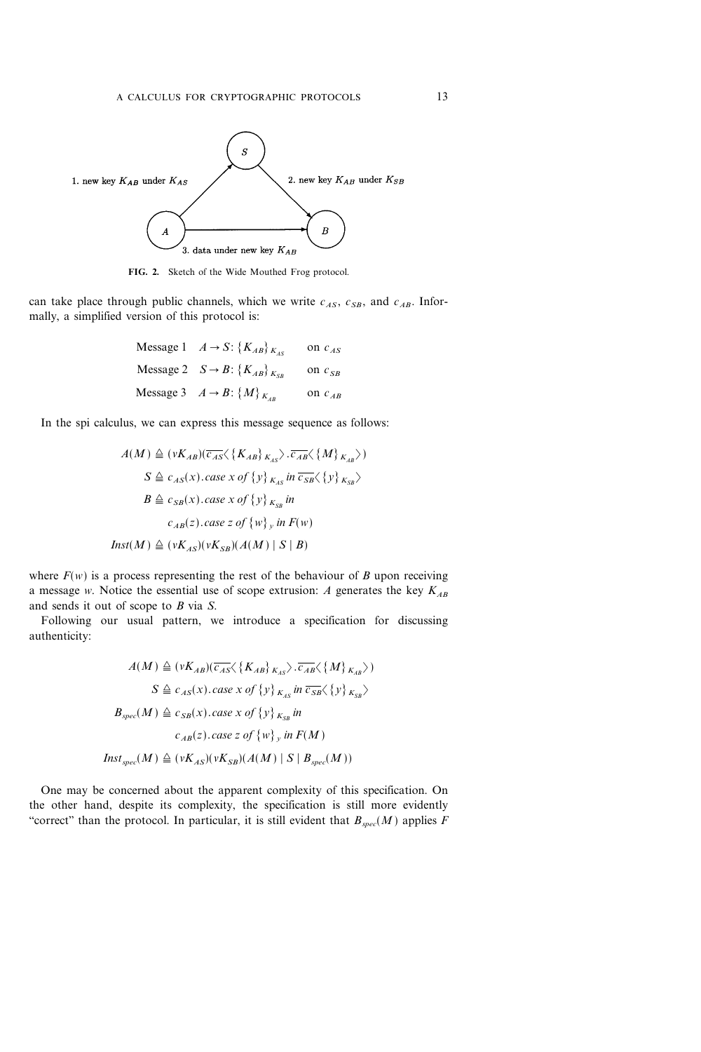FIG. 2. Sketch of the Wide Mouthed Frog protocol.

can take place through public channels, which we write $c_{AS}$, $c_{SB}$, and $c_{AB}$. Informally, a simplified version of this protocol is:

$$
\begin{array}{lll}
\text{Message 1} & A \to S\colon \{K_{AB}\}_{K_{AS}} & \text{on } c_{AS} \\
\text{Message 2} & S \to B\colon \{K_{AB}\}_{K_{SB}} & \text{on } c_{SB} \\
\text{Message 3} & A \to B\colon \{M\}_{K_{AB}} & \text{on } c_{AB}
\end{array}
$$

In the spi calculus, we can express this message sequence as follows:

$$
\begin{aligned}
A(M) &\triangleq (\nu K_{AB})(\overline{c_{AS}}\langle \{K_{AB}\}_{K_{AS}} \rangle . \overline{c_{AB}}\langle \{M\}_{K_{AB}} \rangle) \\
S &\triangleq c_{AS}(x).\mathit{case}\ x\ \mathit{of}\ \{y\}_{K_{AS}}\ \mathit{in}\ \overline{c_{SB}}\langle \{y\}_{K_{SB}} \rangle \\
B &\triangleq c_{SB}(x).\mathit{case}\ x\ \mathit{of}\ \{y\}_{K_{SB}}\ \mathit{in} \\
&\qquad c_{AB}(z).\mathit{case}\ z\ \mathit{of}\ \{w\}_{y}\ \mathit{in}\ F(w) \\
\mathit{Inst}(M) &\triangleq (\nu K_{AS})(\nu K_{SB})(A(M) \mid S \mid B)
\end{aligned}
$$

where $F(w)$ is a process representing the rest of the behaviour of $B$ upon receiving a message $w$. Notice the essential use of scope extrusion: $A$ generates the key $K_{AB}$ and sends it out of scope to $B$ via $S$.

Following our usual pattern, we introduce a specification for discussing authenticity:

$$
\begin{aligned}
A(M) &\triangleq (\nu K_{AB})(\overline{c_{AS}}\langle \{K_{AB}\}_{K_{AS}} \rangle . \overline{c_{AB}}\langle \{M\}_{K_{AB}} \rangle) \\
S &\triangleq c_{AS}(x).\mathit{case}\ x\ \mathit{of}\ \{y\}_{K_{AS}}\ \mathit{in}\ \overline{c_{SB}}\langle \{y\}_{K_{SB}} \rangle \\
B_{spec}(M) &\triangleq c_{SB}(x).\mathit{case}\ x\ \mathit{of}\ \{y\}_{K_{SB}}\ \mathit{in} \\
&\qquad c_{AB}(z).\mathit{case}\ z\ \mathit{of}\ \{w\}_{y}\ \mathit{in}\ F(M) \\
\mathit{Inst}_{spec}(M) &\triangleq (\nu K_{AS})(\nu K_{SB})(A(M) \mid S \mid B_{spec}(M))
\end{aligned}
$$

One may be concerned about the apparent complexity of this specification. On the other hand, despite its complexity, the specification is still more evidently "correct" than the protocol. In particular, it is still evident that $B_{spec}(M)$ applies $F$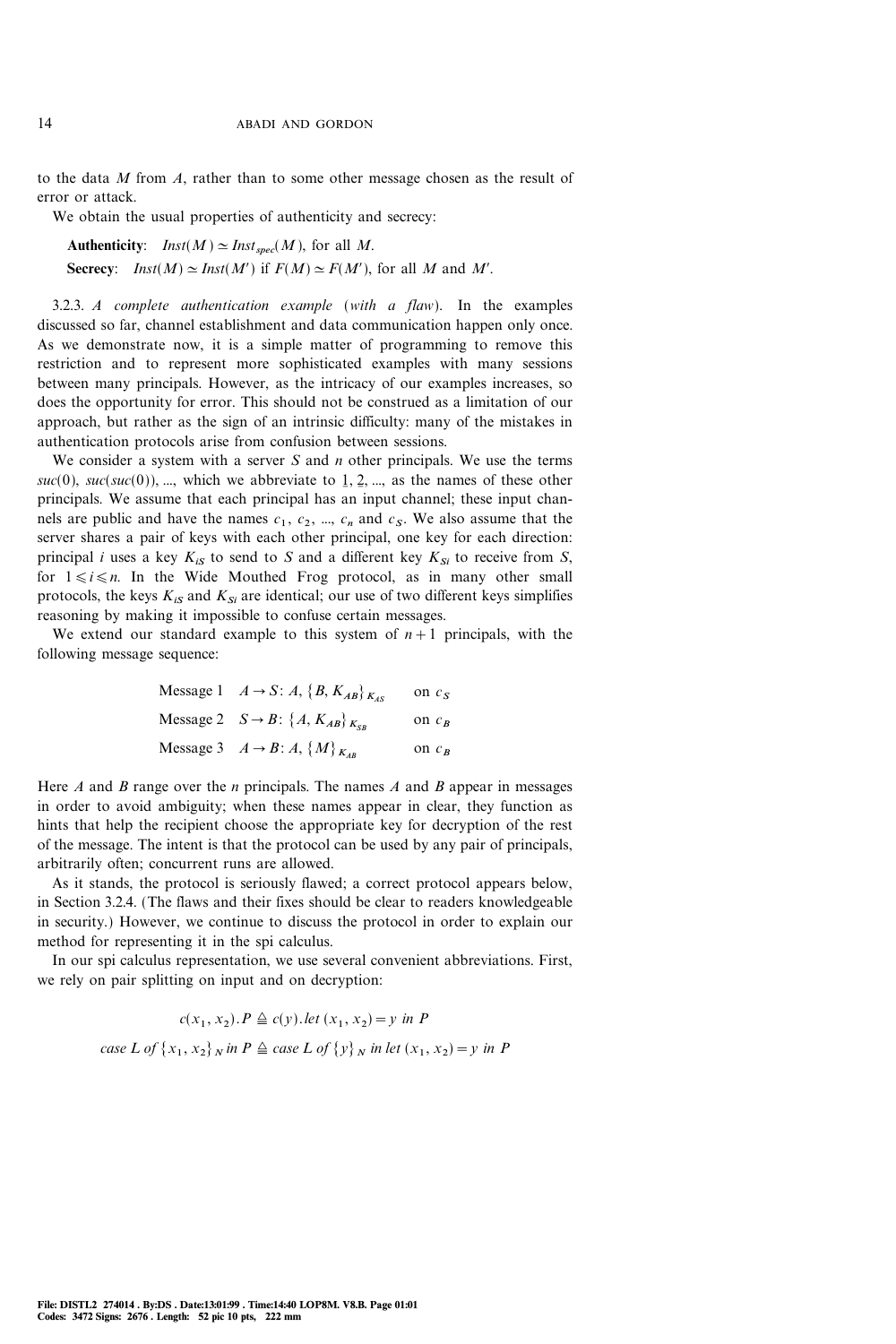to the data $M$ from $A$, rather than to some other message chosen as the result of error or attack.

We obtain the usual properties of authenticity and secrecy:

**Authenticity**: $Inst(M) \simeq Inst_{spec}(M)$, for all $M$.

**Secrecy**: $Inst(M) \simeq Inst(M')$ if $F(M) \simeq F(M')$, for all $M$ and $M'$.

3.2.3. *A complete authentication example (with a flaw)*. In the examples discussed so far, channel establishment and data communication happen only once. As we demonstrate now, it is a simple matter of programming to remove this restriction and to represent more sophisticated examples with many sessions between many principals. However, as the intricacy of our examples increases, so does the opportunity for error. This should not be construed as a limitation of our approach, but rather as the sign of an intrinsic difficulty: many of the mistakes in authentication protocols arise from confusion between sessions.

We consider a system with a server $S$ and $n$ other principals. We use the terms $suc(0)$, $suc(suc(0))$, ..., which we abbreviate to $\underline{1}$, $\underline{2}$, ..., as the names of these other principals. We assume that each principal has an input channel; these input channels are public and have the names $c_1$, $c_2$, ..., $c_n$ and $c_S$. We also assume that the server shares a pair of keys with each other principal, one key for each direction: principal $i$ uses a key $K_{iS}$ to send to $S$ and a different key $K_{Si}$ to receive from $S$, for $1 \leqslant i \leqslant n$. In the Wide Mouthed Frog protocol, as in many other small protocols, the keys $K_{iS}$ and $K_{Si}$ are identical; our use of two different keys simplifies reasoning by making it impossible to confuse certain messages.

We extend our standard example to this system of $n+1$ principals, with the following message sequence:

$$
\begin{array}{lll}
\text{Message 1} & A \to S\colon A, \{B, K_{AB}\}_{K_{AS}} & \text{on } c_S \\
\text{Message 2} & S \to B\colon \{A, K_{AB}\}_{K_{SB}} & \text{on } c_B \\
\text{Message 3} & A \to B\colon A, \{M\}_{K_{AB}} & \text{on } c_B
\end{array}
$$

Here $A$ and $B$ range over the $n$ principals. The names $A$ and $B$ appear in messages in order to avoid ambiguity; when these names appear in clear, they function as hints that help the recipient choose the appropriate key for decryption of the rest of the message. The intent is that the protocol can be used by any pair of principals, arbitrarily often; concurrent runs are allowed.

As it stands, the protocol is seriously flawed; a correct protocol appears below, in Section 3.2.4. (The flaws and their fixes should be clear to readers knowledgeable in security.) However, we continue to discuss the protocol in order to explain our method for representing it in the spi calculus.

In our spi calculus representation, we use several convenient abbreviations. First, we rely on pair splitting on input and on decryption:

$$c(x_1, x_2).P \triangleq c(y).let\ (x_1, x_2) = y\ in\ P$$

$$case\ L\ of\ \{x_1, x_2\}_N\ in\ P \triangleq case\ L\ of\ \{y\}_N\ in\ let\ (x_1, x_2) = y\ in\ P$$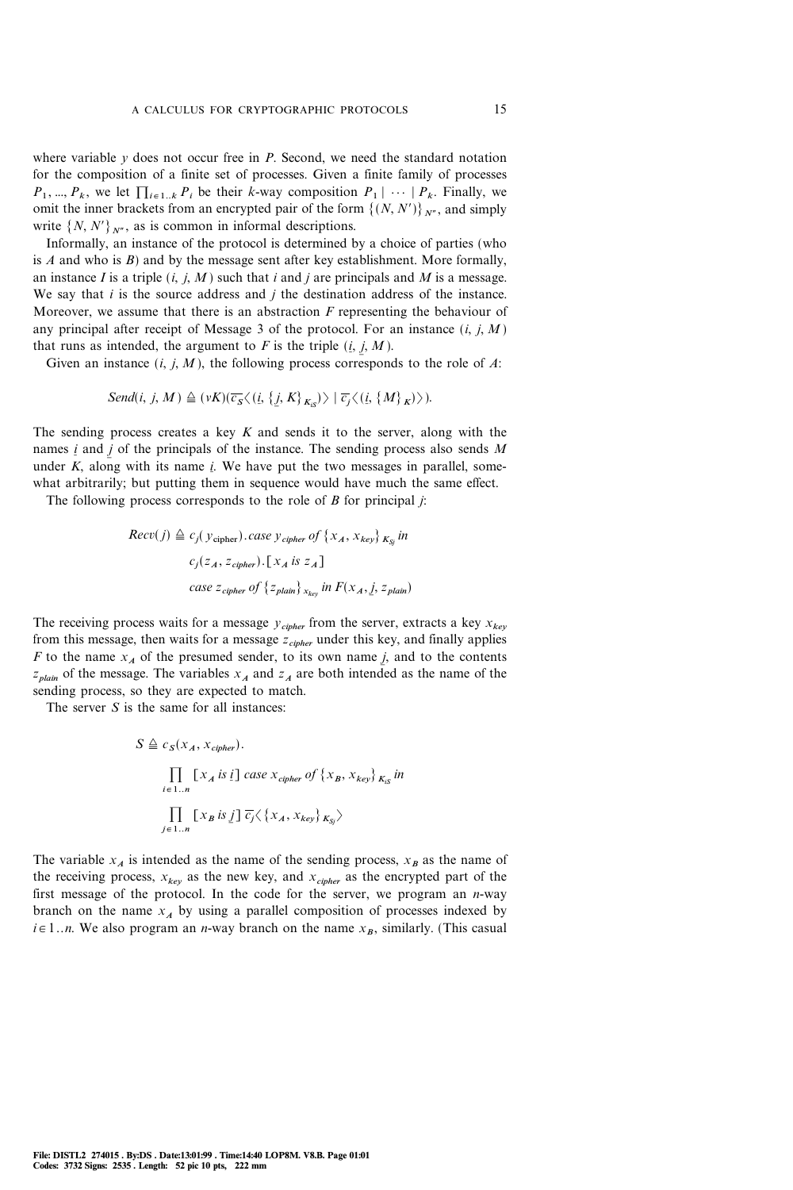where variable $y$ does not occur free in $P$. Second, we need the standard notation for the composition of a finite set of processes. Given a finite family of processes $P_1, ..., P_k$, we let $\prod_{i \in 1..k} P_i$ be their $k$-way composition $P_1 \mid \cdots \mid P_k$. Finally, we omit the inner brackets from an encrypted pair of the form $\{(N, N')\}_{N''}$, and simply write $\{N, N'\}_{N''}$, as is common in informal descriptions.

Informally, an instance of the protocol is determined by a choice of parties (who is $A$ and who is $B$) and by the message sent after key establishment. More formally, an instance $I$ is a triple $(i, j, M)$ such that $i$ and $j$ are principals and $M$ is a message. We say that $i$ is the source address and $j$ the destination address of the instance. Moreover, we assume that there is an abstraction $F$ representing the behaviour of any principal after receipt of Message 3 of the protocol. For an instance $(i, j, M)$ that runs as intended, the argument to $F$ is the triple $(\underline{i}, \underline{j}, M)$.

Given an instance $(i, j, M)$, the following process corresponds to the role of $A$:

$$Send(i, j, M) \triangleq (\nu K)(\overline{c_S}\langle(\underline{i}, \{\underline{j}, K\}_{K_{iS}})\rangle \mid \overline{c_j}\langle(\underline{i}, \{M\}_K)\rangle).$$

The sending process creates a key $K$ and sends it to the server, along with the names $\underline{i}$ and $\underline{j}$ of the principals of the instance. The sending process also sends $M$ under $K$, along with its name $\underline{i}$. We have put the two messages in parallel, somewhat arbitrarily; but putting them in sequence would have much the same effect.

The following process corresponds to the role of $B$ for principal $j$:

$$\begin{aligned} Recv(j) \triangleq\ & c_j(y_{cipher}).\,case\ y_{cipher}\ of\ \{x_A, x_{key}\}_{K_{Sj}}\ in \\ & c_j(z_A, z_{cipher}).\,[x_A\ is\ z_A] \\ & case\ z_{cipher}\ of\ \{z_{plain}\}_{x_{key}}\ in\ F(x_A, \underline{j}, z_{plain}) \end{aligned}$$

The receiving process waits for a message $y_{cipher}$ from the server, extracts a key $x_{key}$ from this message, then waits for a message $z_{cipher}$ under this key, and finally applies $F$ to the name $x_A$ of the presumed sender, to its own name $\underline{j}$, and to the contents $z_{plain}$ of the message. The variables $x_A$ and $z_A$ are both intended as the name of the sending process, so they are expected to match.

The server $S$ is the same for all instances:

$$\begin{aligned} S \triangleq\ & c_S(x_A, x_{cipher}). \\ & \prod_{i \in 1..n} [x_A\ is\ \underline{i}]\ case\ x_{cipher}\ of\ \{x_B, x_{key}\}_{K_{iS}}\ in \\ & \prod_{j \in 1..n} [x_B\ is\ \underline{j}]\ \overline{c_j}\langle\{x_A, x_{key}\}_{K_{Sj}}\rangle \end{aligned}$$

The variable $x_A$ is intended as the name of the sending process, $x_B$ as the name of the receiving process, $x_{key}$ as the new key, and $x_{cipher}$ as the encrypted part of the first message of the protocol. In the code for the server, we program an $n$-way branch on the name $x_A$ by using a parallel composition of processes indexed by $i \in 1..n$. We also program an $n$-way branch on the name $x_B$, similarly. (This casual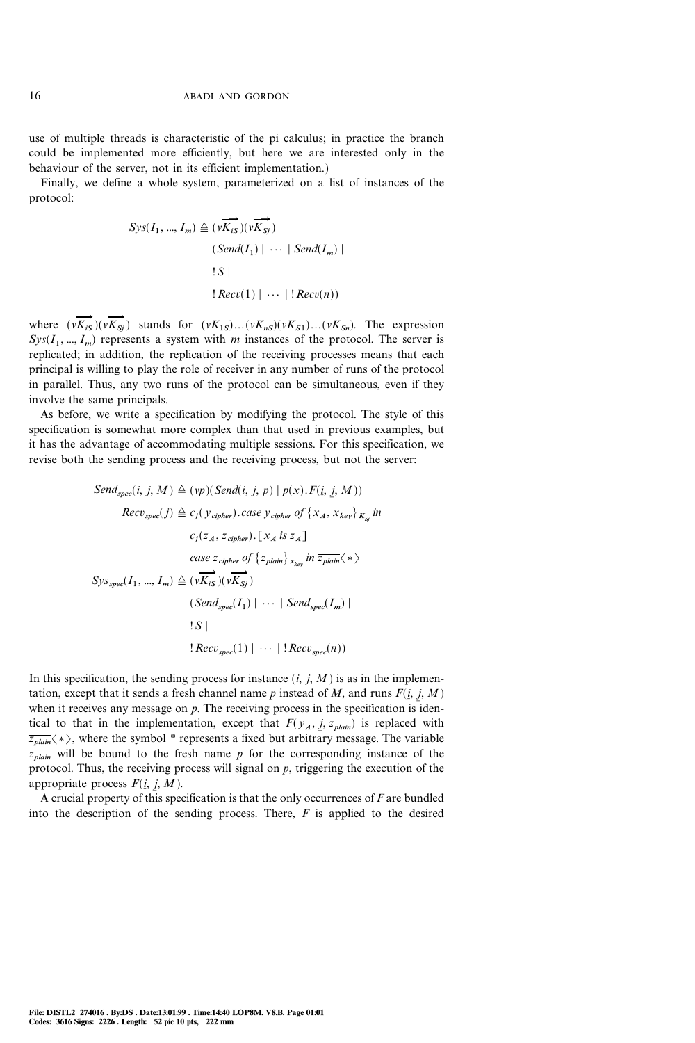use of multiple threads is characteristic of the pi calculus; in practice the branch could be implemented more efficiently, but here we are interested only in the behaviour of the server, not in its efficient implementation.)

Finally, we define a whole system, parameterized on a list of instances of the protocol:

$$
\begin{aligned}
Sys(I_1, ..., I_m) \triangleq\ & (\nu \overrightarrow{K_{iS}})(\nu \overrightarrow{K_{Sj}}) \\
& (Send(I_1) \mid \cdots \mid Send(I_m) \mid \\
& !S \mid \\
& !Recv(1) \mid \cdots \mid !Recv(n))
\end{aligned}
$$

where $(\nu \overrightarrow{K_{iS}})(\nu \overrightarrow{K_{Sj}})$ stands for $(\nu K_{1S})...(\nu K_{nS})(\nu K_{S1})...(\nu K_{Sn})$. The expression $Sys(I_1, ..., I_m)$ represents a system with $m$ instances of the protocol. The server is replicated; in addition, the replication of the receiving processes means that each principal is willing to play the role of receiver in any number of runs of the protocol in parallel. Thus, any two runs of the protocol can be simultaneous, even if they involve the same principals.

As before, we write a specification by modifying the protocol. The style of this specification is somewhat more complex than that used in previous examples, but it has the advantage of accommodating multiple sessions. For this specification, we revise both the sending process and the receiving process, but not the server:

$$
\begin{aligned}
Send_{spec}(i, j, M) &\triangleq (\nu p)(Send(i, j, p) \mid p(x).F(\underline{i}, \underline{j}, M)) \\
Recv_{spec}(j) &\triangleq c_j(y_{cipher}).case\ y_{cipher}\ of\ \{x_A, x_{key}\}_{K_{Sj}}\ in \\
&\qquad c_j(z_A, z_{cipher}).[x_A\ is\ z_A] \\
&\qquad case\ z_{cipher}\ of\ \{z_{plain}\}_{x_{key}}\ in\ \overline{z_{plain}}\langle * \rangle \\
Sys_{spec}(I_1, ..., I_m) &\triangleq (\nu \overrightarrow{K_{iS}})(\nu \overrightarrow{K_{Sj}}) \\
&\qquad (Send_{spec}(I_1) \mid \cdots \mid Send_{spec}(I_m) \mid \\
&\qquad !S \mid \\
&\qquad !Recv_{spec}(1) \mid \cdots \mid !Recv_{spec}(n))
\end{aligned}
$$

In this specification, the sending process for instance $(i, j, M)$ is as in the implementation, except that it sends a fresh channel name $p$ instead of $M$, and runs $F(\underline{i}, \underline{j}, M)$ when it receives any message on $p$. The receiving process in the specification is identical to that in the implementation, except that $F(y_A, \underline{j}, z_{plain})$ is replaced with $\overline{z_{plain}}\langle * \rangle$, where the symbol * represents a fixed but arbitrary message. The variable $z_{plain}$ will be bound to the fresh name $p$ for the corresponding instance of the protocol. Thus, the receiving process will signal on $p$, triggering the execution of the appropriate process $F(\underline{i}, \underline{j}, M)$.

A crucial property of this specification is that the only occurrences of $F$ are bundled into the description of the sending process. There, $F$ is applied to the desired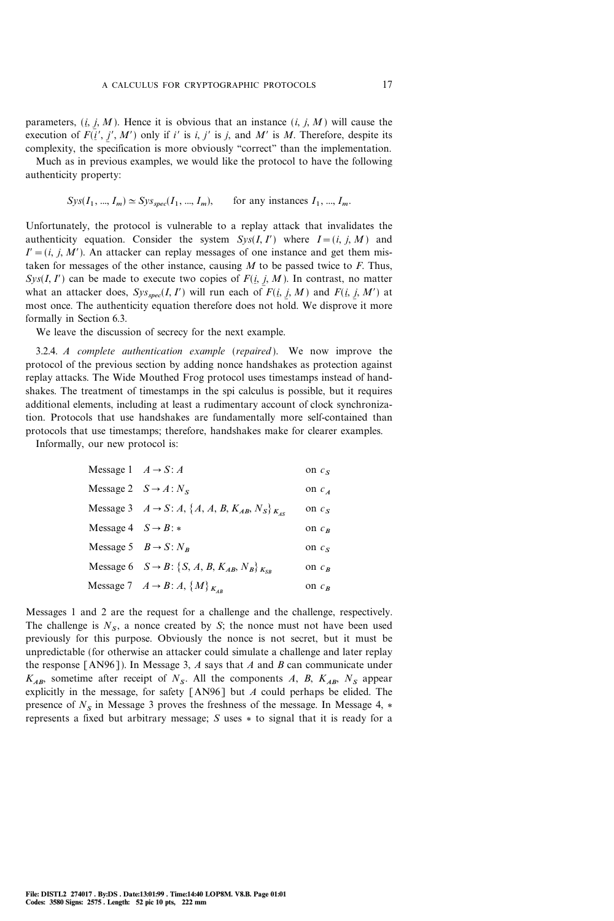parameters, $(\underline{i}, \underline{j}, M)$. Hence it is obvious that an instance $(i, j, M)$ will cause the execution of $F(\underline{i}', \underline{j}', M')$ only if $i'$ is $i$, $j'$ is $j$, and $M'$ is $M$. Therefore, despite its complexity, the specification is more obviously "correct" than the implementation.

Much as in previous examples, we would like the protocol to have the following authenticity property:

$$Sys(I_1, ..., I_m) \simeq Sys_{spec}(I_1, ..., I_m), \qquad \text{for any instances } I_1, ..., I_m.$$

Unfortunately, the protocol is vulnerable to a replay attack that invalidates the authenticity equation. Consider the system $Sys(I, I')$ where $I = (i, j, M)$ and $I' = (i, j, M')$. An attacker can replay messages of one instance and get them mistaken for messages of the other instance, causing $M$ to be passed twice to $F$. Thus, $Sys(I, I')$ can be made to execute two copies of $F(\underline{i}, \underline{j}, M)$. In contrast, no matter what an attacker does, $Sys_{spec}(I, I')$ will run each of $F(\underline{i}, \underline{j}, M)$ and $F(\underline{i}, \underline{j}, M')$ at most once. The authenticity equation therefore does not hold. We disprove it more formally in Section 6.3.

We leave the discussion of secrecy for the next example.

3.2.4. *A complete authentication example* (*repaired*). We now improve the protocol of the previous section by adding nonce handshakes as protection against replay attacks. The Wide Mouthed Frog protocol uses timestamps instead of handshakes. The treatment of timestamps in the spi calculus is possible, but it requires additional elements, including at least a rudimentary account of clock synchronization. Protocols that use handshakes are fundamentally more self-contained than protocols that use timestamps; therefore, handshakes make for clearer examples.

Informally, our new protocol is:

| | | |
|---|---|---|
| Message 1 | $A \rightarrow S: A$ | on $c_S$ |
| Message 2 | $S \rightarrow A: N_S$ | on $c_A$ |
| Message 3 | $A \rightarrow S: A, \{A, A, B, K_{AB}, N_S\}_{K_{AS}}$ | on $c_S$ |
| Message 4 | $S \rightarrow B: *$ | on $c_B$ |
| Message 5 | $B \rightarrow S: N_B$ | on $c_S$ |
| Message 6 | $S \rightarrow B: \{S, A, B, K_{AB}, N_B\}_{K_{SB}}$ | on $c_B$ |
| Message 7 | $A \rightarrow B: A, \{M\}_{K_{AB}}$ | on $c_B$ |

Messages 1 and 2 are the request for a challenge and the challenge, respectively. The challenge is $N_S$, a nonce created by $S$; the nonce must not have been used previously for this purpose. Obviously the nonce is not secret, but it must be unpredictable (for otherwise an attacker could simulate a challenge and later replay the response [AN96]). In Message 3, $A$ says that $A$ and $B$ can communicate under $K_{AB}$, sometime after receipt of $N_S$. All the components $A$, $B$, $K_{AB}$, $N_S$ appear explicitly in the message, for safety [AN96] but $A$ could perhaps be elided. The presence of $N_S$ in Message 3 proves the freshness of the message. In Message 4, $*$ represents a fixed but arbitrary message; $S$ uses $*$ to signal that it is ready for a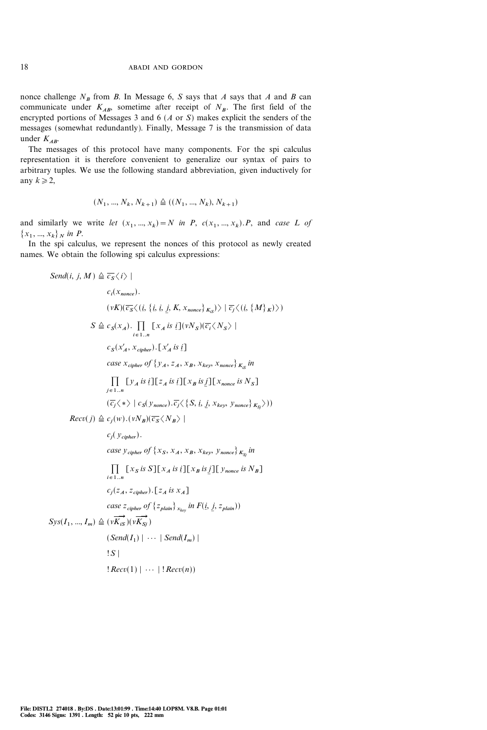nonce challenge $N_B$ from $B$. In Message 6, $S$ says that $A$ says that $A$ and $B$ can communicate under $K_{AB}$, sometime after receipt of $N_B$. The first field of the encrypted portions of Messages 3 and 6 ($A$ or $S$) makes explicit the senders of the messages (somewhat redundantly). Finally, Message 7 is the transmission of data under $K_{AB}$.

The messages of this protocol have many components. For the spi calculus representation it is therefore convenient to generalize our syntax of pairs to arbitrary tuples. We use the following standard abbreviation, given inductively for any $k \geqslant 2$,

$$(N_1, ..., N_k, N_{k+1}) \triangleq ((N_1, ..., N_k), N_{k+1})$$

and similarly we write $let\ (x_1, ..., x_k) = N\ in\ P$, $c(x_1, ..., x_k).P$, and $case\ L\ of\ \{x_1, ..., x_k\}_N\ in\ P$.

In the spi calculus, we represent the nonces of this protocol as newly created names. We obtain the following spi calculus expressions:

$$
\begin{aligned}
Send(i, j, M) \triangleq\ & \overline{c_S}\langle i \rangle \mid \\
& c_i(x_{nonce}). \\
& (\nu K)(\overline{c_S}\langle (i, \{\underline{i}, \underline{j}, K, x_{nonce}\}_{K_{iS}}) \rangle \mid \overline{c_j}\langle (\underline{i}, \{M\}_K) \rangle) \\
S \triangleq\ & c_S(x_A). \prod_{i \in 1..n} [x_A \ is\ \underline{i}](\nu N_S)(\overline{c_i}\langle N_S \rangle \mid \\
& c_S(x'_A, x_{cipher}).[x'_A \ is\ \underline{i}] \\
& case\ x_{cipher}\ of\ \{y_A, z_A, x_B, x_{key}, x_{nonce}\}_{K_{iS}}\ in \\
& \prod_{j \in 1..n} [y_A \ is\ \underline{i}][z_A \ is\ \underline{i}][x_B \ is\ \underline{j}][x_{nonce}\ is\ N_S] \\
& (\overline{c_j}\langle * \rangle \mid c_S(y_{nonce}).\overline{c_j}\langle \{S, \underline{i}, \underline{j}, x_{key}, y_{nonce}\}_{K_{Sj}} \rangle)) \\
Recv(j) \triangleq\ & c_j(w).(\nu N_B)(\overline{c_S}\langle N_B \rangle \mid \\
& c_j(y_{cipher}). \\
& case\ y_{cipher}\ of\ \{x_S, x_A, x_B, x_{key}, y_{nonce}\}_{K_{Sj}}\ in \\
& \prod_{i \in 1..n} [x_S\ is\ S][x_A\ is\ \underline{i}][x_B\ is\ \underline{j}][y_{nonce}\ is\ N_B] \\
& c_j(z_A, z_{cipher}).[z_A\ is\ x_A] \\
& case\ z_{cipher}\ of\ \{z_{plain}\}_{x_{key}}\ in\ F(\underline{i}, \underline{j}, z_{plain})) \\
Sys(I_1, ..., I_m) \triangleq\ & (\nu \overrightarrow{K_{iS}})(\nu \overrightarrow{K_{Sj}}) \\
& (Send(I_1) \mid \cdots \mid Send(I_m) \mid \\
& !S \mid \\
& !Recv(1) \mid \cdots \mid !Recv(n))
\end{aligned}
$$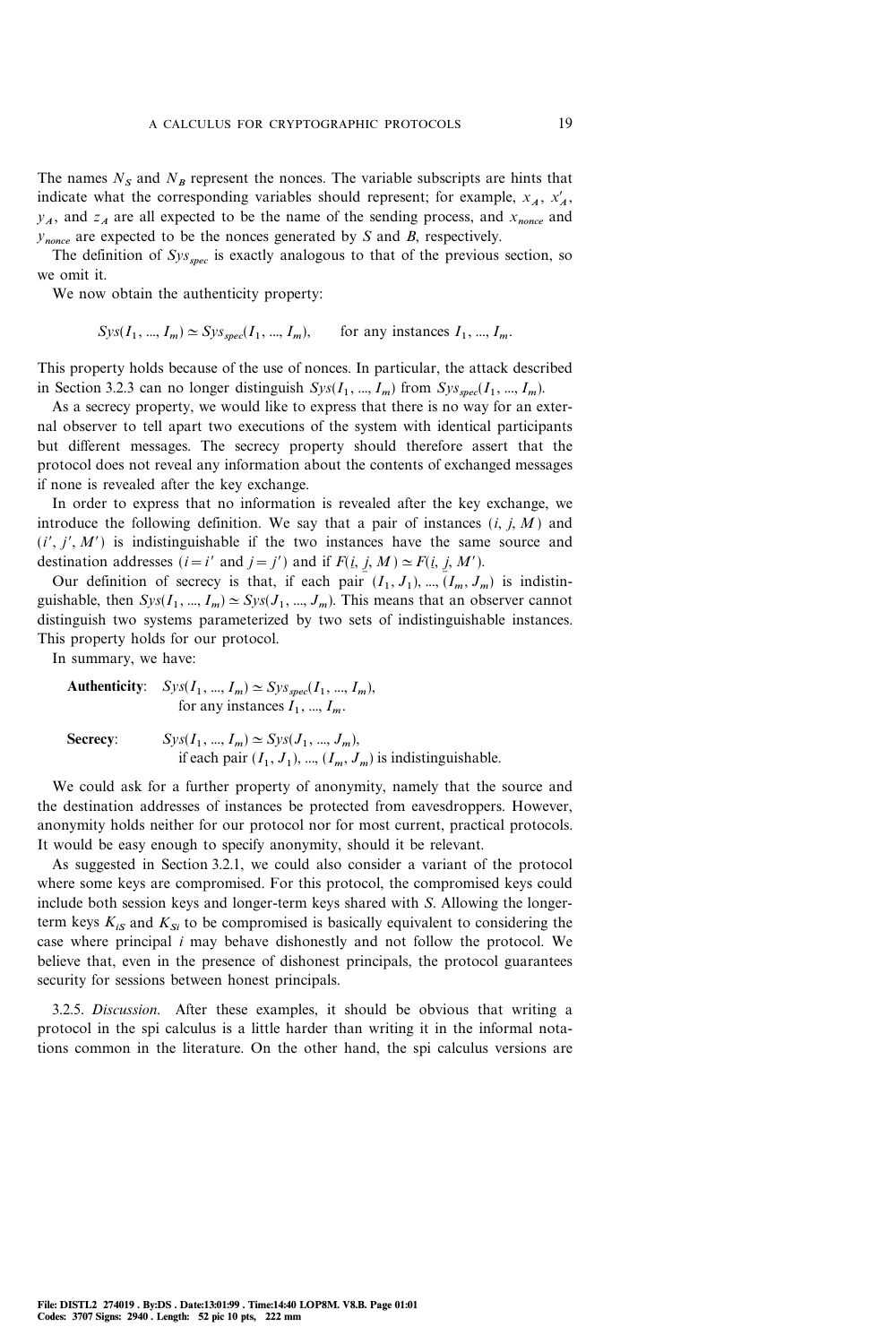The names $N_S$ and $N_B$ represent the nonces. The variable subscripts are hints that indicate what the corresponding variables should represent; for example, $x_A$, $x'_A$, $y_A$, and $z_A$ are all expected to be the name of the sending process, and $x_{nonce}$ and $y_{nonce}$ are expected to be the nonces generated by $S$ and $B$, respectively.

The definition of $Sys_{spec}$ is exactly analogous to that of the previous section, so we omit it.

We now obtain the authenticity property:

$$Sys(I_1, ..., I_m) \simeq Sys_{spec}(I_1, ..., I_m), \qquad \text{for any instances } I_1, ..., I_m.$$

This property holds because of the use of nonces. In particular, the attack described in Section 3.2.3 can no longer distinguish $Sys(I_1, ..., I_m)$ from $Sys_{spec}(I_1, ..., I_m)$.

As a secrecy property, we would like to express that there is no way for an external observer to tell apart two executions of the system with identical participants but different messages. The secrecy property should therefore assert that the protocol does not reveal any information about the contents of exchanged messages if none is revealed after the key exchange.

In order to express that no information is revealed after the key exchange, we introduce the following definition. We say that a pair of instances $(i, j, M)$ and $(i', j', M')$ is indistinguishable if the two instances have the same source and destination addresses ($i = i'$ and $j = j'$) and if $F(\underline{i}, \underline{j}, M) \simeq F(\underline{i}, \underline{j}, M')$.

Our definition of secrecy is that, if each pair $(I_1, J_1), ..., (I_m, J_m)$ is indistinguishable, then $Sys(I_1, ..., I_m) \simeq Sys(J_1, ..., J_m)$. This means that an observer cannot distinguish two systems parameterized by two sets of indistinguishable instances. This property holds for our protocol.

In summary, we have:

**Authenticity**: $Sys(I_1, ..., I_m) \simeq Sys_{spec}(I_1, ..., I_m)$,
for any instances $I_1, ..., I_m$.

**Secrecy**: $Sys(I_1, ..., I_m) \simeq Sys(J_1, ..., J_m)$,
if each pair $(I_1, J_1), ..., (I_m, J_m)$ is indistinguishable.

We could ask for a further property of anonymity, namely that the source and the destination addresses of instances be protected from eavesdroppers. However, anonymity holds neither for our protocol nor for most current, practical protocols. It would be easy enough to specify anonymity, should it be relevant.

As suggested in Section 3.2.1, we could also consider a variant of the protocol where some keys are compromised. For this protocol, the compromised keys could include both session keys and longer-term keys shared with $S$. Allowing the longer-term keys $K_{iS}$ and $K_{Si}$ to be compromised is basically equivalent to considering the case where principal $i$ may behave dishonestly and not follow the protocol. We believe that, even in the presence of dishonest principals, the protocol guarantees security for sessions between honest principals.

3.2.5. *Discussion.* After these examples, it should be obvious that writing a protocol in the spi calculus is a little harder than writing it in the informal notations common in the literature. On the other hand, the spi calculus versions are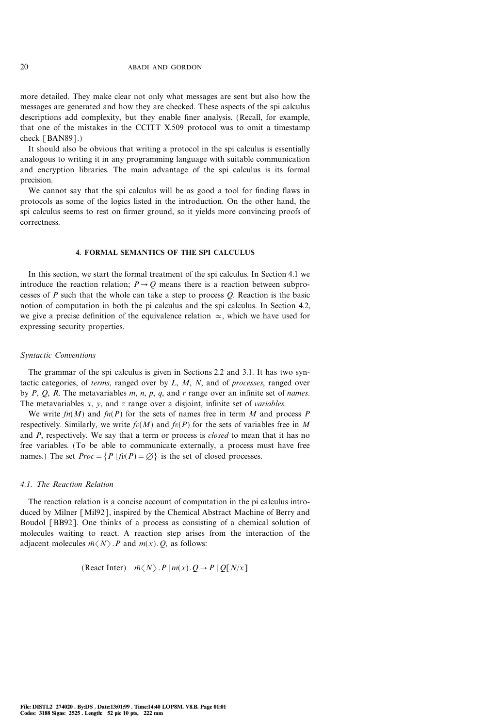more detailed. They make clear not only what messages are sent but also how the messages are generated and how they are checked. These aspects of the spi calculus descriptions add complexity, but they enable finer analysis. (Recall, for example, that one of the mistakes in the CCITT X.509 protocol was to omit a timestamp check [BAN89].)

It should also be obvious that writing a protocol in the spi calculus is essentially analogous to writing it in any programming language with suitable communication and encryption libraries. The main advantage of the spi calculus is its formal precision.

We cannot say that the spi calculus will be as good a tool for finding flaws in protocols as some of the logics listed in the introduction. On the other hand, the spi calculus seems to rest on firmer ground, so it yields more convincing proofs of correctness.

## 4. FORMAL SEMANTICS OF THE SPI CALCULUS

In this section, we start the formal treatment of the spi calculus. In Section 4.1 we introduce the reaction relation; $P \rightarrow Q$ means there is a reaction between subprocesses of $P$ such that the whole can take a step to process $Q$. Reaction is the basic notion of computation in both the pi calculus and the spi calculus. In Section 4.2, we give a precise definition of the equivalence relation $\simeq$, which we have used for expressing security properties.

### *Syntactic Conventions*

The grammar of the spi calculus is given in Sections 2.2 and 3.1. It has two syntactic categories, of *terms*, ranged over by $L$, $M$, $N$, and of *processes*, ranged over by $P$, $Q$, $R$. The metavariables $m$, $n$, $p$, $q$, and $r$ range over an infinite set of *names*. The metavariables $x$, $y$, and $z$ range over a disjoint, infinite set of *variables*.

We write $fn(M)$ and $fn(P)$ for the sets of names free in term $M$ and process $P$ respectively. Similarly, we write $fv(M)$ and $fv(P)$ for the sets of variables free in $M$ and $P$, respectively. We say that a term or process is *closed* to mean that it has no free variables. (To be able to communicate externally, a process must have free names.) The set $Proc = \{P \mid fv(P) = \varnothing\}$ is the set of closed processes.

### *4.1. The Reaction Relation*

The reaction relation is a concise account of computation in the pi calculus introduced by Milner [Mil92], inspired by the Chemical Abstract Machine of Berry and Boudol [BB92]. One thinks of a process as consisting of a chemical solution of molecules waiting to react. A reaction step arises from the interaction of the adjacent molecules $\bar{m}\langle N\rangle . P$ and $m(x) . Q$, as follows:

$$\text{(React Inter)} \quad \bar{m}\langle N\rangle . P \mid m(x) . Q \rightarrow P \mid Q[N/x]$$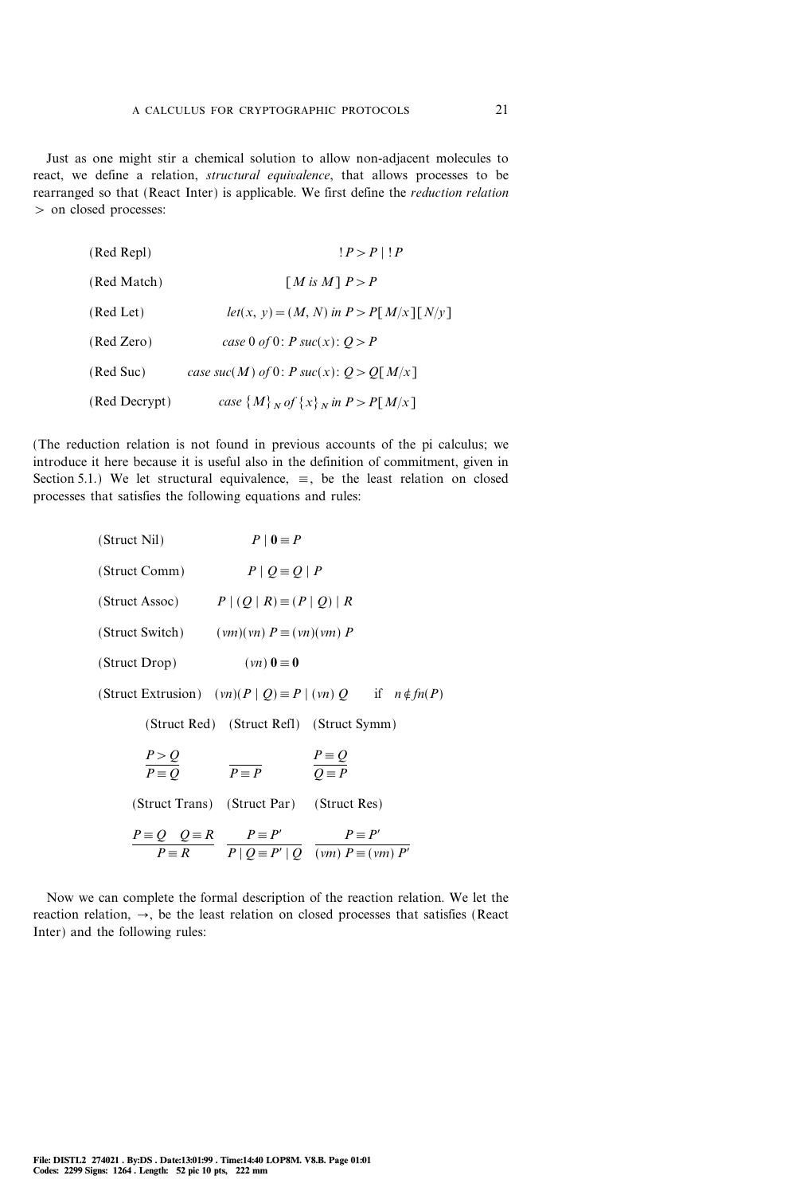Just as one might stir a chemical solution to allow non-adjacent molecules to react, we define a relation, *structural equivalence*, that allows processes to be rearranged so that (React Inter) is applicable. We first define the *reduction relation* $>$ on closed processes:

| | |
|---|---|
| (Red Repl) | $!P > P \mid !P$ |
| (Red Match) | $[M \textit{ is } M]\, P > P$ |
| (Red Let) | $\textit{let}(x, y) = (M, N) \textit{ in } P > P[M/x][N/y]$ |
| (Red Zero) | $\textit{case } 0 \textit{ of } 0\colon P\ \textit{suc}(x)\colon Q > P$ |
| (Red Suc) | $\textit{case } \textit{suc}(M) \textit{ of } 0\colon P\ \textit{suc}(x)\colon Q > Q[M/x]$ |
| (Red Decrypt) | $\textit{case } \{M\}_N \textit{ of } \{x\}_N \textit{ in } P > P[M/x]$ |

(The reduction relation is not found in previous accounts of the pi calculus; we introduce it here because it is useful also in the definition of commitment, given in Section 5.1.) We let structural equivalence, $\equiv$, be the least relation on closed processes that satisfies the following equations and rules:

| | |
|---|---|
| (Struct Nil) | $P \mid \mathbf{0} \equiv P$ |
| (Struct Comm) | $P \mid Q \equiv Q \mid P$ |
| (Struct Assoc) | $P \mid (Q \mid R) \equiv (P \mid Q) \mid R$ |
| (Struct Switch) | $(\nu m)(\nu n)\, P \equiv (\nu n)(\nu m)\, P$ |
| (Struct Drop) | $(\nu n)\, \mathbf{0} \equiv \mathbf{0}$ |
| (Struct Extrusion) | $(\nu n)(P \mid Q) \equiv P \mid (\nu n)\, Q \quad \text{if } n \notin fn(P)$ |

(Struct Red) (Struct Refl) (Struct Symm)

$$\frac{P > Q}{P \equiv Q} \qquad \frac{}{P \equiv P} \qquad \frac{P \equiv Q}{Q \equiv P}$$

(Struct Trans) (Struct Par) (Struct Res)

$$\frac{P \equiv Q \quad Q \equiv R}{P \equiv R} \qquad \frac{P \equiv P'}{P \mid Q \equiv P' \mid Q} \qquad \frac{P \equiv P'}{(\nu m)\, P \equiv (\nu m)\, P'}$$

Now we can complete the formal description of the reaction relation. We let the reaction relation, $\rightarrow$, be the least relation on closed processes that satisfies (React Inter) and the following rules: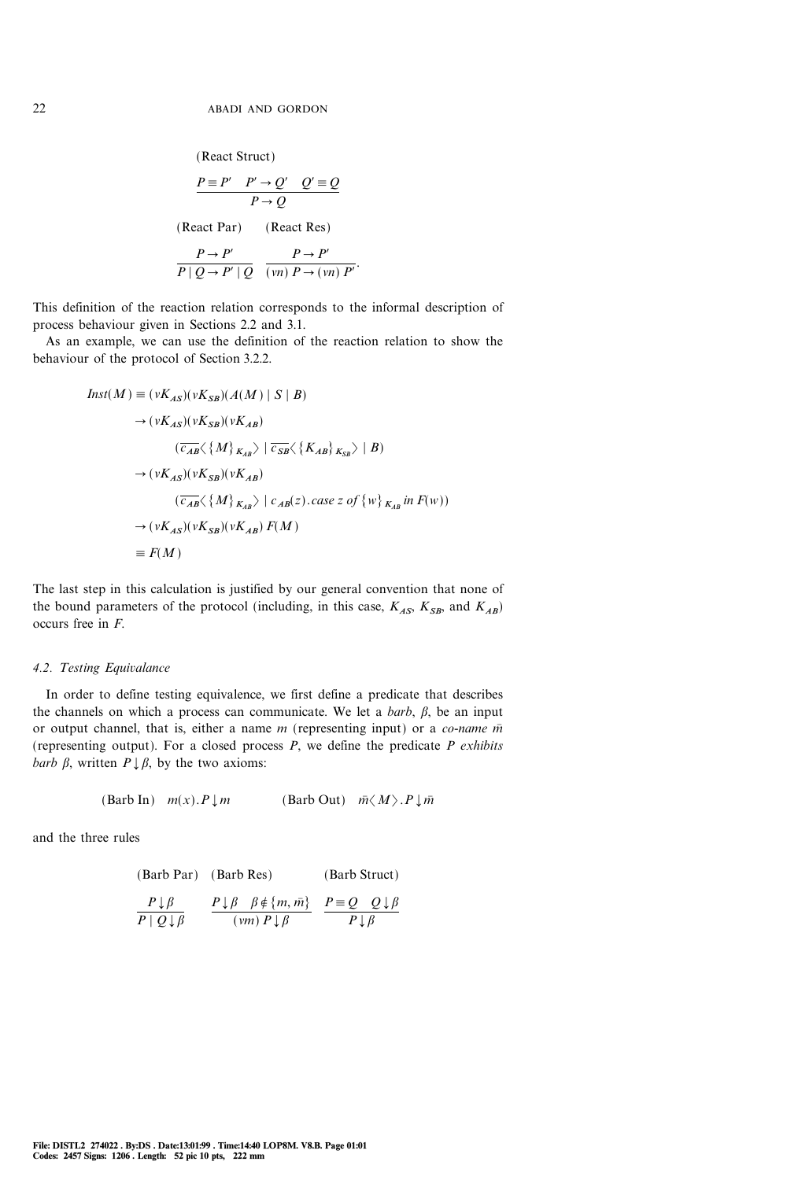(React Struct)

$$\frac{P \equiv P' \quad P' \rightarrow Q' \quad Q' \equiv Q}{P \rightarrow Q}$$

(React Par) (React Res)

$$\frac{P \rightarrow P'}{P \mid Q \rightarrow P' \mid Q} \qquad \frac{P \rightarrow P'}{(\nu n)\, P \rightarrow (\nu n)\, P'}.$$

This definition of the reaction relation corresponds to the informal description of process behaviour given in Sections 2.2 and 3.1.

As an example, we can use the definition of the reaction relation to show the behaviour of the protocol of Section 3.2.2.

$$\begin{aligned}
Inst(M) &\equiv (\nu K_{AS})(\nu K_{SB})(A(M) \mid S \mid B) \\
&\rightarrow (\nu K_{AS})(\nu K_{SB})(\nu K_{AB}) \\
&\qquad (\overline{c_{AB}}\langle \{M\}_{K_{AB}} \rangle \mid \overline{c_{SB}}\langle \{K_{AB}\}_{K_{SB}} \rangle \mid B) \\
&\rightarrow (\nu K_{AS})(\nu K_{SB})(\nu K_{AB}) \\
&\qquad (\overline{c_{AB}}\langle \{M\}_{K_{AB}} \rangle \mid c_{AB}(z).\mathit{case}\ z\ \mathit{of}\ \{w\}_{K_{AB}}\ \mathit{in}\ F(w)) \\
&\rightarrow (\nu K_{AS})(\nu K_{SB})(\nu K_{AB})\, F(M) \\
&\equiv F(M)
\end{aligned}$$

The last step in this calculation is justified by our general convention that none of the bound parameters of the protocol (including, in this case, $K_{AS}$, $K_{SB}$, and $K_{AB}$) occurs free in $F$.

### 4.2. Testing Equivalance

In order to define testing equivalence, we first define a predicate that describes the channels on which a process can communicate. We let a *barb*, $\beta$, be an input or output channel, that is, either a name $m$ (representing input) or a *co-name* $\bar{m}$ (representing output). For a closed process $P$, we define the predicate *$P$ exhibits barb $\beta$*, written $P \downarrow \beta$, by the two axioms:

$$\text{(Barb In)} \quad m(x).P \downarrow m \qquad\qquad \text{(Barb Out)} \quad \bar{m}\langle M \rangle.P \downarrow \bar{m}$$

and the three rules

(Barb Par) (Barb Res) (Barb Struct)

$$\frac{P \downarrow \beta}{P \mid Q \downarrow \beta} \qquad \frac{P \downarrow \beta \quad \beta \notin \{m, \bar{m}\}}{(\nu m)\, P \downarrow \beta} \qquad \frac{P \equiv Q \quad Q \downarrow \beta}{P \downarrow \beta}$$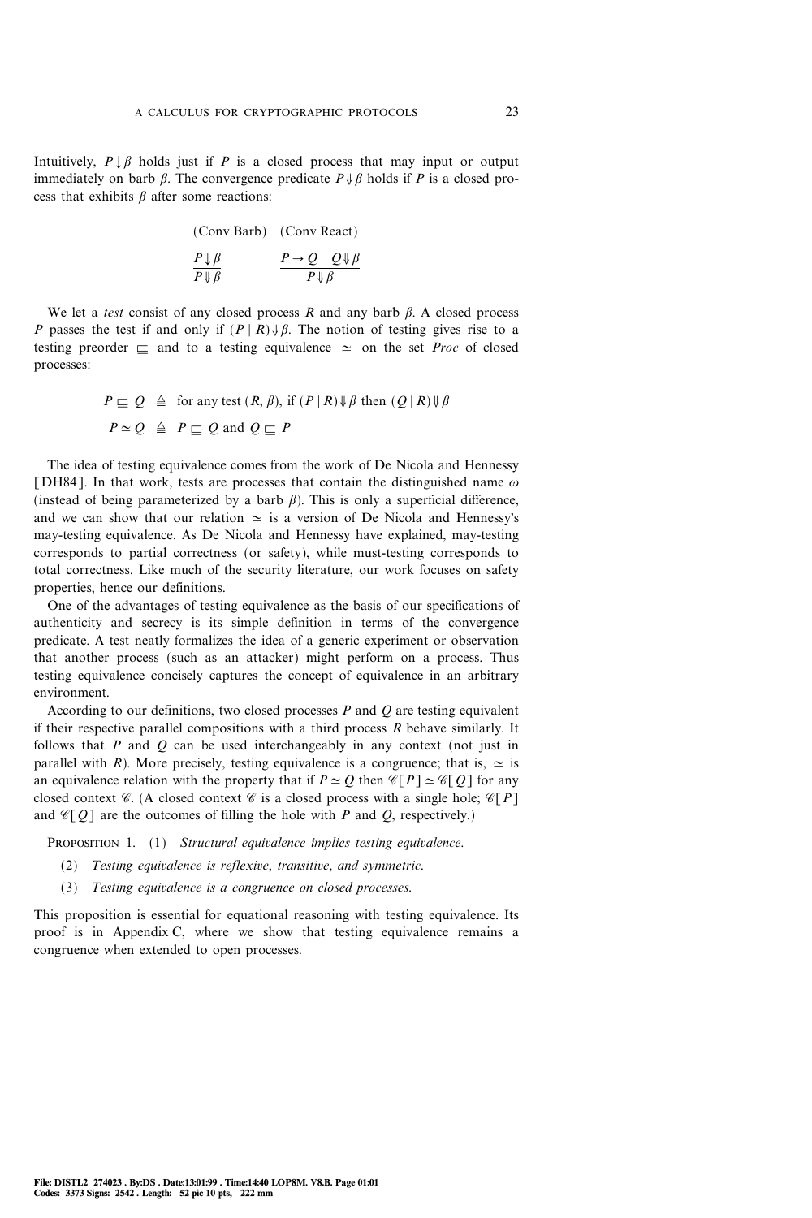Intuitively, $P \downarrow \beta$ holds just if $P$ is a closed process that may input or output immediately on barb $\beta$. The convergence predicate $P \Downarrow \beta$ holds if $P$ is a closed process that exhibits $\beta$ after some reactions:

$$\text{(Conv Barb)} \quad \frac{P \downarrow \beta}{P \Downarrow \beta} \qquad \text{(Conv React)} \quad \frac{P \rightarrow Q \quad Q \Downarrow \beta}{P \Downarrow \beta}$$

We let a *test* consist of any closed process $R$ and any barb $\beta$. A closed process $P$ passes the test if and only if $(P \mid R) \Downarrow \beta$. The notion of testing gives rise to a testing preorder $\sqsubseteq$ and to a testing equivalence $\simeq$ on the set *Proc* of closed processes:

$$P \sqsubseteq Q \;\triangleq\; \text{for any test } (R, \beta)\text{, if } (P \mid R) \Downarrow \beta \text{ then } (Q \mid R) \Downarrow \beta$$

$$P \simeq Q \;\triangleq\; P \sqsubseteq Q \text{ and } Q \sqsubseteq P$$

The idea of testing equivalence comes from the work of De Nicola and Hennessy [DH84]. In that work, tests are processes that contain the distinguished name $\omega$ (instead of being parameterized by a barb $\beta$). This is only a superficial difference, and we can show that our relation $\simeq$ is a version of De Nicola and Hennessy's may-testing equivalence. As De Nicola and Hennessy have explained, may-testing corresponds to partial correctness (or safety), while must-testing corresponds to total correctness. Like much of the security literature, our work focuses on safety properties, hence our definitions.

One of the advantages of testing equivalence as the basis of our specifications of authenticity and secrecy is its simple definition in terms of the convergence predicate. A test neatly formalizes the idea of a generic experiment or observation that another process (such as an attacker) might perform on a process. Thus testing equivalence concisely captures the concept of equivalence in an arbitrary environment.

According to our definitions, two closed processes $P$ and $Q$ are testing equivalent if their respective parallel compositions with a third process $R$ behave similarly. It follows that $P$ and $Q$ can be used interchangeably in any context (not just in parallel with $R$). More precisely, testing equivalence is a congruence; that is, $\simeq$ is an equivalence relation with the property that if $P \simeq Q$ then $\mathscr{C}[P] \simeq \mathscr{C}[Q]$ for any closed context $\mathscr{C}$. (A closed context $\mathscr{C}$ is a closed process with a single hole; $\mathscr{C}[P]$ and $\mathscr{C}[Q]$ are the outcomes of filling the hole with $P$ and $Q$, respectively.)

PROPOSITION 1. (1) *Structural equivalence implies testing equivalence.*

(2) *Testing equivalence is reflexive, transitive, and symmetric.*

(3) *Testing equivalence is a congruence on closed processes.*

This proposition is essential for equational reasoning with testing equivalence. Its proof is in Appendix C, where we show that testing equivalence remains a congruence when extended to open processes.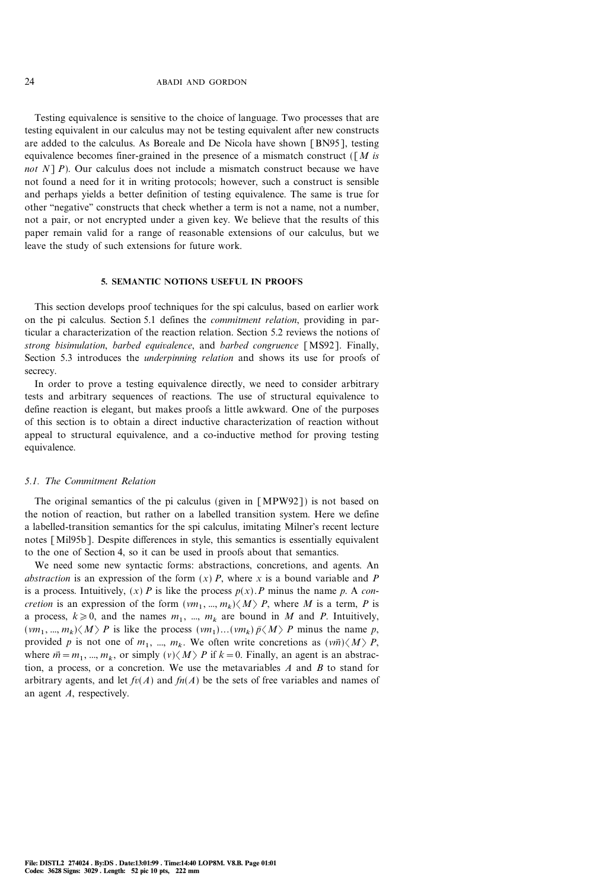Testing equivalence is sensitive to the choice of language. Two processes that are testing equivalent in our calculus may not be testing equivalent after new constructs are added to the calculus. As Boreale and De Nicola have shown [BN95], testing equivalence becomes finer-grained in the presence of a mismatch construct ($[M$ *is not* $N]\ P$). Our calculus does not include a mismatch construct because we have not found a need for it in writing protocols; however, such a construct is sensible and perhaps yields a better definition of testing equivalence. The same is true for other "negative" constructs that check whether a term is not a name, not a number, not a pair, or not encrypted under a given key. We believe that the results of this paper remain valid for a range of reasonable extensions of our calculus, but we leave the study of such extensions for future work.

## 5. SEMANTIC NOTIONS USEFUL IN PROOFS

This section develops proof techniques for the spi calculus, based on earlier work on the pi calculus. Section 5.1 defines the *commitment relation*, providing in particular a characterization of the reaction relation. Section 5.2 reviews the notions of *strong bisimulation*, *barbed equivalence*, and *barbed congruence* [MS92]. Finally, Section 5.3 introduces the *underpinning relation* and shows its use for proofs of secrecy.

In order to prove a testing equivalence directly, we need to consider arbitrary tests and arbitrary sequences of reactions. The use of structural equivalence to define reaction is elegant, but makes proofs a little awkward. One of the purposes of this section is to obtain a direct inductive characterization of reaction without appeal to structural equivalence, and a co-inductive method for proving testing equivalence.

### 5.1. The Commitment Relation

The original semantics of the pi calculus (given in [MPW92]) is not based on the notion of reaction, but rather on a labelled transition system. Here we define a labelled-transition semantics for the spi calculus, imitating Milner's recent lecture notes [Mil95b]. Despite differences in style, this semantics is essentially equivalent to the one of Section 4, so it can be used in proofs about that semantics.

We need some new syntactic forms: abstractions, concretions, and agents. An *abstraction* is an expression of the form $(x)\ P$, where $x$ is a bound variable and $P$ is a process. Intuitively, $(x)\ P$ is like the process $p(x).P$ minus the name $p$. A *concretion* is an expression of the form $(\nu m_1, ..., m_k)\langle M\rangle\ P$, where $M$ is a term, $P$ is a process, $k \geqslant 0$, and the names $m_1$, ..., $m_k$ are bound in $M$ and $P$. Intuitively, $(\nu m_1, ..., m_k)\langle M\rangle\ P$ is like the process $(\nu m_1)...(\nu m_k)\ \bar{p}\langle M\rangle\ P$ minus the name $p$, provided $p$ is not one of $m_1$, ..., $m_k$. We often write concretions as $(\nu\vec{m})\langle M\rangle\ P$, where $\vec{m} = m_1, ..., m_k$, or simply $(\nu)\langle M\rangle\ P$ if $k = 0$. Finally, an agent is an abstraction, a process, or a concretion. We use the metavariables $A$ and $B$ to stand for arbitrary agents, and let $fv(A)$ and $fn(A)$ be the sets of free variables and names of an agent $A$, respectively.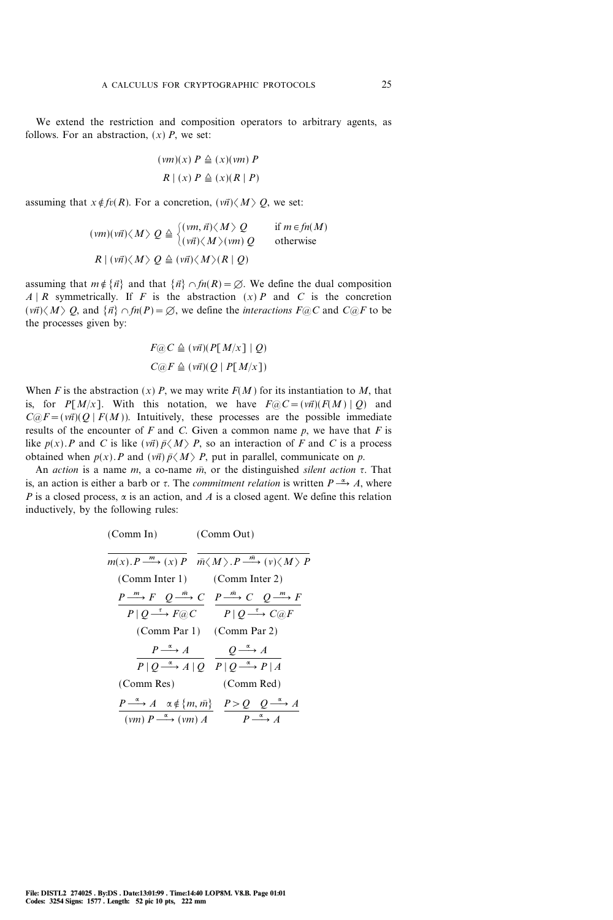We extend the restriction and composition operators to arbitrary agents, as follows. For an abstraction, $(x)\,P$, we set:

$$(\nu m)(x)\,P \triangleq (x)(\nu m)\,P$$
$$R \mid (x)\,P \triangleq (x)(R \mid P)$$

assuming that $x \notin fv(R)$. For a concretion, $(\nu \vec{n})\langle M \rangle\, Q$, we set:

$$(\nu m)(\nu \vec{n})\langle M \rangle\, Q \triangleq \begin{cases} (\nu m, \vec{n})\langle M \rangle\, Q & \text{if } m \in fn(M) \\ (\nu \vec{n})\langle M \rangle (\nu m)\, Q & \text{otherwise} \end{cases}$$
$$R \mid (\nu \vec{n})\langle M \rangle\, Q \triangleq (\nu \vec{n})\langle M \rangle (R \mid Q)$$

assuming that $m \notin \{\vec{n}\}$ and that $\{\vec{n}\} \cap fn(R) = \varnothing$. We define the dual composition $A \mid R$ symmetrically. If $F$ is the abstraction $(x)\,P$ and $C$ is the concretion $(\nu \vec{n})\langle M \rangle\, Q$, and $\{\vec{n}\} \cap fn(P) = \varnothing$, we define the *interactions* $F@C$ and $C@F$ to be the processes given by:

$$F@C \triangleq (\nu \vec{n})(P[M/x] \mid Q)$$
$$C@F \triangleq (\nu \vec{n})(Q \mid P[M/x])$$

When $F$ is the abstraction $(x)\,P$, we may write $F(M)$ for its instantiation to $M$, that is, for $P[M/x]$. With this notation, we have $F@C = (\nu \vec{n})(F(M) \mid Q)$ and $C@F = (\nu \vec{n})(Q \mid F(M))$. Intuitively, these processes are the possible immediate results of the encounter of $F$ and $C$. Given a common name $p$, we have that $F$ is like $p(x).P$ and $C$ is like $(\nu \vec{n})\,\bar{p}\langle M \rangle\, P$, so an interaction of $F$ and $C$ is a process obtained when $p(x).P$ and $(\nu \vec{n})\,\bar{p}\langle M \rangle\, P$, put in parallel, communicate on $p$.

An *action* is a name $m$, a co-name $\bar{m}$, or the distinguished *silent action* $\tau$. That is, an action is either a barb or $\tau$. The *commitment relation* is written $P \xrightarrow{\alpha} A$, where $P$ is a closed process, $\alpha$ is an action, and $A$ is a closed agent. We define this relation inductively, by the following rules:

(Comm In)
$$\frac{}{m(x).P \xrightarrow{m} (x)\,P}$$

(Comm Out)
$$\frac{}{\bar{m}\langle M \rangle.P \xrightarrow{\bar{m}} (\nu)\langle M \rangle\, P}$$

(Comm Inter 1)
$$\frac{P \xrightarrow{m} F \quad Q \xrightarrow{\bar{m}} C}{P \mid Q \xrightarrow{\tau} F@C}$$

(Comm Inter 2)
$$\frac{P \xrightarrow{\bar{m}} C \quad Q \xrightarrow{m} F}{P \mid Q \xrightarrow{\tau} C@F}$$

(Comm Par 1)
$$\frac{P \xrightarrow{\alpha} A}{P \mid Q \xrightarrow{\alpha} A \mid Q}$$

(Comm Par 2)
$$\frac{Q \xrightarrow{\alpha} A}{P \mid Q \xrightarrow{\alpha} P \mid A}$$

(Comm Res)
$$\frac{P \xrightarrow{\alpha} A \quad \alpha \notin \{m, \bar{m}\}}{(\nu m)\,P \xrightarrow{\alpha} (\nu m)\,A}$$

(Comm Red)
$$\frac{P > Q \quad Q \xrightarrow{\alpha} A}{P \xrightarrow{\alpha} A}$$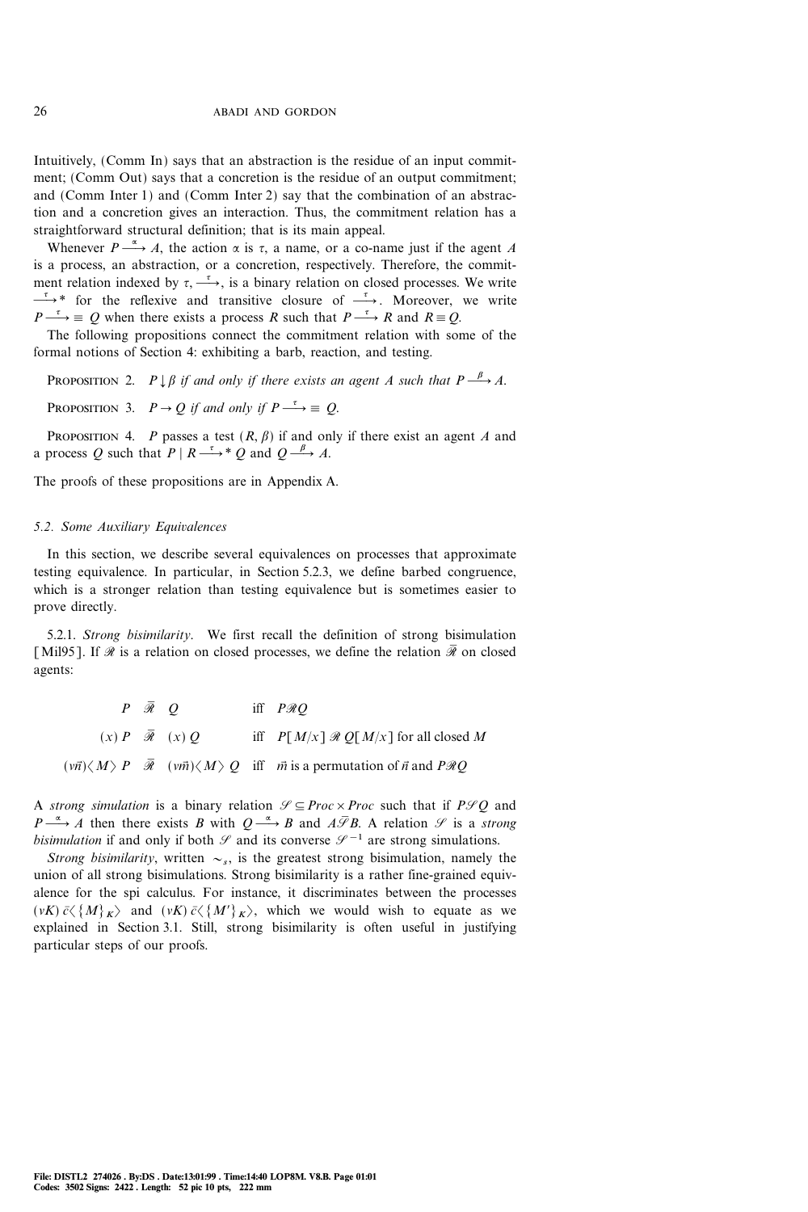Intuitively, (Comm In) says that an abstraction is the residue of an input commitment; (Comm Out) says that a concretion is the residue of an output commitment; and (Comm Inter 1) and (Comm Inter 2) say that the combination of an abstraction and a concretion gives an interaction. Thus, the commitment relation has a straightforward structural definition; that is its main appeal.

Whenever $P \xrightarrow{\alpha} A$, the action $\alpha$ is $\tau$, a name, or a co-name just if the agent $A$ is a process, an abstraction, or a concretion, respectively. Therefore, the commitment relation indexed by $\tau$, $\xrightarrow{\tau}$, is a binary relation on closed processes. We write $\xrightarrow{\tau}{}^*$ for the reflexive and transitive closure of $\xrightarrow{\tau}$. Moreover, we write $P \xrightarrow{\tau} \equiv Q$ when there exists a process $R$ such that $P \xrightarrow{\tau} R$ and $R \equiv Q$.

The following propositions connect the commitment relation with some of the formal notions of Section 4: exhibiting a barb, reaction, and testing.

Proposition 2. *$P \downarrow \beta$ if and only if there exists an agent $A$ such that $P \xrightarrow{\beta} A$.*

Proposition 3. *$P \rightarrow Q$ if and only if $P \xrightarrow{\tau} \equiv Q$.*

Proposition 4. *$P$ passes a test $(R, \beta)$ if and only if there exist an agent $A$ and a process $Q$ such that $P \mid R \xrightarrow{\tau}{}^* Q$ and $Q \xrightarrow{\beta} A$.*

The proofs of these propositions are in Appendix A.

### 5.2. Some Auxiliary Equivalences

In this section, we describe several equivalences on processes that approximate testing equivalence. In particular, in Section 5.2.3, we define barbed congruence, which is a stronger relation than testing equivalence but is sometimes easier to prove directly.

5.2.1. *Strong bisimilarity.* We first recall the definition of strong bisimulation [Mil95]. If $\mathscr{R}$ is a relation on closed processes, we define the relation $\bar{\mathscr{R}}$ on closed agents:

$$
\begin{array}{lll}
P \ \bar{\mathscr{R}}\ Q & \text{iff} & P \mathscr{R} Q \\
(x)\,P \ \bar{\mathscr{R}}\ (x)\,Q & \text{iff} & P[M/x]\ \mathscr{R}\ Q[M/x] \text{ for all closed } M \\
(\nu\vec{n})\langle M\rangle\,P \ \bar{\mathscr{R}}\ (\nu\vec{m})\langle M\rangle\,Q & \text{iff} & \vec{m} \text{ is a permutation of } \vec{n} \text{ and } P\mathscr{R}Q
\end{array}
$$

A *strong simulation* is a binary relation $\mathscr{S} \subseteq Proc \times Proc$ such that if $P \mathscr{S} Q$ and $P \xrightarrow{\alpha} A$ then there exists $B$ with $Q \xrightarrow{\alpha} B$ and $A \bar{\mathscr{S}} B$. A relation $\mathscr{S}$ is a *strong bisimulation* if and only if both $\mathscr{S}$ and its converse $\mathscr{S}^{-1}$ are strong simulations.

*Strong bisimilarity*, written $\sim_s$, is the greatest strong bisimulation, namely the union of all strong bisimulations. Strong bisimilarity is a rather fine-grained equivalence for the spi calculus. For instance, it discriminates between the processes $(\nu K)\,\bar{c}\langle\{M\}_K\rangle$ and $(\nu K)\,\bar{c}\langle\{M'\}_K\rangle$, which we would wish to equate as we explained in Section 3.1. Still, strong bisimilarity is often useful in justifying particular steps of our proofs.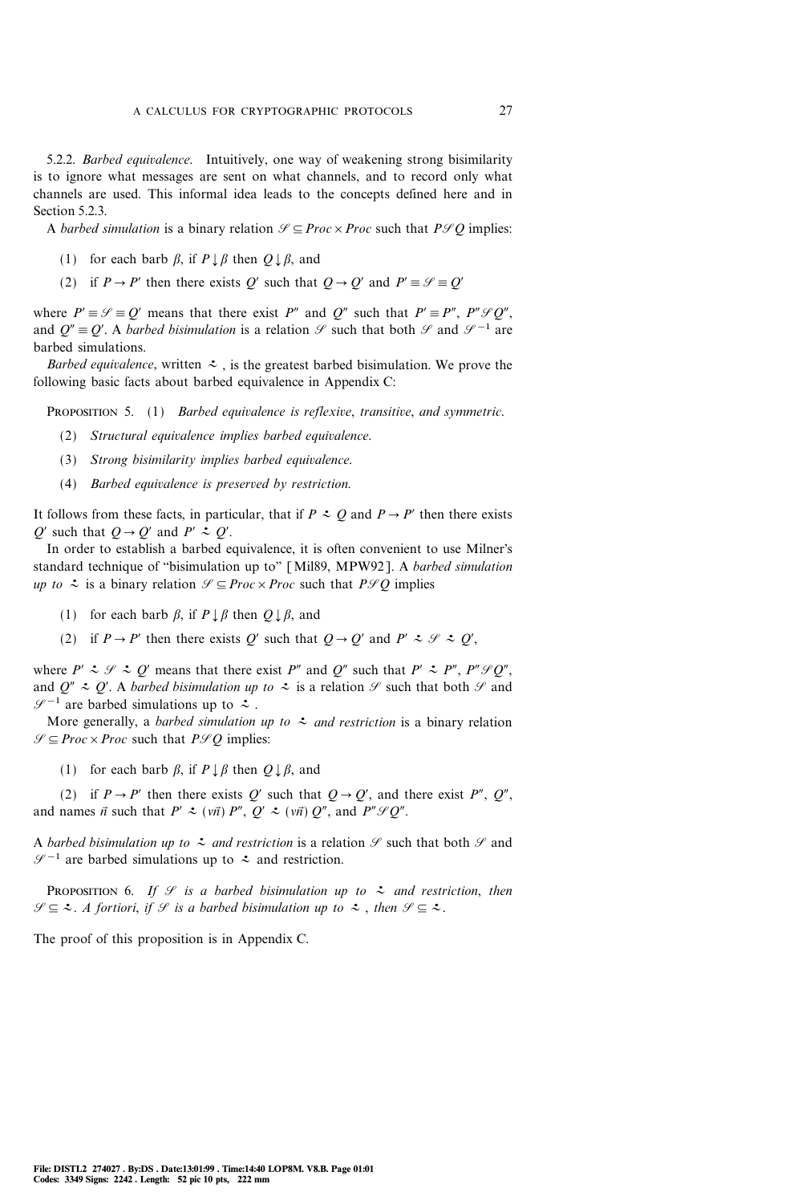5.2.2. *Barbed equivalence*. Intuitively, one way of weakening strong bisimilarity is to ignore what messages are sent on what channels, and to record only what channels are used. This informal idea leads to the concepts defined here and in Section 5.2.3.

A *barbed simulation* is a binary relation $\mathcal{S} \subseteq Proc \times Proc$ such that $P \mathcal{S} Q$ implies:

(1) for each barb $\beta$, if $P \downarrow \beta$ then $Q \downarrow \beta$, and

(2) if $P \rightarrow P'$ then there exists $Q'$ such that $Q \rightarrow Q'$ and $P' \equiv \mathcal{S} \equiv Q'$

where $P' \equiv \mathcal{S} \equiv Q'$ means that there exist $P''$ and $Q''$ such that $P' \equiv P''$, $P'' \mathcal{S} Q''$, and $Q'' \equiv Q'$. A *barbed bisimulation* is a relation $\mathcal{S}$ such that both $\mathcal{S}$ and $\mathcal{S}^{-1}$ are barbed simulations.

*Barbed equivalence*, written $\dot{\simeq}$, is the greatest barbed bisimulation. We prove the following basic facts about barbed equivalence in Appendix C:

Proposition 5. (1) *Barbed equivalence is reflexive, transitive, and symmetric.*

(2) *Structural equivalence implies barbed equivalence.*

(3) *Strong bisimilarity implies barbed equivalence.*

(4) *Barbed equivalence is preserved by restriction.*

It follows from these facts, in particular, that if $P \dot{\simeq} Q$ and $P \rightarrow P'$ then there exists $Q'$ such that $Q \rightarrow Q'$ and $P' \dot{\simeq} Q'$.

In order to establish a barbed equivalence, it is often convenient to use Milner's standard technique of "bisimulation up to" [Mil89, MPW92]. A *barbed simulation up to* $\dot{\simeq}$ is a binary relation $\mathcal{S} \subseteq Proc \times Proc$ such that $P \mathcal{S} Q$ implies

(1) for each barb $\beta$, if $P \downarrow \beta$ then $Q \downarrow \beta$, and

(2) if $P \rightarrow P'$ then there exists $Q'$ such that $Q \rightarrow Q'$ and $P' \dot{\simeq} \mathcal{S} \dot{\simeq} Q'$,

where $P' \dot{\simeq} \mathcal{S} \dot{\simeq} Q'$ means that there exist $P''$ and $Q''$ such that $P' \dot{\simeq} P''$, $P'' \mathcal{S} Q''$, and $Q'' \dot{\simeq} Q'$. A *barbed bisimulation up to* $\dot{\simeq}$ is a relation $\mathcal{S}$ such that both $\mathcal{S}$ and $\mathcal{S}^{-1}$ are barbed simulations up to $\dot{\simeq}$.

More generally, a *barbed simulation up to* $\dot{\simeq}$ *and restriction* is a binary relation $\mathcal{S} \subseteq Proc \times Proc$ such that $P \mathcal{S} Q$ implies:

(1) for each barb $\beta$, if $P \downarrow \beta$ then $Q \downarrow \beta$, and

(2) if $P \rightarrow P'$ then there exists $Q'$ such that $Q \rightarrow Q'$, and there exist $P''$, $Q''$, and names $\vec{n}$ such that $P' \dot{\simeq} (\nu \vec{n})\, P''$, $Q' \dot{\simeq} (\nu \vec{n})\, Q''$, and $P'' \mathcal{S} Q''$.

A *barbed bisimulation up to* $\dot{\simeq}$ *and restriction* is a relation $\mathcal{S}$ such that both $\mathcal{S}$ and $\mathcal{S}^{-1}$ are barbed simulations up to $\dot{\simeq}$ and restriction.

Proposition 6. *If* $\mathcal{S}$ *is a barbed bisimulation up to* $\dot{\simeq}$ *and restriction, then* $\mathcal{S} \subseteq \dot{\simeq}$. *A fortiori, if* $\mathcal{S}$ *is a barbed bisimulation up to* $\dot{\simeq}$, *then* $\mathcal{S} \subseteq \dot{\simeq}$.

The proof of this proposition is in Appendix C.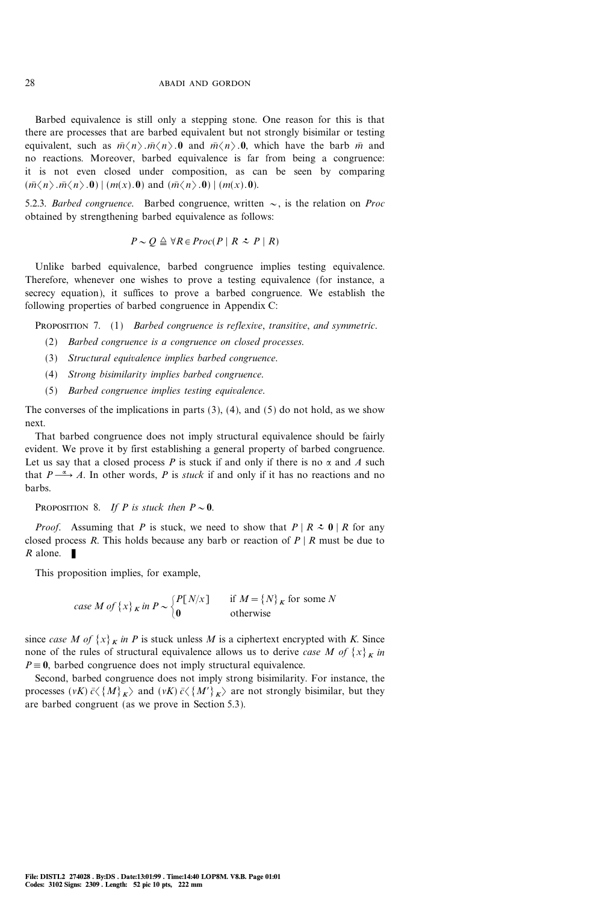Barbed equivalence is still only a stepping stone. One reason for this is that there are processes that are barbed equivalent but not strongly bisimilar or testing equivalent, such as $\bar{m}\langle n\rangle.\bar{m}\langle n\rangle.\mathbf{0}$ and $\bar{m}\langle n\rangle.\mathbf{0}$, which have the barb $\bar{m}$ and no reactions. Moreover, barbed equivalence is far from being a congruence: it is not even closed under composition, as can be seen by comparing $(\bar{m}\langle n\rangle.\bar{m}\langle n\rangle.\mathbf{0}) \mid (m(x).\mathbf{0})$ and $(\bar{m}\langle n\rangle.\mathbf{0}) \mid (m(x).\mathbf{0})$.

5.2.3. *Barbed congruence.* Barbed congruence, written $\sim$, is the relation on *Proc* obtained by strengthening barbed equivalence as follows:

$$P \sim Q \triangleq \forall R \in Proc(P \mid R \stackrel{\centerdot}{\sim} P \mid R)$$

Unlike barbed equivalence, barbed congruence implies testing equivalence. Therefore, whenever one wishes to prove a testing equivalence (for instance, a secrecy equation), it suffices to prove a barbed congruence. We establish the following properties of barbed congruence in Appendix C:

PROPOSITION 7. (1) *Barbed congruence is reflexive, transitive, and symmetric.*

(2) *Barbed congruence is a congruence on closed processes.*

(3) *Structural equivalence implies barbed congruence.*

(4) *Strong bisimilarity implies barbed congruence.*

(5) *Barbed congruence implies testing equivalence.*

The converses of the implications in parts (3), (4), and (5) do not hold, as we show next.

That barbed congruence does not imply structural equivalence should be fairly evident. We prove it by first establishing a general property of barbed congruence. Let us say that a closed process $P$ is stuck if and only if there is no $\alpha$ and $A$ such that $P \xrightarrow{\alpha} A$. In other words, $P$ is *stuck* if and only if it has no reactions and no barbs.

PROPOSITION 8. *If $P$ is stuck then $P \sim \mathbf{0}$.*

*Proof.* Assuming that $P$ is stuck, we need to show that $P \mid R \stackrel{\centerdot}{\sim} \mathbf{0} \mid R$ for any closed process $R$. This holds because any barb or reaction of $P \mid R$ must be due to $R$ alone. ∎

This proposition implies, for example,

$$case\ M\ of\ \{x\}_K\ in\ P \sim \begin{cases} P[N/x] & \text{if } M = \{N\}_K \text{ for some } N \\ \mathbf{0} & \text{otherwise} \end{cases}$$

since *case* $M$ *of* $\{x\}_K$ *in* $P$ is stuck unless $M$ is a ciphertext encrypted with $K$. Since none of the rules of structural equivalence allows us to derive *case* $M$ *of* $\{x\}_K$ *in* $P \equiv \mathbf{0}$, barbed congruence does not imply structural equivalence.

Second, barbed congruence does not imply strong bisimilarity. For instance, the processes $(\nu K)\,\bar{c}\langle\{M\}_K\rangle$ and $(\nu K)\,\bar{c}\langle\{M'\}_K\rangle$ are not strongly bisimilar, but they are barbed congruent (as we prove in Section 5.3).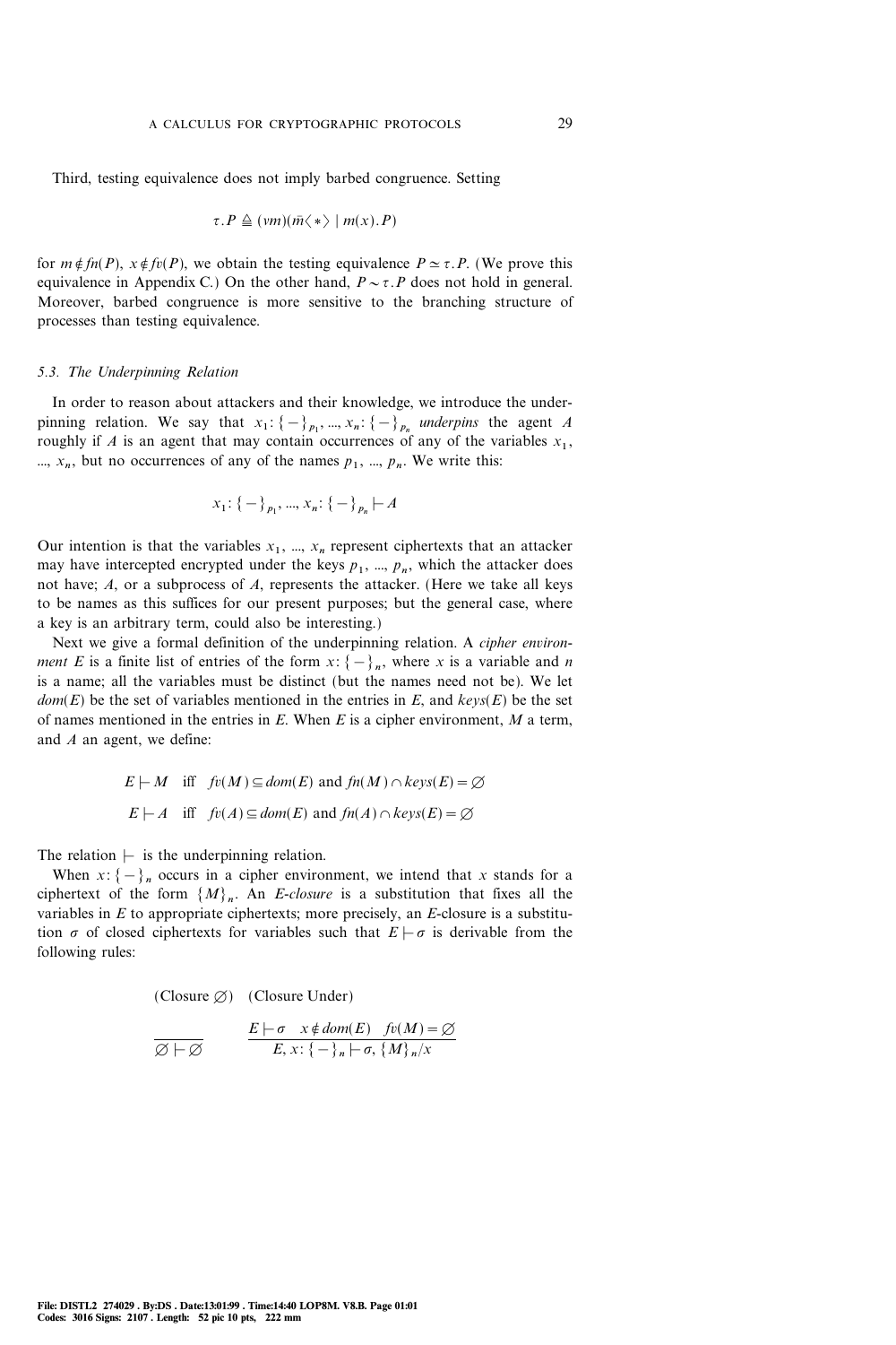Third, testing equivalence does not imply barbed congruence. Setting

$$\tau.P \triangleq (\nu m)(\bar{m}\langle * \rangle \mid m(x).P)$$

for $m \notin fn(P)$, $x \notin fv(P)$, we obtain the testing equivalence $P \simeq \tau.P$. (We prove this equivalence in Appendix C.) On the other hand, $P \sim \tau.P$ does not hold in general. Moreover, barbed congruence is more sensitive to the branching structure of processes than testing equivalence.

### 5.3. The Underpinning Relation

In order to reason about attackers and their knowledge, we introduce the underpinning relation. We say that $x_1 : \{-\}_{p_1}, ..., x_n : \{-\}_{p_n}$ *underpins* the agent $A$ roughly if $A$ is an agent that may contain occurrences of any of the variables $x_1$, ..., $x_n$, but no occurrences of any of the names $p_1$, ..., $p_n$. We write this:

$$x_1 : \{-\}_{p_1}, ..., x_n : \{-\}_{p_n} \vdash A$$

Our intention is that the variables $x_1$, ..., $x_n$ represent ciphertexts that an attacker may have intercepted encrypted under the keys $p_1$, ..., $p_n$, which the attacker does not have; $A$, or a subprocess of $A$, represents the attacker. (Here we take all keys to be names as this suffices for our present purposes; but the general case, where a key is an arbitrary term, could also be interesting.)

Next we give a formal definition of the underpinning relation. A *cipher environment* $E$ is a finite list of entries of the form $x : \{-\}_n$, where $x$ is a variable and $n$ is a name; all the variables must be distinct (but the names need not be). We let $dom(E)$ be the set of variables mentioned in the entries in $E$, and $keys(E)$ be the set of names mentioned in the entries in $E$. When $E$ is a cipher environment, $M$ a term, and $A$ an agent, we define:

$$E \vdash M \quad \text{iff} \quad fv(M) \subseteq dom(E) \text{ and } fn(M) \cap keys(E) = \varnothing$$

$$E \vdash A \quad \text{iff} \quad fv(A) \subseteq dom(E) \text{ and } fn(A) \cap keys(E) = \varnothing$$

The relation $\vdash$ is the underpinning relation.

When $x : \{-\}_n$ occurs in a cipher environment, we intend that $x$ stands for a ciphertext of the form $\{M\}_n$. An *E-closure* is a substitution that fixes all the variables in $E$ to appropriate ciphertexts; more precisely, an $E$-closure is a substitution $\sigma$ of closed ciphertexts for variables such that $E \vdash \sigma$ is derivable from the following rules:

(Closure $\varnothing$) (Closure Under)

$$\frac{}{\varnothing \vdash \varnothing} \qquad \frac{E \vdash \sigma \quad x \notin dom(E) \quad fv(M) = \varnothing}{E, x : \{-\}_n \vdash \sigma, \{M\}_n / x}$$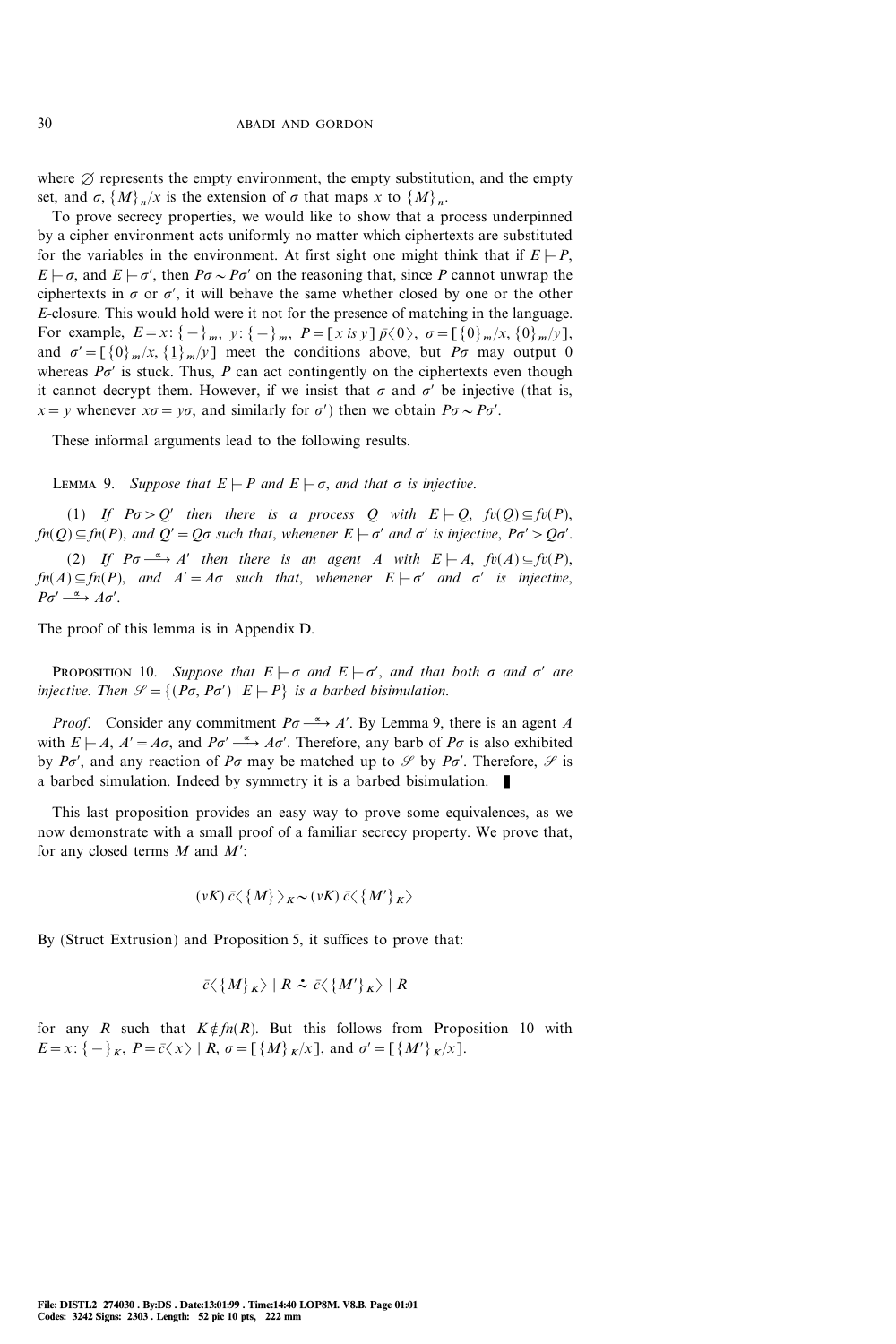where $\varnothing$ represents the empty environment, the empty substitution, and the empty set, and $\sigma, \{M\}_n/x$ is the extension of $\sigma$ that maps $x$ to $\{M\}_n$.

To prove secrecy properties, we would like to show that a process underpinned by a cipher environment acts uniformly no matter which ciphertexts are substituted for the variables in the environment. At first sight one might think that if $E \vdash P$, $E \vdash \sigma$, and $E \vdash \sigma'$, then $P\sigma \sim P\sigma'$ on the reasoning that, since $P$ cannot unwrap the ciphertexts in $\sigma$ or $\sigma'$, it will behave the same whether closed by one or the other $E$-closure. This would hold were it not for the presence of matching in the language. For example, $E = x\colon \{-\}_m,\ y\colon \{-\}_m,\ P = [x \text{ is } y]\ \bar{p}\langle 0\rangle,\ \sigma = [\{0\}_m/x, \{0\}_m/y]$, and $\sigma' = [\{0\}_m/x, \{1\}_m/y]$ meet the conditions above, but $P\sigma$ may output 0 whereas $P\sigma'$ is stuck. Thus, $P$ can act contingently on the ciphertexts even though it cannot decrypt them. However, if we insist that $\sigma$ and $\sigma'$ be injective (that is, $x = y$ whenever $x\sigma = y\sigma$, and similarly for $\sigma'$) then we obtain $P\sigma \sim P\sigma'$.

These informal arguments lead to the following results.

Lemma 9. *Suppose that $E \vdash P$ and $E \vdash \sigma$, and that $\sigma$ is injective.*

(1) *If $P\sigma > Q'$ then there is a process $Q$ with $E \vdash Q$, $fv(Q) \subseteq fv(P)$, $fn(Q) \subseteq fn(P)$, and $Q' = Q\sigma$ such that, whenever $E \vdash \sigma'$ and $\sigma'$ is injective, $P\sigma' > Q\sigma'$.*

(2) *If $P\sigma \xrightarrow{\alpha} A'$ then there is an agent $A$ with $E \vdash A$, $fv(A) \subseteq fv(P)$, $fn(A) \subseteq fn(P)$, and $A' = A\sigma$ such that, whenever $E \vdash \sigma'$ and $\sigma'$ is injective, $P\sigma' \xrightarrow{\alpha} A\sigma'$.*

The proof of this lemma is in Appendix D.

Proposition 10. *Suppose that $E \vdash \sigma$ and $E \vdash \sigma'$, and that both $\sigma$ and $\sigma'$ are injective. Then $\mathcal{S} = \{(P\sigma, P\sigma') \mid E \vdash P\}$ is a barbed bisimulation.*

*Proof.* Consider any commitment $P\sigma \xrightarrow{\alpha} A'$. By Lemma 9, there is an agent $A$ with $E \vdash A$, $A' = A\sigma$, and $P\sigma' \xrightarrow{\alpha} A\sigma'$. Therefore, any barb of $P\sigma$ is also exhibited by $P\sigma'$, and any reaction of $P\sigma$ may be matched up to $\mathcal{S}$ by $P\sigma'$. Therefore, $\mathcal{S}$ is a barbed simulation. Indeed by symmetry it is a barbed bisimulation. ∎

This last proposition provides an easy way to prove some equivalences, as we now demonstrate with a small proof of a familiar secrecy property. We prove that, for any closed terms $M$ and $M'$:

$$(\nu K)\ \bar{c}\langle \{M\}_K\rangle \sim (\nu K)\ \bar{c}\langle \{M'\}_K\rangle$$

By (Struct Extrusion) and Proposition 5, it suffices to prove that:

$$\bar{c}\langle \{M\}_K\rangle \mid R \stackrel{\centerdot}{\sim} \bar{c}\langle \{M'\}_K\rangle \mid R$$

for any $R$ such that $K \notin fn(R)$. But this follows from Proposition 10 with $E = x\colon \{-\}_K$, $P = \bar{c}\langle x\rangle \mid R$, $\sigma = [\{M\}_K/x]$, and $\sigma' = [\{M'\}_K/x]$.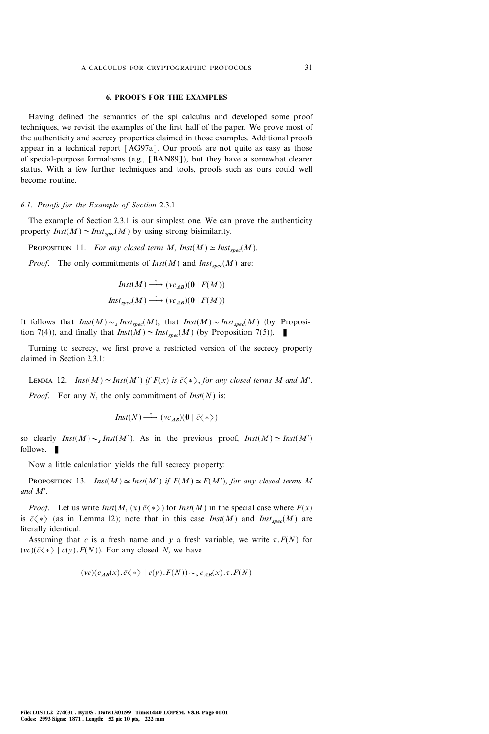## 6. PROOFS FOR THE EXAMPLES

Having defined the semantics of the spi calculus and developed some proof techniques, we revisit the examples of the first half of the paper. We prove most of the authenticity and secrecy properties claimed in those examples. Additional proofs appear in a technical report [AG97a]. Our proofs are not quite as easy as those of special-purpose formalisms (e.g., [BAN89]), but they have a somewhat clearer status. With a few further techniques and tools, proofs such as ours could well become routine.

### 6.1. Proofs for the Example of Section 2.3.1

The example of Section 2.3.1 is our simplest one. We can prove the authenticity property $Inst(M) \simeq Inst_{spec}(M)$ by using strong bisimilarity.

**Proposition 11.** *For any closed term $M$, $Inst(M) \simeq Inst_{spec}(M)$.*

*Proof.* The only commitments of $Inst(M)$ and $Inst_{spec}(M)$ are:

$$Inst(M) \xrightarrow{\tau} (\nu c_{AB})(\mathbf{0} \mid F(M))$$

$$Inst_{spec}(M) \xrightarrow{\tau} (\nu c_{AB})(\mathbf{0} \mid F(M))$$

It follows that $Inst(M) \sim_s Inst_{spec}(M)$, that $Inst(M) \sim Inst_{spec}(M)$ (by Proposition 7(4)), and finally that $Inst(M) \simeq Inst_{spec}(M)$ (by Proposition 7(5)). ∎

Turning to secrecy, we first prove a restricted version of the secrecy property claimed in Section 2.3.1:

**Lemma 12.** *$Inst(M) \simeq Inst(M')$ if $F(x)$ is $\bar{c}\langle * \rangle$, for any closed terms $M$ and $M'$.*

*Proof.* For any $N$, the only commitment of $Inst(N)$ is:

$$Inst(N) \xrightarrow{\tau} (\nu c_{AB})(\mathbf{0} \mid \bar{c}\langle * \rangle)$$

so clearly $Inst(M) \sim_s Inst(M')$. As in the previous proof, $Inst(M) \simeq Inst(M')$ follows. ∎

Now a little calculation yields the full secrecy property:

**Proposition 13.** *$Inst(M) \simeq Inst(M')$ if $F(M) \simeq F(M')$, for any closed terms $M$ and $M'$.*

*Proof.* Let us write $Inst(M, (x)\, \bar{c}\langle * \rangle)$ for $Inst(M)$ in the special case where $F(x)$ is $\bar{c}\langle * \rangle$ (as in Lemma 12); note that in this case $Inst(M)$ and $Inst_{spec}(M)$ are literally identical.

Assuming that $c$ is a fresh name and $y$ a fresh variable, we write $\tau.F(N)$ for $(\nu c)(\bar{c}\langle * \rangle \mid c(y).F(N))$. For any closed $N$, we have

$$(\nu c)(c_{AB}(x).\bar{c}\langle * \rangle \mid c(y).F(N)) \sim_s c_{AB}(x).\tau.F(N)$$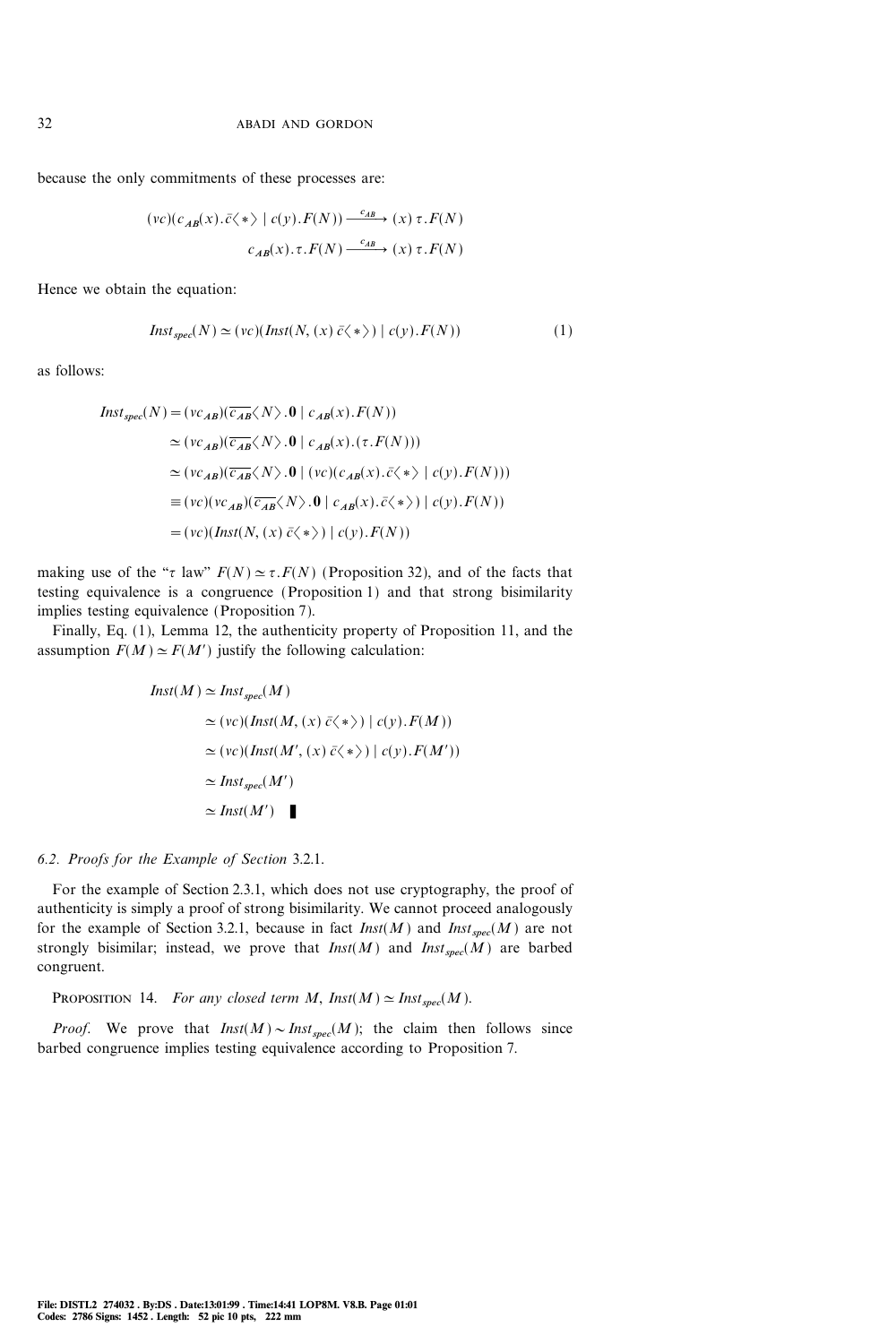because the only commitments of these processes are:

$$(\nu c)(c_{AB}(x).\bar{c}\langle * \rangle \mid c(y).F(N)) \xrightarrow{c_{AB}} (x)\,\tau.F(N)$$

$$c_{AB}(x).\tau.F(N) \xrightarrow{c_{AB}} (x)\,\tau.F(N)$$

Hence we obtain the equation:

$$Inst_{spec}(N) \simeq (\nu c)(Inst(N, (x)\,\bar{c}\langle * \rangle) \mid c(y).F(N)) \tag{1}$$

as follows:

$$\begin{aligned}
Inst_{spec}(N) &= (\nu c_{AB})(\overline{c_{AB}}\langle N \rangle.\mathbf{0} \mid c_{AB}(x).F(N)) \\
&\simeq (\nu c_{AB})(\overline{c_{AB}}\langle N \rangle.\mathbf{0} \mid c_{AB}(x).(\tau.F(N))) \\
&\simeq (\nu c_{AB})(\overline{c_{AB}}\langle N \rangle.\mathbf{0} \mid (\nu c)(c_{AB}(x).\bar{c}\langle * \rangle \mid c(y).F(N))) \\
&\equiv (\nu c)(\nu c_{AB})(\overline{c_{AB}}\langle N \rangle.\mathbf{0} \mid c_{AB}(x).\bar{c}\langle * \rangle) \mid c(y).F(N)) \\
&= (\nu c)(Inst(N, (x)\,\bar{c}\langle * \rangle) \mid c(y).F(N))
\end{aligned}$$

making use of the "$\tau$ law" $F(N) \simeq \tau.F(N)$ (Proposition 32), and of the facts that testing equivalence is a congruence (Proposition 1) and that strong bisimilarity implies testing equivalence (Proposition 7).

Finally, Eq. (1), Lemma 12, the authenticity property of Proposition 11, and the assumption $F(M) \simeq F(M')$ justify the following calculation:

$$\begin{aligned}
Inst(M) &\simeq Inst_{spec}(M) \\
&\simeq (\nu c)(Inst(M, (x)\,\bar{c}\langle * \rangle) \mid c(y).F(M)) \\
&\simeq (\nu c)(Inst(M', (x)\,\bar{c}\langle * \rangle) \mid c(y).F(M')) \\
&\simeq Inst_{spec}(M') \\
&\simeq Inst(M') \quad \blacksquare
\end{aligned}$$

### 6.2. *Proofs for the Example of Section* 3.2.1.

For the example of Section 2.3.1, which does not use cryptography, the proof of authenticity is simply a proof of strong bisimilarity. We cannot proceed analogously for the example of Section 3.2.1, because in fact $Inst(M)$ and $Inst_{spec}(M)$ are not strongly bisimilar; instead, we prove that $Inst(M)$ and $Inst_{spec}(M)$ are barbed congruent.

PROPOSITION 14. *For any closed term $M$, $Inst(M) \simeq Inst_{spec}(M)$.*

*Proof.* We prove that $Inst(M) \sim Inst_{spec}(M)$; the claim then follows since barbed congruence implies testing equivalence according to Proposition 7.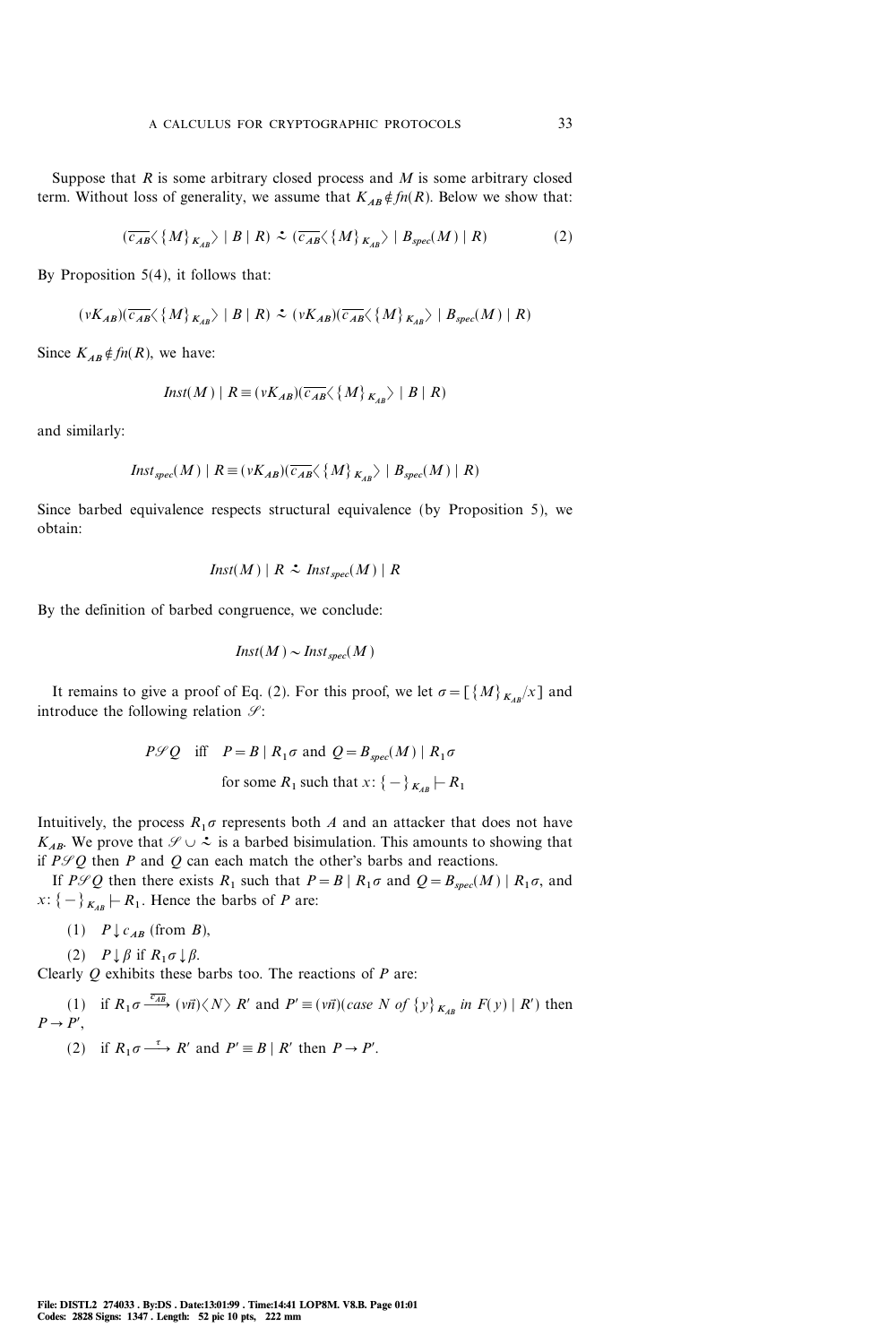Suppose that $R$ is some arbitrary closed process and $M$ is some arbitrary closed term. Without loss of generality, we assume that $K_{AB} \notin fn(R)$. Below we show that:

$$(\overline{c_{AB}}\langle \{M\}_{K_{AB}} \rangle \mid B \mid R) \;\dot{\sim}\; (\overline{c_{AB}}\langle \{M\}_{K_{AB}} \rangle \mid B_{spec}(M) \mid R) \tag{2}$$

By Proposition 5(4), it follows that:

$$(\nu K_{AB})(\overline{c_{AB}}\langle \{M\}_{K_{AB}} \rangle \mid B \mid R) \;\dot{\sim}\; (\nu K_{AB})(\overline{c_{AB}}\langle \{M\}_{K_{AB}} \rangle \mid B_{spec}(M) \mid R)$$

Since $K_{AB} \notin fn(R)$, we have:

$$Inst(M) \mid R \equiv (\nu K_{AB})(\overline{c_{AB}}\langle \{M\}_{K_{AB}} \rangle \mid B \mid R)$$

and similarly:

$$Inst_{spec}(M) \mid R \equiv (\nu K_{AB})(\overline{c_{AB}}\langle \{M\}_{K_{AB}} \rangle \mid B_{spec}(M) \mid R)$$

Since barbed equivalence respects structural equivalence (by Proposition 5), we obtain:

$$Inst(M) \mid R \;\dot{\sim}\; Inst_{spec}(M) \mid R$$

By the definition of barbed congruence, we conclude:

$$Inst(M) \sim Inst_{spec}(M)$$

It remains to give a proof of Eq. (2). For this proof, we let $\sigma = [\{M\}_{K_{AB}}/x]$ and introduce the following relation $\mathcal{S}$:

$$P \mathcal{S} Q \quad \text{iff} \quad P = B \mid R_1\sigma \text{ and } Q = B_{spec}(M) \mid R_1\sigma$$
$$\text{for some } R_1 \text{ such that } x\colon \{-\}_{K_{AB}} \vdash R_1$$

Intuitively, the process $R_1\sigma$ represents both $A$ and an attacker that does not have $K_{AB}$. We prove that $\mathcal{S} \cup \dot{\sim}$ is a barbed bisimulation. This amounts to showing that if $P \mathcal{S} Q$ then $P$ and $Q$ can each match the other's barbs and reactions.

If $P \mathcal{S} Q$ then there exists $R_1$ such that $P = B \mid R_1\sigma$ and $Q = B_{spec}(M) \mid R_1\sigma$, and $x\colon \{-\}_{K_{AB}} \vdash R_1$. Hence the barbs of $P$ are:

(1) $P \downarrow c_{AB}$ (from $B$),

(2) $P \downarrow \beta$ if $R_1\sigma \downarrow \beta$.

Clearly $Q$ exhibits these barbs too. The reactions of $P$ are:

(1) if $R_1\sigma \xrightarrow{\overline{c_{AB}}} (\nu\vec{n})\langle N \rangle\, R'$ and $P' \equiv (\nu\vec{n})(case\ N\ of\ \{y\}_{K_{AB}}\ in\ F(y) \mid R')$ then $P \rightarrow P'$,

(2) if $R_1\sigma \xrightarrow{\tau} R'$ and $P' \equiv B \mid R'$ then $P \rightarrow P'$.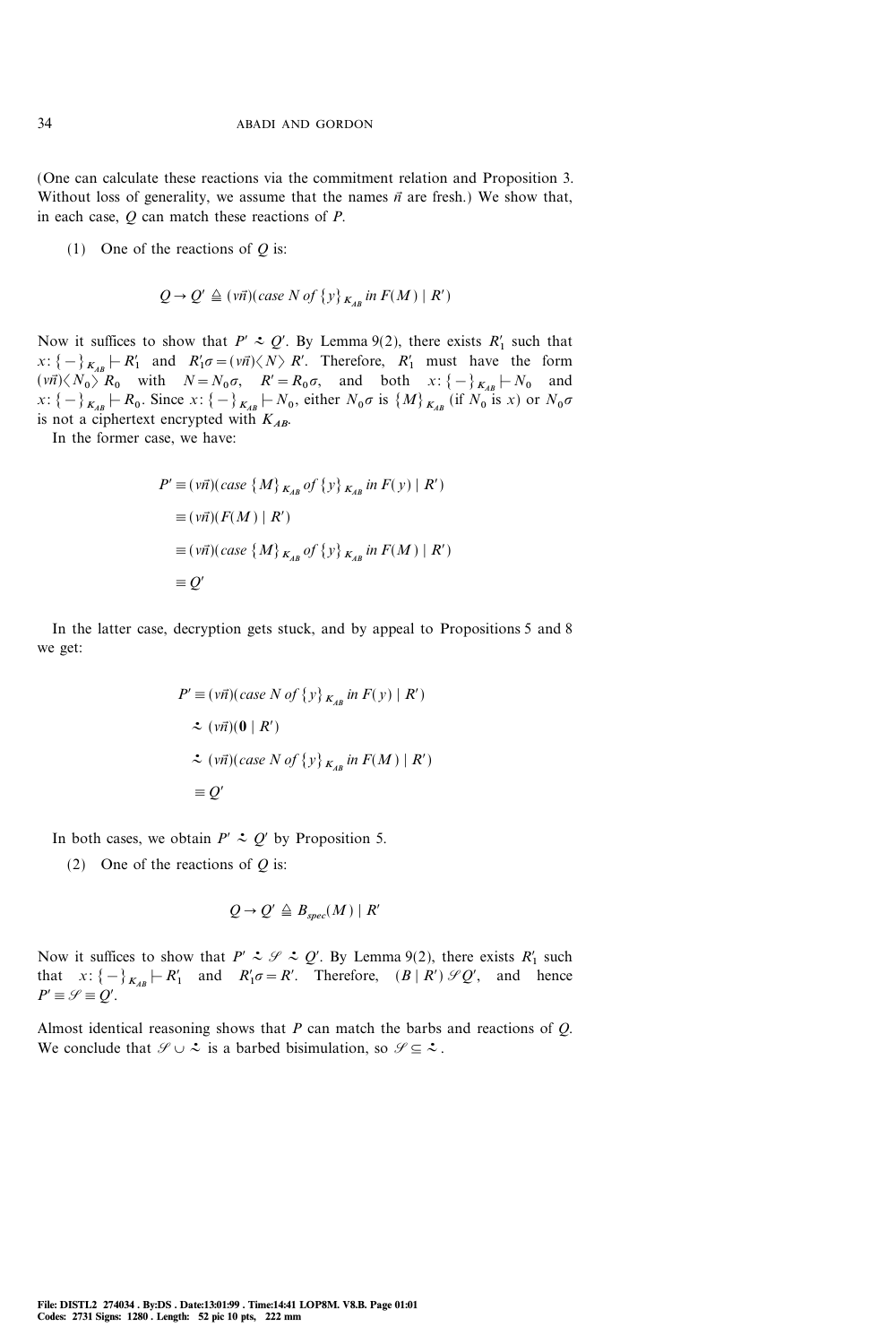(One can calculate these reactions via the commitment relation and Proposition 3. Without loss of generality, we assume that the names $\vec{n}$ are fresh.) We show that, in each case, $Q$ can match these reactions of $P$.

(1) One of the reactions of $Q$ is:

$$Q \rightarrow Q' \triangleq (\nu\vec{n})(\mathit{case}\ N\ \mathit{of}\ \{y\}_{K_{AB}}\ \mathit{in}\ F(M) \mid R')$$

Now it suffices to show that $P' \precsim Q'$. By Lemma 9(2), there exists $R'_1$ such that $x\colon \{-\}_{K_{AB}} \vdash R'_1$ and $R'_1\sigma = (\nu\vec{n})\langle N\rangle\, R'$. Therefore, $R'_1$ must have the form $(\nu\vec{n})\langle N_0\rangle\, R_0$ with $N = N_0\sigma$, $R' = R_0\sigma$, and both $x\colon \{-\}_{K_{AB}} \vdash N_0$ and $x\colon \{-\}_{K_{AB}} \vdash R_0$. Since $x\colon \{-\}_{K_{AB}} \vdash N_0$, either $N_0\sigma$ is $\{M\}_{K_{AB}}$ (if $N_0$ is $x$) or $N_0\sigma$ is not a ciphertext encrypted with $K_{AB}$.

In the former case, we have:

$$\begin{aligned}
P' &\equiv (\nu\vec{n})(\mathit{case}\ \{M\}_{K_{AB}}\ \mathit{of}\ \{y\}_{K_{AB}}\ \mathit{in}\ F(y) \mid R') \\
&\equiv (\nu\vec{n})(F(M) \mid R') \\
&\equiv (\nu\vec{n})(\mathit{case}\ \{M\}_{K_{AB}}\ \mathit{of}\ \{y\}_{K_{AB}}\ \mathit{in}\ F(M) \mid R') \\
&\equiv Q'
\end{aligned}$$

In the latter case, decryption gets stuck, and by appeal to Propositions 5 and 8 we get:

$$\begin{aligned}
P' &\equiv (\nu\vec{n})(\mathit{case}\ N\ \mathit{of}\ \{y\}_{K_{AB}}\ \mathit{in}\ F(y) \mid R') \\
&\precsim (\nu\vec{n})(\mathbf{0} \mid R') \\
&\precsim (\nu\vec{n})(\mathit{case}\ N\ \mathit{of}\ \{y\}_{K_{AB}}\ \mathit{in}\ F(M) \mid R') \\
&\equiv Q'
\end{aligned}$$

In both cases, we obtain $P' \precsim Q'$ by Proposition 5.

(2) One of the reactions of $Q$ is:

$$Q \rightarrow Q' \triangleq B_{spec}(M) \mid R'$$

Now it suffices to show that $P' \precsim \mathscr{S} \precsim Q'$. By Lemma 9(2), there exists $R'_1$ such that $x\colon \{-\}_{K_{AB}} \vdash R'_1$ and $R'_1\sigma = R'$. Therefore, $(B \mid R')\, \mathscr{S}\, Q'$, and hence $P' \equiv \mathscr{S} \equiv Q'$.

Almost identical reasoning shows that $P$ can match the barbs and reactions of $Q$. We conclude that $\mathscr{S} \cup \precsim$ is a barbed bisimulation, so $\mathscr{S} \subseteq \precsim$.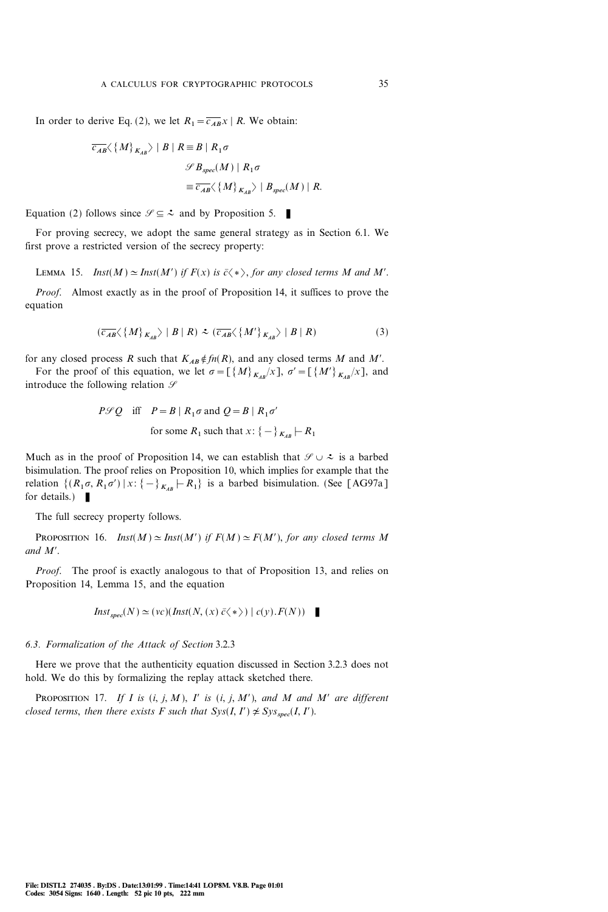In order to derive Eq. (2), we let $R_1 = \overline{c_{AB}}x \mid R$. We obtain:

$$\begin{aligned}
\overline{c_{AB}}\langle \{M\}_{K_{AB}} \rangle \mid B \mid R &\equiv B \mid R_1\sigma \\
&\mathrel{\mathscr{S}} B_{spec}(M) \mid R_1\sigma \\
&\equiv \overline{c_{AB}}\langle \{M\}_{K_{AB}} \rangle \mid B_{spec}(M) \mid R.
\end{aligned}$$

Equation (2) follows since $\mathscr{S} \subseteq \dot{\approx}$ and by Proposition 5. ∎

For proving secrecy, we adopt the same general strategy as in Section 6.1. We first prove a restricted version of the secrecy property:

**Lemma 15.** *$Inst(M) \simeq Inst(M')$ if $F(x)$ is $\bar{c}\langle * \rangle$, for any closed terms $M$ and $M'$.*

*Proof.* Almost exactly as in the proof of Proposition 14, it suffices to prove the equation

$$(\overline{c_{AB}}\langle \{M\}_{K_{AB}} \rangle \mid B \mid R) \mathrel{\dot{\approx}} (\overline{c_{AB}}\langle \{M'\}_{K_{AB}} \rangle \mid B \mid R) \tag{3}$$

for any closed process $R$ such that $K_{AB} \notin fn(R)$, and any closed terms $M$ and $M'$.

For the proof of this equation, we let $\sigma = [\{M\}_{K_{AB}}/x]$, $\sigma' = [\{M'\}_{K_{AB}}/x]$, and introduce the following relation $\mathscr{S}$

$$P \mathrel{\mathscr{S}} Q \quad \text{iff} \quad P = B \mid R_1\sigma \text{ and } Q = B \mid R_1\sigma'$$
$$\text{for some } R_1 \text{ such that } x : \{-\}_{K_{AB}} \vdash R_1$$

Much as in the proof of Proposition 14, we can establish that $\mathscr{S} \cup \dot{\approx}$ is a barbed bisimulation. The proof relies on Proposition 10, which implies for example that the relation $\{(R_1\sigma, R_1\sigma') \mid x : \{-\}_{K_{AB}} \vdash R_1\}$ is a barbed bisimulation. (See [AG97a] for details.) ∎

The full secrecy property follows.

**Proposition 16.** *$Inst(M) \simeq Inst(M')$ if $F(M) \simeq F(M')$, for any closed terms $M$ and $M'$.*

*Proof.* The proof is exactly analogous to that of Proposition 13, and relies on Proposition 14, Lemma 15, and the equation

$$Inst_{spec}(N) \simeq (\nu c)(Inst(N, (x)\, \bar{c}\langle * \rangle) \mid c(y).F(N)) \quad ∎$$

### 6.3. Formalization of the Attack of Section 3.2.3

Here we prove that the authenticity equation discussed in Section 3.2.3 does not hold. We do this by formalizing the replay attack sketched there.

**Proposition 17.** *If $I$ is $(i, j, M)$, $I'$ is $(i, j, M')$, and $M$ and $M'$ are different closed terms, then there exists $F$ such that $Sys(I, I') \not\simeq Sys_{spec}(I, I')$.*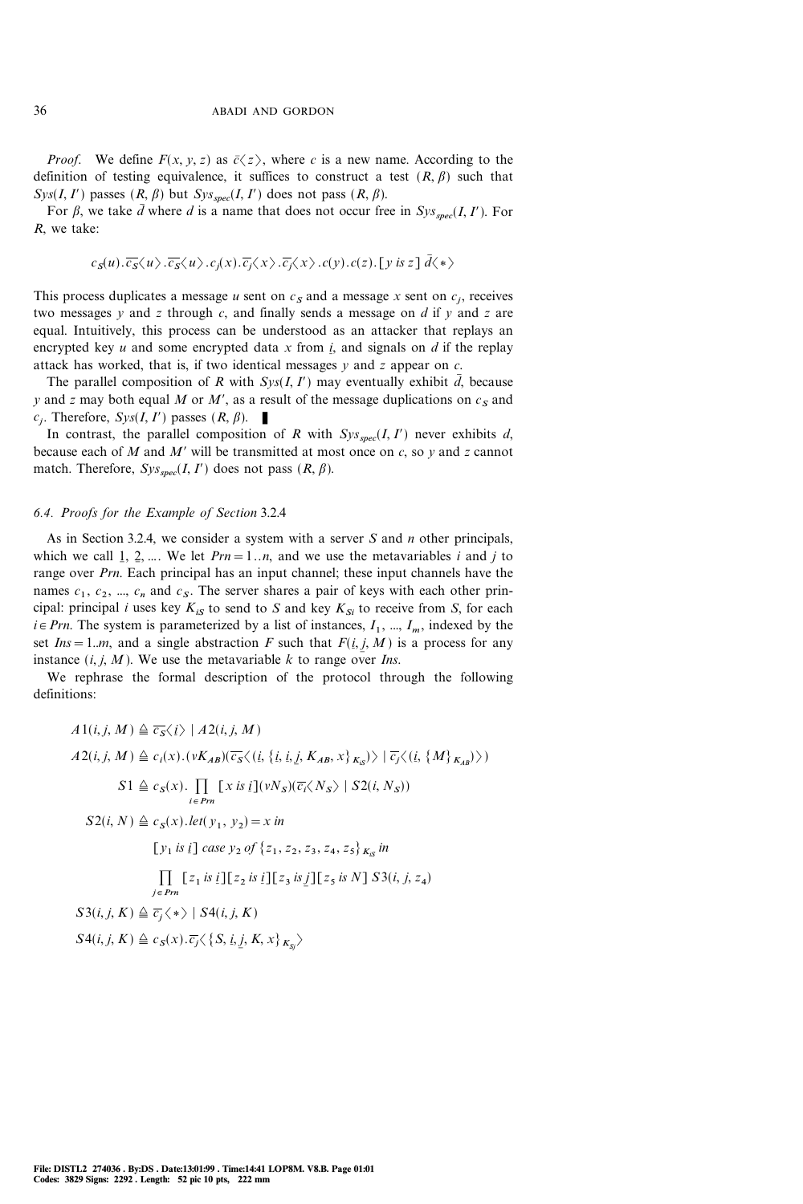*Proof.* We define $F(x, y, z)$ as $\bar{c}\langle z\rangle$, where $c$ is a new name. According to the definition of testing equivalence, it suffices to construct a test $(R, \beta)$ such that $Sys(I, I')$ passes $(R, \beta)$ but $Sys_{spec}(I, I')$ does not pass $(R, \beta)$.

For $\beta$, we take $\bar{d}$ where $d$ is a name that does not occur free in $Sys_{spec}(I, I')$. For $R$, we take:

$$c_S(u).\overline{c_S}\langle u\rangle.\overline{c_S}\langle u\rangle.c_j(x).\overline{c_j}\langle x\rangle.\overline{c_j}\langle x\rangle.c(y).c(z).[y \text{ is } z]\ \bar{d}\langle *\rangle$$

This process duplicates a message $u$ sent on $c_S$ and a message $x$ sent on $c_j$, receives two messages $y$ and $z$ through $c$, and finally sends a message on $d$ if $y$ and $z$ are equal. Intuitively, this process can be understood as an attacker that replays an encrypted key $u$ and some encrypted data $x$ from $\underline{i}$, and signals on $d$ if the replay attack has worked, that is, if two identical messages $y$ and $z$ appear on $c$.

The parallel composition of $R$ with $Sys(I, I')$ may eventually exhibit $\bar{d}$, because $y$ and $z$ may both equal $M$ or $M'$, as a result of the message duplications on $c_S$ and $c_j$. Therefore, $Sys(I, I')$ passes $(R, \beta)$. ∎

In contrast, the parallel composition of $R$ with $Sys_{spec}(I, I')$ never exhibits $d$, because each of $M$ and $M'$ will be transmitted at most once on $c$, so $y$ and $z$ cannot match. Therefore, $Sys_{spec}(I, I')$ does not pass $(R, \beta)$.

### 6.4. Proofs for the Example of Section 3.2.4

As in Section 3.2.4, we consider a system with a server $S$ and $n$ other principals, which we call $\underline{1}$, $\underline{2}$, .... We let $Prn = 1..n$, and we use the metavariables $i$ and $j$ to range over $Prn$. Each principal has an input channel; these input channels have the names $c_1$, $c_2$, ..., $c_n$ and $c_S$. The server shares a pair of keys with each other principal: principal $i$ uses key $K_{iS}$ to send to $S$ and key $K_{Si}$ to receive from $S$, for each $i \in Prn$. The system is parameterized by a list of instances, $I_1, ..., I_m$, indexed by the set $Ins = 1..m$, and a single abstraction $F$ such that $F(\underline{i}, \underline{j}, M)$ is a process for any instance $(i, j, M)$. We use the metavariable $k$ to range over $Ins$.

We rephrase the formal description of the protocol through the following definitions:

$$A1(i, j, M) \triangleq \overline{c_S}\langle \underline{i}\rangle \mid A2(i, j, M)$$

$$A2(i, j, M) \triangleq c_i(x).(\nu K_{AB})(\overline{c_S}\langle(\underline{i}, \{\underline{i}, \underline{i}, \underline{j}, K_{AB}, x\}_{K_{iS}})\rangle \mid \overline{c_j}\langle(\underline{i}, \{M\}_{K_{AB}})\rangle)$$

$$S1 \triangleq c_S(x).\prod_{i \in Prn}[x \text{ is } \underline{i}](\nu N_S)(\overline{c_i}\langle N_S\rangle \mid S2(i, N_S))$$

$$\begin{aligned} S2(i, N) \triangleq\ & c_S(x).let(y_1, y_2) = x \text{ in} \\ & [y_1 \text{ is } \underline{i}]\ case\ y_2\ of\ \{z_1, z_2, z_3, z_4, z_5\}_{K_{iS}} \text{ in} \\ & \prod_{j \in Prn}[z_1 \text{ is } \underline{i}][z_2 \text{ is } \underline{i}][z_3 \text{ is } \underline{j}][z_5 \text{ is } N]\ S3(i, j, z_4) \end{aligned}$$

$$S3(i, j, K) \triangleq \overline{c_j}\langle *\rangle \mid S4(i, j, K)$$

$$S4(i, j, K) \triangleq c_S(x).\overline{c_j}\langle\{S, \underline{i}, \underline{j}, K, x\}_{K_{Sj}}\rangle$$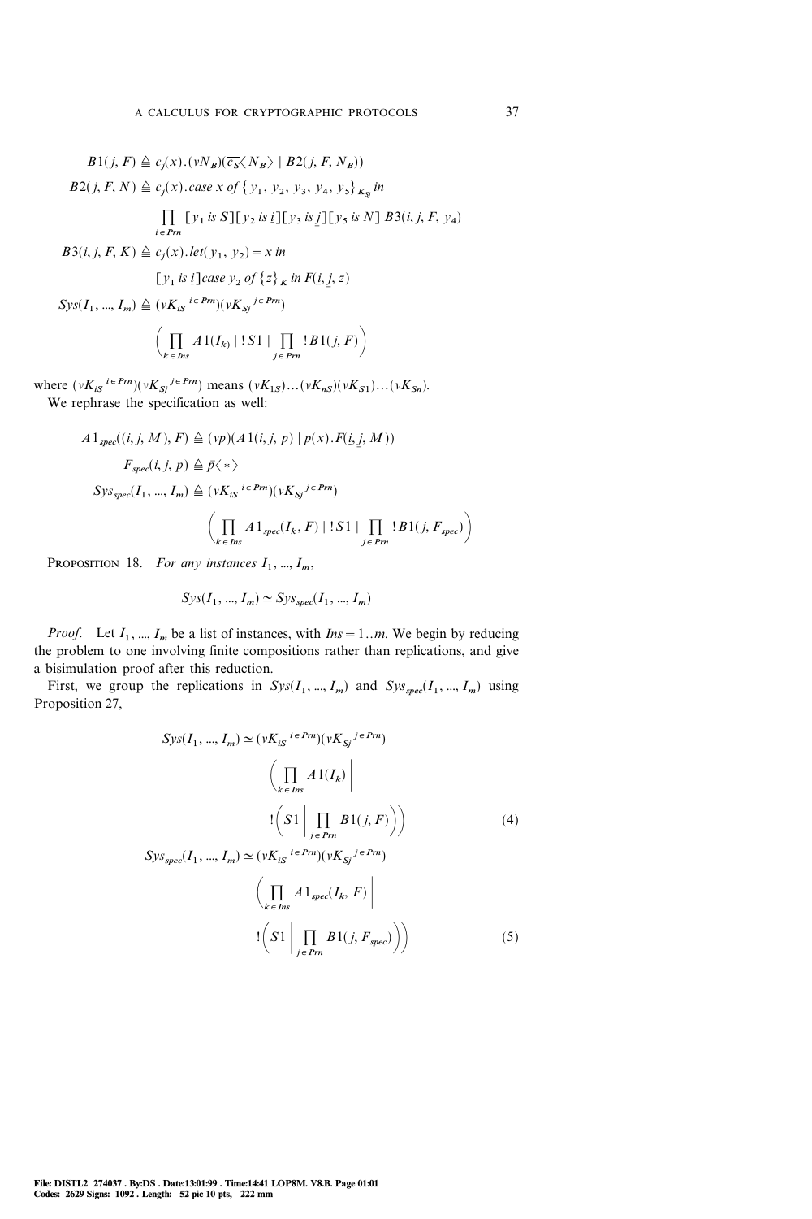$$B1(j, F) \triangleq c_j(x).(\nu N_B)(\overline{c_S}\langle N_B\rangle \mid B2(j, F, N_B))$$

$$B2(j, F, N) \triangleq c_j(x).case\ x\ of\ \{y_1, y_2, y_3, y_4, y_5\}_{K_{Sj}}\ in$$

$$\prod_{i \in Prn} [y_1\ is\ S][y_2\ is\ \underline{i}][y_3\ is\ \underline{j}][y_5\ is\ N]\ B3(i, j, F, y_4)$$

$$B3(i, j, F, K) \triangleq c_j(x).let(y_1, y_2) = x\ in$$

$$[y_1\ is\ \underline{i}]case\ y_2\ of\ \{z\}_K\ in\ F(\underline{i}, \underline{j}, z)$$

$$Sys(I_1, ..., I_m) \triangleq (\nu K_{iS}{}^{i \in Prn})(\nu K_{Sj}{}^{j \in Prn})$$

$$\left(\prod_{k \in Ins} A1(I_k) \mid !S1 \mid \prod_{j \in Prn} !B1(j, F)\right)$$

where $(\nu K_{iS}{}^{i \in Prn})(\nu K_{Sj}{}^{j \in Prn})$ means $(\nu K_{1S})...(\nu K_{nS})(\nu K_{S1})...(\nu K_{Sn})$.

We rephrase the specification as well:

$$A1_{spec}((i, j, M), F) \triangleq (\nu p)(A1(i, j, p) \mid p(x).F(\underline{i}, \underline{j}, M))$$

$$F_{spec}(i, j, p) \triangleq \bar{p}\langle * \rangle$$

$$Sys_{spec}(I_1, ..., I_m) \triangleq (\nu K_{iS}{}^{i \in Prn})(\nu K_{Sj}{}^{j \in Prn})$$

$$\left(\prod_{k \in Ins} A1_{spec}(I_k, F) \mid !S1 \mid \prod_{j \in Prn} !B1(j, F_{spec})\right)$$

PROPOSITION 18. *For any instances $I_1, ..., I_m$,*

$$Sys(I_1, ..., I_m) \simeq Sys_{spec}(I_1, ..., I_m)$$

*Proof.* Let $I_1, ..., I_m$ be a list of instances, with $Ins = 1..m$. We begin by reducing the problem to one involving finite compositions rather than replications, and give a bisimulation proof after this reduction.

First, we group the replications in $Sys(I_1, ..., I_m)$ and $Sys_{spec}(I_1, ..., I_m)$ using Proposition 27,

$$Sys(I_1, ..., I_m) \simeq (\nu K_{iS}{}^{i \in Prn})(\nu K_{Sj}{}^{j \in Prn}) \left(\prod_{k \in Ins} A1(I_k) \,\middle|\, !\left(S1 \,\middle|\, \prod_{j \in Prn} B1(j, F)\right)\right) \tag{4}$$

$$Sys_{spec}(I_1, ..., I_m) \simeq (\nu K_{iS}{}^{i \in Prn})(\nu K_{Sj}{}^{j \in Prn}) \left(\prod_{k \in Ins} A1_{spec}(I_k, F) \,\middle|\, !\left(S1 \,\middle|\, \prod_{j \in Prn} B1(j, F_{spec})\right)\right) \tag{5}$$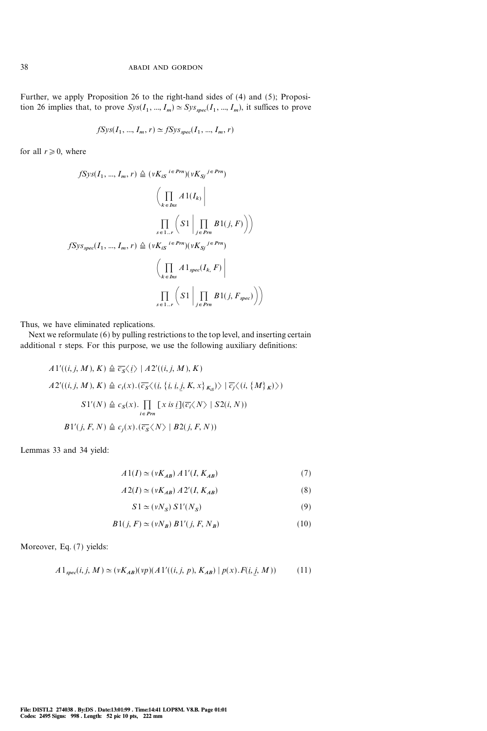Further, we apply Proposition 26 to the right-hand sides of (4) and (5); Proposition 26 implies that, to prove $Sys(I_1, ..., I_m) \simeq Sys_{spec}(I_1, ..., I_m)$, it suffices to prove

$$fSys(I_1, ..., I_m, r) \simeq fSys_{spec}(I_1, ..., I_m, r)$$

for all $r \geqslant 0$, where

$$\begin{aligned}
fSys(I_1, ..., I_m, r) &\triangleq (\nu K_{iS}{}^{i \in Prn})(\nu K_{Sj}{}^{j \in Prn}) \\
&\quad \left( \prod_{k \in Ins} A1(I_k) \,\middle|\, \right. \\
&\quad \left. \prod_{s \in 1..r} \left( S1 \,\middle|\, \prod_{j \in Prn} B1(j, F) \right) \right) \\
fSys_{spec}(I_1, ..., I_m, r) &\triangleq (\nu K_{iS}{}^{i \in Prn})(\nu K_{Sj}{}^{j \in Prn}) \\
&\quad \left( \prod_{k \in Ins} A1_{spec}(I_k, F) \,\middle|\, \right. \\
&\quad \left. \prod_{s \in 1..r} \left( S1 \,\middle|\, \prod_{j \in Prn} B1(j, F_{spec}) \right) \right)
\end{aligned}$$

Thus, we have eliminated replications.

Next we reformulate (6) by pulling restrictions to the top level, and inserting certain additional $\tau$ steps. For this purpose, we use the following auxiliary definitions:

$$\begin{aligned}
A1'((i, j, M), K) &\triangleq \overline{c_S}\langle \underline{i} \rangle \mid A2'((i, j, M), K) \\
A2'((i, j, M), K) &\triangleq c_i(x).(\overline{c_S}\langle (i, \{\underline{i}, \underline{i}, \underline{j}, K, x\}_{K_{iS}}) \rangle \mid \overline{c_j}\langle (i, \{M\}_K) \rangle) \\
S1'(N) &\triangleq c_S(x). \prod_{i \in Prn} [x \text{ is } \underline{i}](\overline{c_i}\langle N \rangle \mid S2(i, N)) \\
B1'(j, F, N) &\triangleq c_j(x).(\overline{c_S}\langle N \rangle \mid B2(j, F, N))
\end{aligned}$$

Lemmas 33 and 34 yield:

$$A1(I) \simeq (\nu K_{AB})\, A1'(I, K_{AB}) \tag{7}$$

$$A2(I) \simeq (\nu K_{AB})\, A2'(I, K_{AB}) \tag{8}$$

$$S1 \simeq (\nu N_S)\, S1'(N_S) \tag{9}$$

$$B1(j, F) \simeq (\nu N_B)\, B1'(j, F, N_B) \tag{10}$$

Moreover, Eq. (7) yields:

$$A1_{spec}(i, j, M) \simeq (\nu K_{AB})(\nu p)(A1'((i, j, p), K_{AB}) \mid p(x).F(\underline{i}, \underline{j}, M)) \tag{11}$$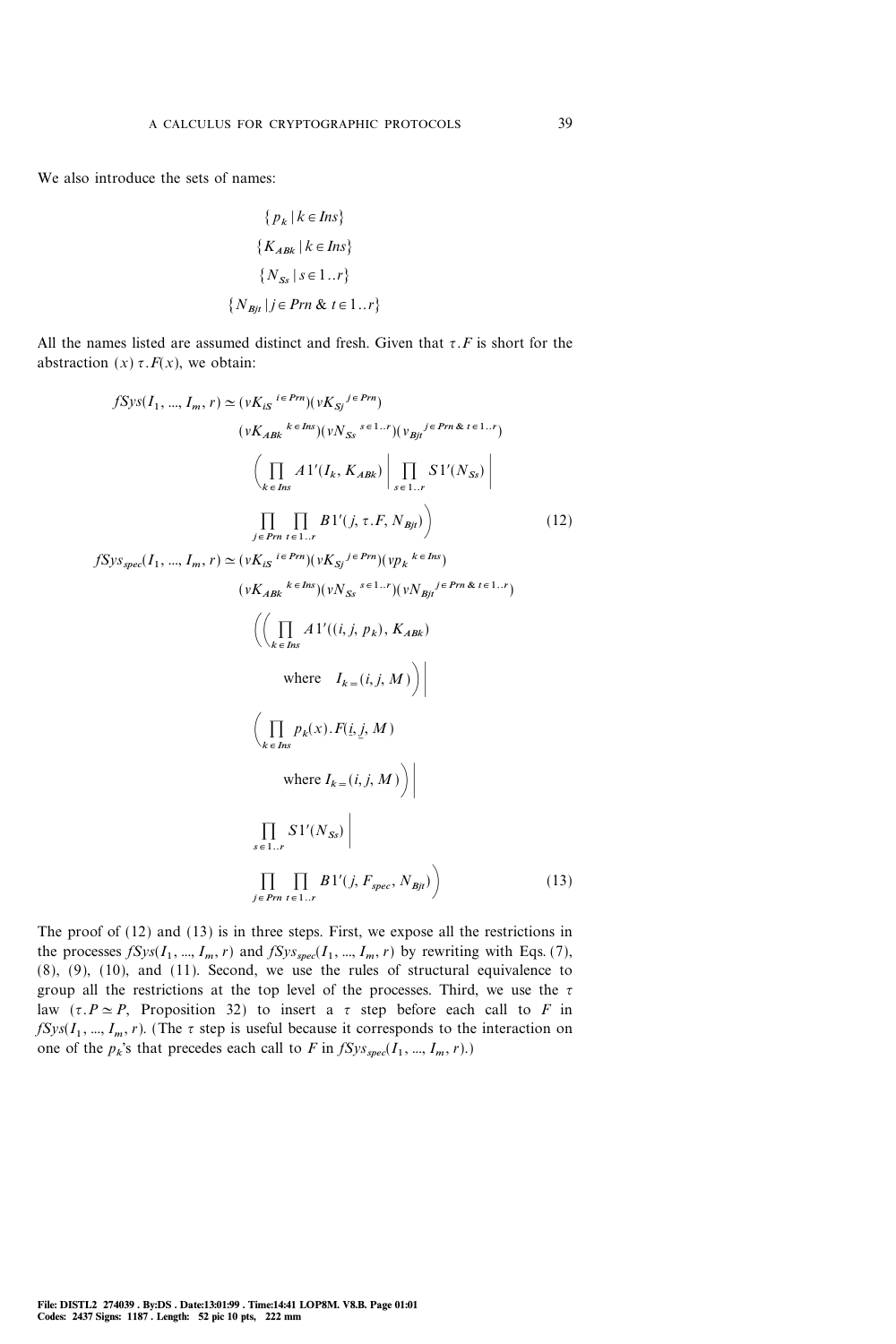We also introduce the sets of names:

$$\{p_k \mid k \in Ins\}$$

$$\{K_{ABk} \mid k \in Ins\}$$

$$\{N_{Ss} \mid s \in 1..r\}$$

$$\{N_{Bjt} \mid j \in Prn \;\&\; t \in 1..r\}$$

All the names listed are assumed distinct and fresh. Given that $\tau.F$ is short for the abstraction $(x)\,\tau.F(x)$, we obtain:

$$
\begin{aligned}
fSys(I_1, ..., I_m, r) \simeq\ & (\nu K_{iS}{}^{i \in Prn})(\nu K_{Sj}{}^{j \in Prn}) \\
& (\nu K_{ABk}{}^{k \in Ins})(\nu N_{Ss}{}^{s \in 1..r})(\nu_{Bjt}{}^{j \in Prn \,\&\, t \in 1..r}) \\
& \Bigg( \prod_{k \in Ins} A1'(I_k, K_{ABk}) \;\Bigg|\; \prod_{s \in 1..r} S1'(N_{Ss}) \;\Bigg| \\
& \prod_{j \in Prn} \prod_{t \in 1..r} B1'(j, \tau.F, N_{Bjt}) \Bigg)
\end{aligned}
\tag{12}
$$

$$
\begin{aligned}
fSys_{spec}(I_1, ..., I_m, r) \simeq\ & (\nu K_{iS}{}^{i \in Prn})(\nu K_{Sj}{}^{j \in Prn})(\nu p_k{}^{k \in Ins}) \\
& (\nu K_{ABk}{}^{k \in Ins})(\nu N_{Ss}{}^{s \in 1..r})(\nu N_{Bjt}{}^{j \in Prn \,\&\, t \in 1..r}) \\
& \Bigg( \Bigg( \prod_{k \in Ins} A1'((i, j, p_k), K_{ABk}) \\
& \qquad \text{where} \quad I_k = (i, j, M) \Bigg) \;\Bigg| \\
& \Bigg( \prod_{k \in Ins} p_k(x).F(\underline{i}, \underline{j}, M) \\
& \qquad \text{where } I_k = (i, j, M) \Bigg) \;\Bigg| \\
& \prod_{s \in 1..r} S1'(N_{Ss}) \;\Bigg| \\
& \prod_{j \in Prn} \prod_{t \in 1..r} B1'(j, F_{spec}, N_{Bjt}) \Bigg)
\end{aligned}
\tag{13}
$$

The proof of (12) and (13) is in three steps. First, we expose all the restrictions in the processes $fSys(I_1, ..., I_m, r)$ and $fSys_{spec}(I_1, ..., I_m, r)$ by rewriting with Eqs. (7), (8), (9), (10), and (11). Second, we use the rules of structural equivalence to group all the restrictions at the top level of the processes. Third, we use the $\tau$ law ($\tau.P \simeq P$, Proposition 32) to insert a $\tau$ step before each call to $F$ in $fSys(I_1, ..., I_m, r)$. (The $\tau$ step is useful because it corresponds to the interaction on one of the $p_k$'s that precedes each call to $F$ in $fSys_{spec}(I_1, ..., I_m, r)$.)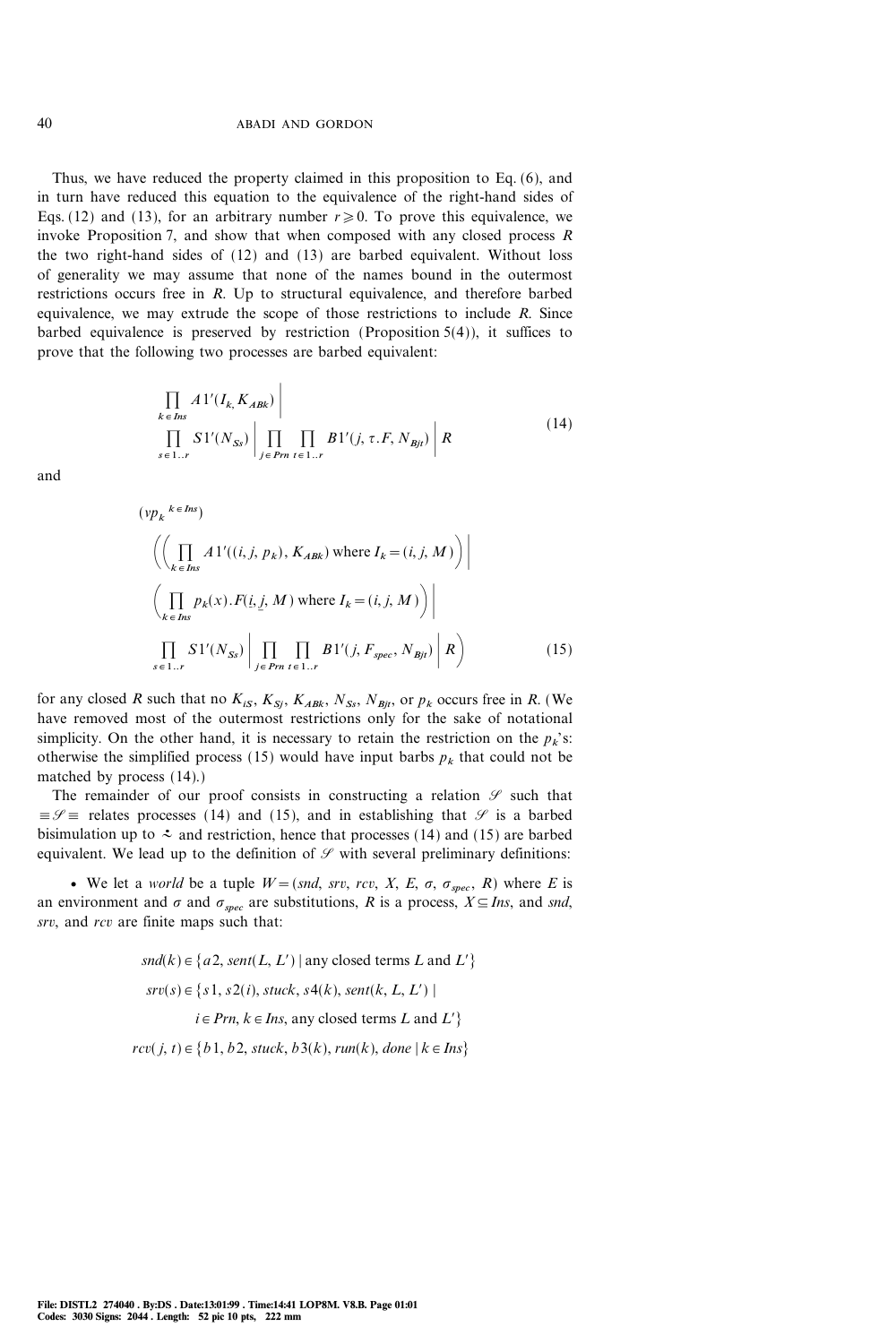Thus, we have reduced the property claimed in this proposition to Eq. (6), and in turn have reduced this equation to the equivalence of the right-hand sides of Eqs. (12) and (13), for an arbitrary number $r \geqslant 0$. To prove this equivalence, we invoke Proposition 7, and show that when composed with any closed process $R$ the two right-hand sides of (12) and (13) are barbed equivalent. Without loss of generality we may assume that none of the names bound in the outermost restrictions occurs free in $R$. Up to structural equivalence, and therefore barbed equivalence, we may extrude the scope of those restrictions to include $R$. Since barbed equivalence is preserved by restriction (Proposition 5(4)), it suffices to prove that the following two processes are barbed equivalent:

$$
\begin{aligned}
&\prod_{k \in Ins} A1'(I_k, K_{ABk}) \;\Big|\\
&\prod_{s \in 1..r} S1'(N_{Ss}) \;\Big|\; \prod_{j \in Prn} \prod_{t \in 1..r} B1'(j, \tau.F, N_{Bjt}) \;\Big|\; R
\end{aligned}
\tag{14}
$$

and

$$
\begin{aligned}
&(\nu p_k{}^{k \in Ins})\\
&\Big( \Big( \prod_{k \in Ins} A1'((i, j, p_k), K_{ABk}) \text{ where } I_k = (i, j, M) \Big) \;\Big|\\
&\Big( \prod_{k \in Ins} p_k(x).F(\underline{i}, \underline{j}, M) \text{ where } I_k = (i, j, M) \Big) \;\Big|\\
&\prod_{s \in 1..r} S1'(N_{Ss}) \;\Big|\; \prod_{j \in Prn} \prod_{t \in 1..r} B1'(j, F_{spec}, N_{Bjt}) \;\Big|\; R \Big)
\end{aligned}
\tag{15}
$$

for any closed $R$ such that no $K_{iS}$, $K_{Sj}$, $K_{ABk}$, $N_{Ss}$, $N_{Bjt}$, or $p_k$ occurs free in $R$. (We have removed most of the outermost restrictions only for the sake of notational simplicity. On the other hand, it is necessary to retain the restriction on the $p_k$'s: otherwise the simplified process (15) would have input barbs $p_k$ that could not be matched by process (14).)

The remainder of our proof consists in constructing a relation $\mathscr{S}$ such that $\equiv \mathscr{S} \equiv$ relates processes (14) and (15), and in establishing that $\mathscr{S}$ is a barbed bisimulation up to $\stackrel{\centerdot}{\approx}$ and restriction, hence that processes (14) and (15) are barbed equivalent. We lead up to the definition of $\mathscr{S}$ with several preliminary definitions:

- We let a *world* be a tuple $W = (snd, srv, rcv, X, E, \sigma, \sigma_{spec}, R)$ where $E$ is an environment and $\sigma$ and $\sigma_{spec}$ are substitutions, $R$ is a process, $X \subseteq Ins$, and $snd$, $srv$, and $rcv$ are finite maps such that:

$$
\begin{aligned}
snd(k) &\in \{a2, sent(L, L') \mid \text{any closed terms } L \text{ and } L'\}\\
srv(s) &\in \{s1, s2(i), stuck, s4(k), sent(k, L, L') \mid\\
&\qquad i \in Prn, k \in Ins, \text{any closed terms } L \text{ and } L'\}\\
rcv(j, t) &\in \{b1, b2, stuck, b3(k), run(k), done \mid k \in Ins\}
\end{aligned}
$$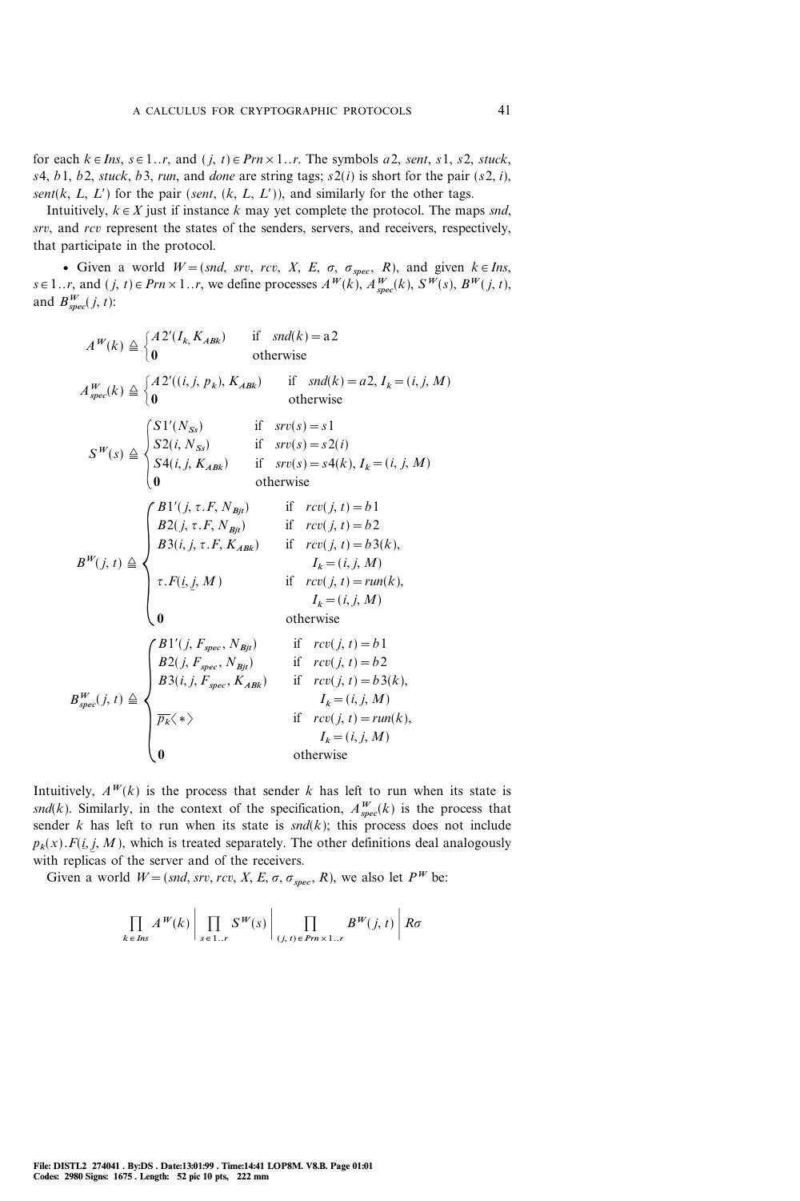for each $k \in Ins$, $s \in 1..r$, and $(j, t) \in Prn \times 1..r$. The symbols $a2$, $sent$, $s1$, $s2$, $stuck$, $s4$, $b1$, $b2$, $stuck$, $b3$, $run$, and $done$ are string tags; $s2(i)$ is short for the pair $(s2, i)$, $sent(k, L, L')$ for the pair $(sent, (k, L, L'))$, and similarly for the other tags.

Intuitively, $k \in X$ just if instance $k$ may yet complete the protocol. The maps $snd$, $srv$, and $rcv$ represent the states of the senders, servers, and receivers, respectively, that participate in the protocol.

- Given a world $W = (snd, srv, rcv, X, E, \sigma, \sigma_{spec}, R)$, and given $k \in Ins$, $s \in 1..r$, and $(j, t) \in Prn \times 1..r$, we define processes $A^W(k)$, $A^W_{spec}(k)$, $S^W(s)$, $B^W(j, t)$, and $B^W_{spec}(j, t)$:

$$A^W(k) \triangleq \begin{cases} A2'(I_k, K_{ABk}) & \text{if } snd(k) = \text{a}2 \\ \mathbf{0} & \text{otherwise} \end{cases}$$

$$A^W_{spec}(k) \triangleq \begin{cases} A2'((i, j, p_k), K_{ABk}) & \text{if } snd(k) = a2, I_k = (i, j, M) \\ \mathbf{0} & \text{otherwise} \end{cases}$$

$$S^W(s) \triangleq \begin{cases} S1'(N_{Ss}) & \text{if } srv(s) = s1 \\ S2(i, N_{Ss}) & \text{if } srv(s) = s2(i) \\ S4(i, j, K_{ABk}) & \text{if } srv(s) = s4(k), I_k = (i, j, M) \\ \mathbf{0} & \text{otherwise} \end{cases}$$

$$B^W(j, t) \triangleq \begin{cases} B1'(j, \tau.F, N_{Bjt}) & \text{if } rcv(j, t) = b1 \\ B2(j, \tau.F, N_{Bjt}) & \text{if } rcv(j, t) = b2 \\ B3(i, j, \tau.F, K_{ABk}) & \text{if } rcv(j, t) = b3(k), \\ & \quad I_k = (i, j, M) \\ \tau.F(\underline{i}, \underline{j}, M) & \text{if } rcv(j, t) = run(k), \\ & \quad I_k = (i, j, M) \\ \mathbf{0} & \text{otherwise} \end{cases}$$

$$B^W_{spec}(j, t) \triangleq \begin{cases} B1'(j, F_{spec}, N_{Bjt}) & \text{if } rcv(j, t) = b1 \\ B2(j, F_{spec}, N_{Bjt}) & \text{if } rcv(j, t) = b2 \\ B3(i, j, F_{spec}, K_{ABk}) & \text{if } rcv(j, t) = b3(k), \\ & \quad I_k = (i, j, M) \\ \overline{p_k}\langle * \rangle & \text{if } rcv(j, t) = run(k), \\ & \quad I_k = (i, j, M) \\ \mathbf{0} & \text{otherwise} \end{cases}$$

Intuitively, $A^W(k)$ is the process that sender $k$ has left to run when its state is $snd(k)$. Similarly, in the context of the specification, $A^W_{spec}(k)$ is the process that sender $k$ has left to run when its state is $snd(k)$; this process does not include $p_k(x).F(\underline{i}, \underline{j}, M)$, which is treated separately. The other definitions deal analogously with replicas of the server and of the receivers.

Given a world $W = (snd, srv, rcv, X, E, \sigma, \sigma_{spec}, R)$, we also let $P^W$ be:

$$\prod_{k \in Ins} A^W(k) \;\Big|\; \prod_{s \in 1..r} S^W(s) \;\Big|\; \prod_{(j, t) \in Prn \times 1..r} B^W(j, t) \;\Big|\; R\sigma$$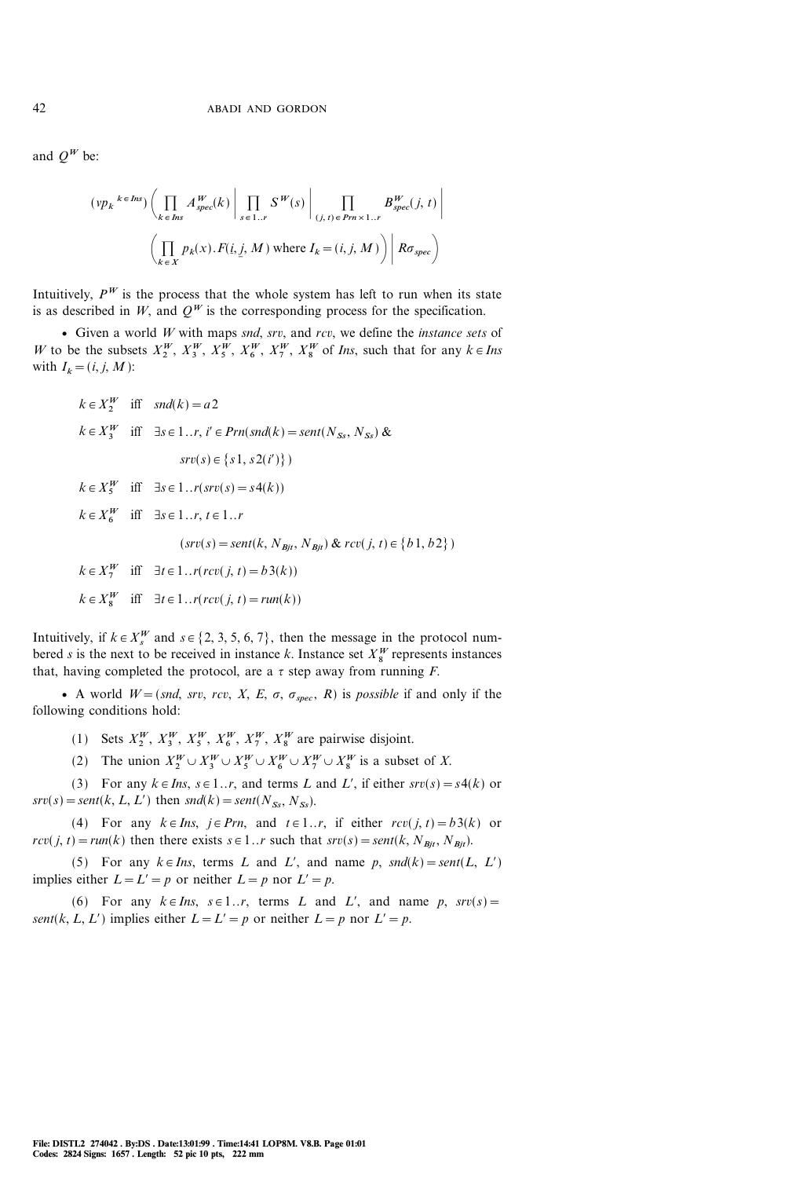and $Q^W$ be:

$$(\nu p_k{}^{k \in Ins}) \left( \prod_{k \in Ins} A^W_{spec}(k) \;\middle|\; \prod_{s \in 1..r} S^W(s) \;\middle|\; \prod_{(j,t) \in Prn \times 1..r} B^W_{spec}(j,t) \;\middle|\; \left( \prod_{k \in X} p_k(x).F(i,j,M) \text{ where } I_k = (i,j,M) \right) \;\middle|\; R\sigma_{spec} \right)$$

Intuitively, $P^W$ is the process that the whole system has left to run when its state is as described in $W$, and $Q^W$ is the corresponding process for the specification.

- Given a world $W$ with maps *snd*, *srv*, and *rcv*, we define the *instance sets* of $W$ to be the subsets $X^W_2$, $X^W_3$, $X^W_5$, $X^W_6$, $X^W_7$, $X^W_8$ of *Ins*, such that for any $k \in Ins$ with $I_k = (i, j, M)$:

$$
\begin{aligned}
&k \in X^W_2 \quad \text{iff} \quad snd(k) = a2\\
&k \in X^W_3 \quad \text{iff} \quad \exists s \in 1..r, i' \in Prn(snd(k) = sent(N_{Ss}, N_{Ss})\ \&\\
&\qquad\qquad\qquad srv(s) \in \{s1, s2(i')\})\\
&k \in X^W_5 \quad \text{iff} \quad \exists s \in 1..r(srv(s) = s4(k))\\
&k \in X^W_6 \quad \text{iff} \quad \exists s \in 1..r, t \in 1..r\\
&\qquad\qquad\qquad (srv(s) = sent(k, N_{Bjt}, N_{Bjt})\ \&\ rcv(j,t) \in \{b1, b2\})\\
&k \in X^W_7 \quad \text{iff} \quad \exists t \in 1..r(rcv(j,t) = b3(k))\\
&k \in X^W_8 \quad \text{iff} \quad \exists t \in 1..r(rcv(j,t) = run(k))
\end{aligned}
$$

Intuitively, if $k \in X^W_s$ and $s \in \{2, 3, 5, 6, 7\}$, then the message in the protocol numbered $s$ is the next to be received in instance $k$. Instance set $X^W_8$ represents instances that, having completed the protocol, are a $\tau$ step away from running $F$.

- A world $W = (snd, srv, rcv, X, E, \sigma, \sigma_{spec}, R)$ is *possible* if and only if the following conditions hold:

(1) Sets $X^W_2$, $X^W_3$, $X^W_5$, $X^W_6$, $X^W_7$, $X^W_8$ are pairwise disjoint.

(2) The union $X^W_2 \cup X^W_3 \cup X^W_5 \cup X^W_6 \cup X^W_7 \cup X^W_8$ is a subset of $X$.

(3) For any $k \in Ins$, $s \in 1..r$, and terms $L$ and $L'$, if either $srv(s) = s4(k)$ or $srv(s) = sent(k, L, L')$ then $snd(k) = sent(N_{Ss}, N_{Ss})$.

(4) For any $k \in Ins$, $j \in Prn$, and $t \in 1..r$, if either $rcv(j,t) = b3(k)$ or $rcv(j,t) = run(k)$ then there exists $s \in 1..r$ such that $srv(s) = sent(k, N_{Bjt}, N_{Bjt})$.

(5) For any $k \in Ins$, terms $L$ and $L'$, and name $p$, $snd(k) = sent(L, L')$ implies either $L = L' = p$ or neither $L = p$ nor $L' = p$.

(6) For any $k \in Ins$, $s \in 1..r$, terms $L$ and $L'$, and name $p$, $srv(s) = sent(k, L, L')$ implies either $L = L' = p$ or neither $L = p$ nor $L' = p$.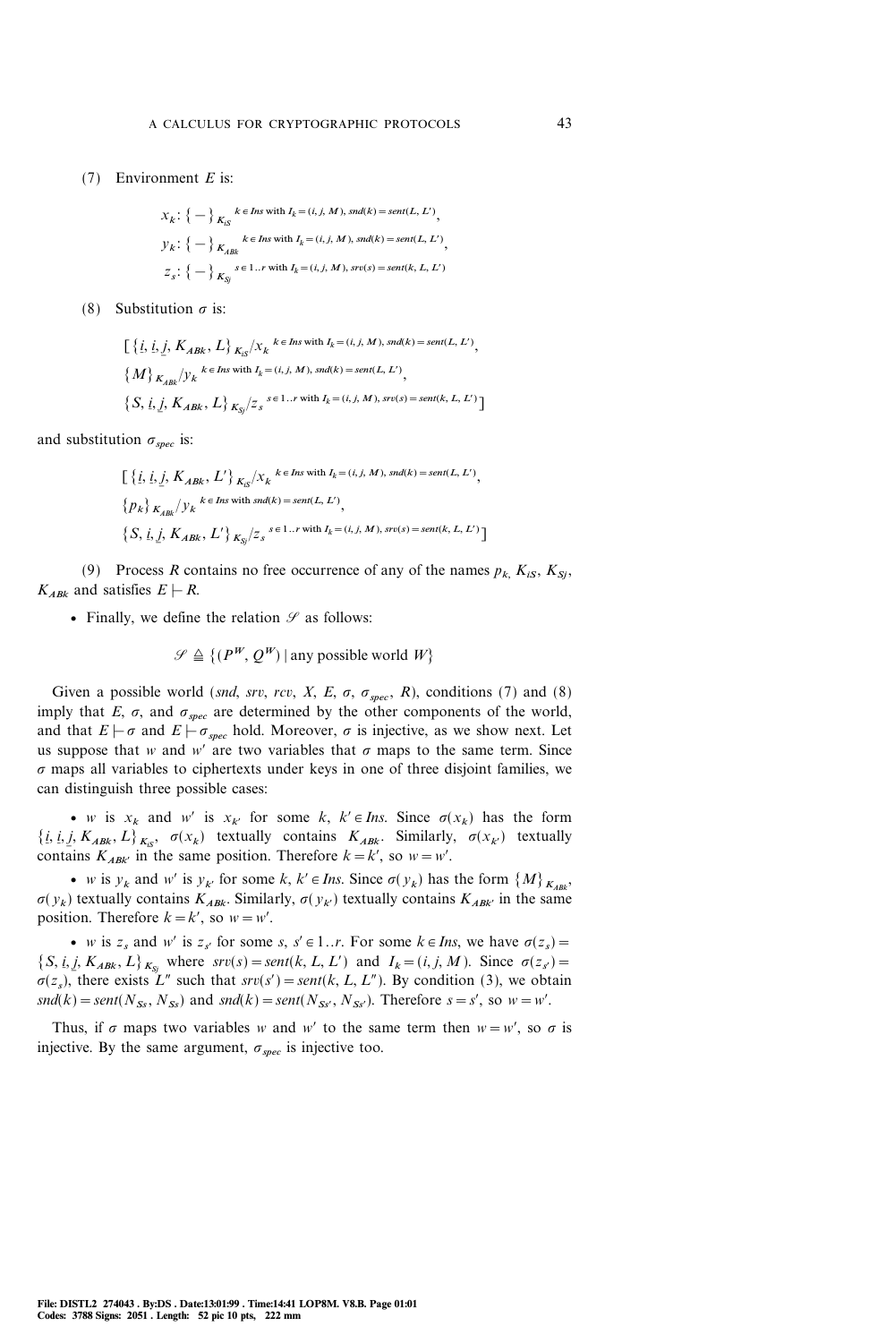(7) Environment $E$ is:

$$x_k : \{-\}_{K_{iS}} \ {}^{k \in Ins \text{ with } I_k = (i,j,M),\, snd(k) = sent(L, L')},$$
$$y_k : \{-\}_{K_{ABk}} \ {}^{k \in Ins \text{ with } I_k = (i,j,M),\, snd(k) = sent(L, L')},$$
$$z_s : \{-\}_{K_{Sj}} \ {}^{s \in 1..r \text{ with } I_k = (i,j,M),\, srv(s) = sent(k, L, L')}$$

(8) Substitution $\sigma$ is:

$$[\{\underline{i}, \underline{i}, \underline{j}, K_{ABk}, L\}_{K_{iS}}/x_k \ {}^{k \in Ins \text{ with } I_k = (i,j,M),\, snd(k) = sent(L, L')},$$
$$\{M\}_{K_{ABk}}/y_k \ {}^{k \in Ins \text{ with } I_k = (i,j,M),\, snd(k) = sent(L, L')},$$
$$\{S, \underline{i}, \underline{j}, K_{ABk}, L\}_{K_{Sj}}/z_s \ {}^{s \in 1..r \text{ with } I_k = (i,j,M),\, srv(s) = sent(k, L, L')}]$$

and substitution $\sigma_{spec}$ is:

$$[\{\underline{i}, \underline{i}, \underline{j}, K_{ABk}, L'\}_{K_{iS}}/x_k \ {}^{k \in Ins \text{ with } I_k = (i,j,M),\, snd(k) = sent(L, L')},$$
$$\{p_k\}_{K_{ABk}}/y_k \ {}^{k \in Ins \text{ with } snd(k) = sent(L, L')},$$
$$\{S, \underline{i}, \underline{j}, K_{ABk}, L'\}_{K_{Sj}}/z_s \ {}^{s \in 1..r \text{ with } I_k = (i,j,M),\, srv(s) = sent(k, L, L')}]$$

(9) Process $R$ contains no free occurrence of any of the names $p_k$, $K_{iS}$, $K_{Sj}$, $K_{ABk}$ and satisfies $E \vdash R$.

- Finally, we define the relation $\mathcal{S}$ as follows:

$$\mathcal{S} \triangleq \{(P^W, Q^W) \mid \text{any possible world } W\}$$

Given a possible world $(snd, srv, rcv, X, E, \sigma, \sigma_{spec}, R)$, conditions (7) and (8) imply that $E$, $\sigma$, and $\sigma_{spec}$ are determined by the other components of the world, and that $E \vdash \sigma$ and $E \vdash \sigma_{spec}$ hold. Moreover, $\sigma$ is injective, as we show next. Let us suppose that $w$ and $w'$ are two variables that $\sigma$ maps to the same term. Since $\sigma$ maps all variables to ciphertexts under keys in one of three disjoint families, we can distinguish three possible cases:

- $w$ is $x_k$ and $w'$ is $x_{k'}$ for some $k, k' \in Ins$. Since $\sigma(x_k)$ has the form $\{\underline{i}, \underline{i}, \underline{j}, K_{ABk}, L\}_{K_{iS}}$, $\sigma(x_k)$ textually contains $K_{ABk}$. Similarly, $\sigma(x_{k'})$ textually contains $K_{ABk'}$ in the same position. Therefore $k = k'$, so $w = w'$.

- $w$ is $y_k$ and $w'$ is $y_{k'}$ for some $k, k' \in Ins$. Since $\sigma(y_k)$ has the form $\{M\}_{K_{ABk}}$, $\sigma(y_k)$ textually contains $K_{ABk}$. Similarly, $\sigma(y_{k'})$ textually contains $K_{ABk'}$ in the same position. Therefore $k = k'$, so $w = w'$.

- $w$ is $z_s$ and $w'$ is $z_{s'}$ for some $s, s' \in 1..r$. For some $k \in Ins$, we have $\sigma(z_s) = \{S, \underline{i}, \underline{j}, K_{ABk}, L\}_{K_{Sj}}$ where $srv(s) = sent(k, L, L')$ and $I_k = (i, j, M)$. Since $\sigma(z_{s'}) = \sigma(z_s)$, there exists $L''$ such that $srv(s') = sent(k, L, L'')$. By condition (3), we obtain $snd(k) = sent(N_{Ss}, N_{Ss})$ and $snd(k) = sent(N_{Ss'}, N_{Ss'})$. Therefore $s = s'$, so $w = w'$.

Thus, if $\sigma$ maps two variables $w$ and $w'$ to the same term then $w = w'$, so $\sigma$ is injective. By the same argument, $\sigma_{spec}$ is injective too.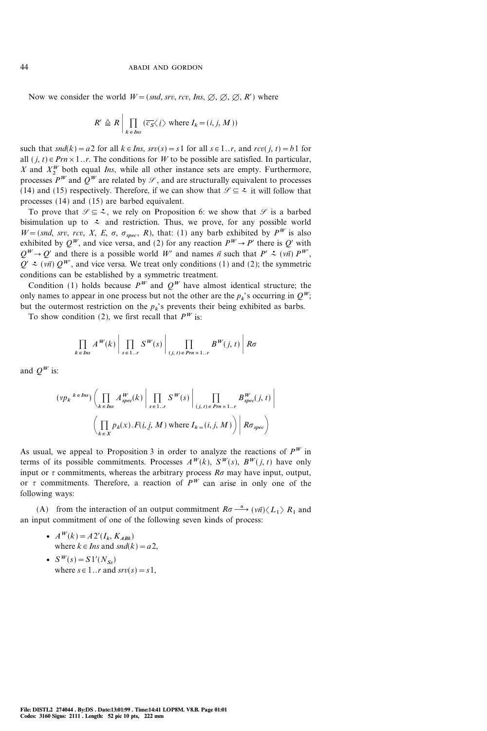Now we consider the world $W = (snd, srv, rcv, Ins, \varnothing, \varnothing, \varnothing, R')$ where

$$R' \triangleq R \,\Big|\, \prod_{k \in Ins} (\overline{c_S}\langle \underline{i} \rangle \text{ where } I_k = (i, j, M))$$

such that $snd(k) = a2$ for all $k \in Ins$, $srv(s) = s1$ for all $s \in 1..r$, and $rcv(j, t) = b1$ for all $(j, t) \in Prn \times 1..r$. The conditions for $W$ to be possible are satisfied. In particular, $X$ and $X_2^W$ both equal $Ins$, while all other instance sets are empty. Furthermore, processes $P^W$ and $Q^W$ are related by $\mathcal{S}$, and are structurally equivalent to processes (14) and (15) respectively. Therefore, if we can show that $\mathcal{S} \subseteq \dot{\simeq}$ it will follow that processes (14) and (15) are barbed equivalent.

To prove that $\mathcal{S} \subseteq \dot{\simeq}$, we rely on Proposition 6: we show that $\mathcal{S}$ is a barbed bisimulation up to $\dot{\simeq}$ and restriction. Thus, we prove, for any possible world $W = (snd, srv, rcv, X, E, \sigma, \sigma_{spec}, R)$, that: (1) any barb exhibited by $P^W$ is also exhibited by $Q^W$, and vice versa, and (2) for any reaction $P^W \to P'$ there is $Q'$ with $Q^W \to Q'$ and there is a possible world $W'$ and names $\vec{n}$ such that $P' \dot{\simeq} (\nu\vec{n})\, P^{W'}$, $Q' \dot{\simeq} (\nu\vec{n})\, Q^{W'}$, and vice versa. We treat only conditions (1) and (2); the symmetric conditions can be established by a symmetric treatment.

Condition (1) holds because $P^W$ and $Q^W$ have almost identical structure; the only names to appear in one process but not the other are the $p_k$'s occurring in $Q^W$; but the outermost restriction on the $p_k$'s prevents their being exhibited as barbs.

To show condition (2), we first recall that $P^W$ is:

$$\prod_{k \in Ins} A^W(k) \,\Big|\, \prod_{s \in 1..r} S^W(s) \,\Big|\, \prod_{(j,t) \in Prn \times 1..r} B^W(j, t) \,\Big|\, R\sigma$$

and $Q^W$ is:

$$(\nu p_k{}^{k \in Ins}) \Big( \prod_{k \in Ins} A^W_{spec}(k) \,\Big|\, \prod_{s \in 1..r} S^W(s) \,\Big|\, \prod_{(j,t) \in Prn \times 1..r} B^W_{spec}(j, t) \,\Big|$$
$$\Big( \prod_{k \in X} p_k(x).F(\underline{i}, \underline{j}, M) \text{ where } I_k = (i, j, M) \Big) \,\Big|\, R\sigma_{spec} \Big)$$

As usual, we appeal to Proposition 3 in order to analyze the reactions of $P^W$ in terms of its possible commitments. Processes $A^W(k)$, $S^W(s)$, $B^W(j, t)$ have only input or $\tau$ commitments, whereas the arbitrary process $R\sigma$ may have input, output, or $\tau$ commitments. Therefore, a reaction of $P^W$ can arise in only one of the following ways:

(A) from the interaction of an output commitment $R\sigma \xrightarrow{\overline{\alpha}} (\nu\vec{n})\langle L_1 \rangle\, R_1$ and an input commitment of one of the following seven kinds of process:

- $A^W(k) = A2'(I_k, K_{ABk})$  
  where $k \in Ins$ and $snd(k) = a2$,
- $S^W(s) = S1'(N_{Ss})$  
  where $s \in 1..r$ and $srv(s) = s1$,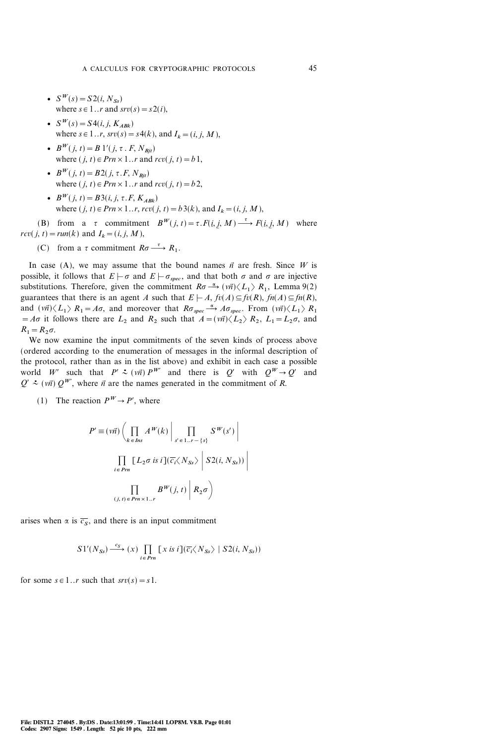- $S^W(s) = S2(i, N_{Ss})$
  where $s \in 1..r$ and $srv(s) = s2(i)$,

- $S^W(s) = S4(i, j, K_{ABk})$
  where $s \in 1..r$, $srv(s) = s4(k)$, and $I_k = (i, j, M)$,

- $B^W(j, t) = B1'(j, \tau . F, N_{Bjt})$
  where $(j, t) \in Prn \times 1..r$ and $rcv(j, t) = b1$,

- $B^W(j, t) = B2(j, \tau . F, N_{Bjt})$
  where $(j, t) \in Prn \times 1..r$ and $rcv(j, t) = b2$,

- $B^W(j, t) = B3(i, j, \tau . F, K_{ABk})$
  where $(j, t) \in Prn \times 1..r$, $rcv(j, t) = b3(k)$, and $I_k = (i, j, M)$,

(B) from a $\tau$ commitment $B^W(j, t) = \tau . F(\underline{i}, \underline{j}, M) \xrightarrow{\tau} F(\underline{i}, \underline{j}, M)$ where $rcv(j, t) = run(k)$ and $I_k = (i, j, M)$,

(C) from a $\tau$ commitment $R\sigma \xrightarrow{\tau} R_1$.

In case (A), we may assume that the bound names $\vec{n}$ are fresh. Since $W$ is possible, it follows that $E \vdash \sigma$ and $E \vdash \sigma_{spec}$, and that both $\sigma$ and $\sigma$ are injective substitutions. Therefore, given the commitment $R\sigma \xrightarrow{\alpha} (\nu\vec{n})\langle L_1 \rangle\, R_1$, Lemma 9(2) guarantees that there is an agent $A$ such that $E \vdash A$, $fv(A) \subseteq fv(R)$, $fn(A) \subseteq fn(R)$, and $(\nu\vec{n})\langle L_1 \rangle\, R_1 = A\sigma$, and moreover that $R\sigma_{spec} \xrightarrow{\alpha} A\sigma_{spec}$. From $(\nu\vec{n})\langle L_1 \rangle\, R_1 = A\sigma$ it follows there are $L_2$ and $R_2$ such that $A = (\nu\vec{n})\langle L_2 \rangle\, R_2$, $L_1 = L_2\sigma$, and $R_1 = R_2\sigma$.

We now examine the input commitments of the seven kinds of process above (ordered according to the enumeration of messages in the informal description of the protocol, rather than as in the list above) and exhibit in each case a possible world $W'$ such that $P' \stackrel{.}{\sim} (\nu\vec{n})\, P^{W'}$ and there is $Q'$ with $Q^W \to Q'$ and $Q' \stackrel{.}{\sim} (\nu\vec{n})\, Q^{W'}$, where $\vec{n}$ are the names generated in the commitment of $R$.

(1) The reaction $P^W \to P'$, where

$$
\begin{aligned}
P' \equiv (\nu\vec{n}) \Bigg( & \prod_{k \in Ins} A^W(k) \;\Bigg|\; \prod_{s' \in 1..r - \{s\}} S^W(s') \;\Bigg| \\
& \prod_{i \in Prn} [L_2\sigma \text{ is } i](\overline{c_i}\langle N_{Ss} \rangle \;|\; S2(i, N_{Ss})) \;\Bigg| \\
& \prod_{(j,t) \in Prn \times 1..r} B^W(j, t) \;\Bigg|\; R_2\sigma \Bigg)
\end{aligned}
$$

arises when $\alpha$ is $\overline{c_S}$, and there is an input commitment

$$
S1'(N_{Ss}) \xrightarrow{c_S} (x) \prod_{i \in Prn} [x \text{ is } i](\overline{c_i}\langle N_{Ss} \rangle \;|\; S2(i, N_{Ss}))
$$

for some $s \in 1..r$ such that $srv(s) = s1$.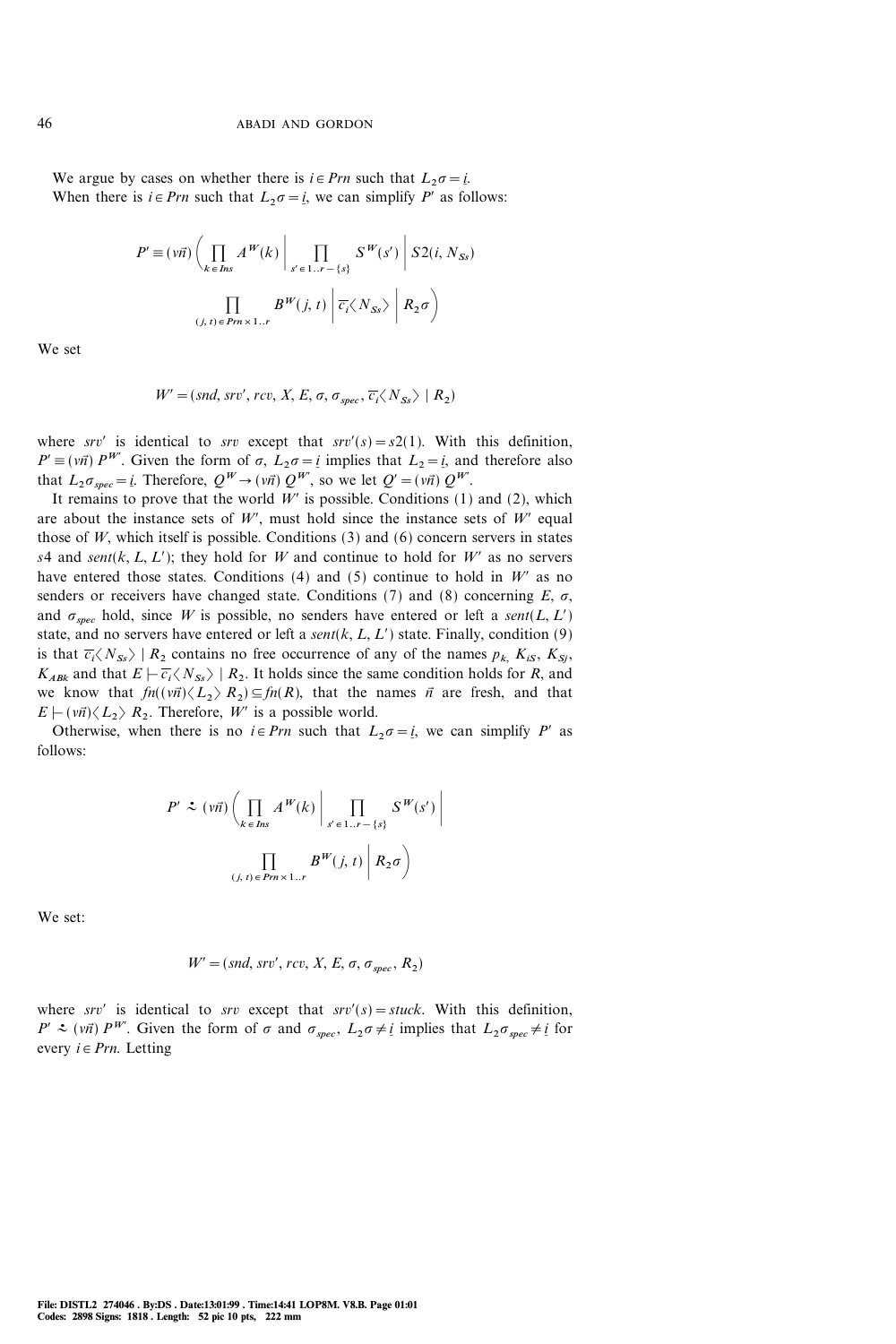We argue by cases on whether there is $i \in Prn$ such that $L_2\sigma = \underline{i}$.

When there is $i \in Prn$ such that $L_2\sigma = \underline{i}$, we can simplify $P'$ as follows:

$$P' \equiv (\nu\vec{n})\left(\prod_{k \in Ins} A^W(k) \;\middle|\; \prod_{s' \in 1..r - \{s\}} S^W(s') \;\middle|\; S2(i, N_{Ss}) \right.$$
$$\left. \prod_{(j,t) \in Prn \times 1..r} B^W(j,t) \;\middle|\; \overline{c_i}\langle N_{Ss}\rangle \;\middle|\; R_2\sigma \right)$$

We set

$$W' = (snd, srv', rcv, X, E, \sigma, \sigma_{spec}, \overline{c_i}\langle N_{Ss}\rangle \mid R_2)$$

where $srv'$ is identical to $srv$ except that $srv'(s) = s2(1)$. With this definition, $P' \equiv (\nu\vec{n})\, P^{W'}$. Given the form of $\sigma$, $L_2\sigma = \underline{i}$ implies that $L_2 = \underline{i}$, and therefore also that $L_2\sigma_{spec} = \underline{i}$. Therefore, $Q^W \to (\nu\vec{n})\, Q^{W'}$, so we let $Q' = (\nu\vec{n})\, Q^{W'}$.

It remains to prove that the world $W'$ is possible. Conditions (1) and (2), which are about the instance sets of $W'$, must hold since the instance sets of $W'$ equal those of $W$, which itself is possible. Conditions (3) and (6) concern servers in states $s4$ and $sent(k, L, L')$; they hold for $W$ and continue to hold for $W'$ as no servers have entered those states. Conditions (4) and (5) continue to hold in $W'$ as no senders or receivers have changed state. Conditions (7) and (8) concerning $E$, $\sigma$, and $\sigma_{spec}$ hold, since $W$ is possible, no senders have entered or left a $sent(L, L')$ state, and no servers have entered or left a $sent(k, L, L')$ state. Finally, condition (9) is that $\overline{c_i}\langle N_{Ss}\rangle \mid R_2$ contains no free occurrence of any of the names $p_k$, $K_{iS}$, $K_{Sj}$, $K_{ABk}$ and that $E \vdash \overline{c_i}\langle N_{Ss}\rangle \mid R_2$. It holds since the same condition holds for $R$, and we know that $fn((\nu\vec{n})\langle L_2\rangle\, R_2) \subseteq fn(R)$, that the names $\vec{n}$ are fresh, and that $E \vdash (\nu\vec{n})\langle L_2\rangle\, R_2$. Therefore, $W'$ is a possible world.

Otherwise, when there is no $i \in Prn$ such that $L_2\sigma = \underline{i}$, we can simplify $P'$ as follows:

$$P' \gtrsim (\nu\vec{n})\left(\prod_{k \in Ins} A^W(k) \;\middle|\; \prod_{s' \in 1..r - \{s\}} S^W(s') \;\middle|\; \right.$$
$$\left. \prod_{(j,t) \in Prn \times 1..r} B^W(j,t) \;\middle|\; R_2\sigma \right)$$

We set:

$$W' = (snd, srv', rcv, X, E, \sigma, \sigma_{spec}, R_2)$$

where $srv'$ is identical to $srv$ except that $srv'(s) = stuck$. With this definition, $P' \gtrsim (\nu\vec{n})\, P^{W'}$. Given the form of $\sigma$ and $\sigma_{spec}$, $L_2\sigma \neq \underline{i}$ implies that $L_2\sigma_{spec} \neq \underline{i}$ for every $i \in Prn$. Letting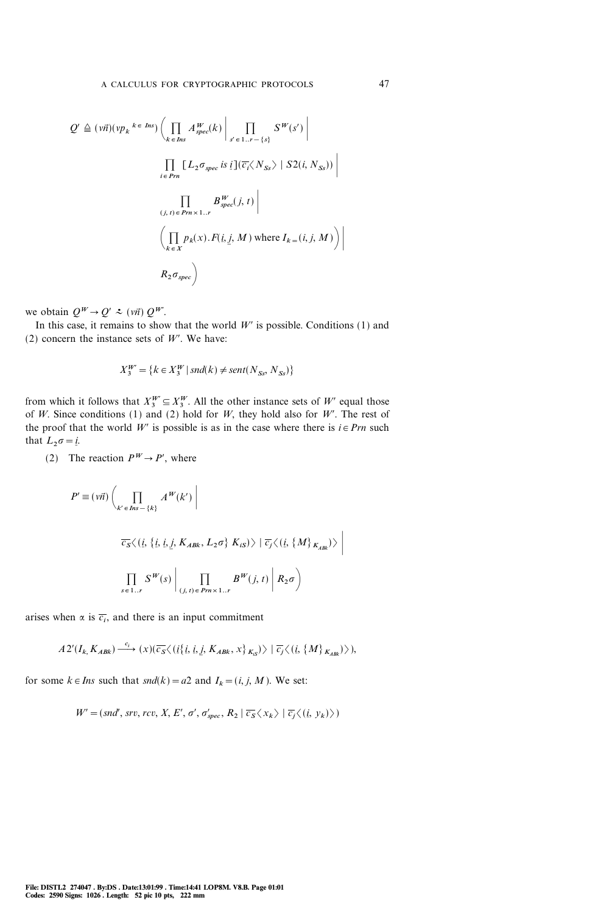$$Q' \triangleq (\nu\vec{n})(\nu p_k{}^{k \in Ins}) \Bigg( \prod_{k \in Ins} A^W_{spec}(k) \Bigg| \prod_{s' \in 1..r - \{s\}} S^W(s') \Bigg|$$

$$\prod_{i \in Prn} [L_2\sigma_{spec} \text{ is } \underline{i}](\overline{c_i}\langle N_{Ss}\rangle \mid S2(i, N_{Ss})) \Bigg|$$

$$\prod_{(j,t) \in Prn \times 1..r} B^W_{spec}(j, t) \Bigg|$$

$$\Bigg( \prod_{k \in X} p_k(x).F(\underline{i}, \underline{j}, M) \text{ where } I_k = (i, j, M) \Bigg) \Bigg|$$

$$R_2\sigma_{spec} \Bigg)$$

we obtain $Q^W \rightarrow Q' \stackrel{.}{\sim} (\nu\vec{n})\, Q^{W'}$.

In this case, it remains to show that the world $W'$ is possible. Conditions (1) and (2) concern the instance sets of $W'$. We have:

$$X_3^{W'} = \{k \in X_3^W \mid snd(k) \neq sent(N_{Ss}, N_{Ss})\}$$

from which it follows that $X_3^{W'} \subseteq X_3^W$. All the other instance sets of $W'$ equal those of $W$. Since conditions (1) and (2) hold for $W$, they hold also for $W'$. The rest of the proof that the world $W'$ is possible is as in the case where there is $i \in Prn$ such that $L_2\sigma = \underline{i}$.

(2) The reaction $P^W \rightarrow P'$, where

$$P' \equiv (\nu\vec{n}) \Bigg( \prod_{k' \in Ins - \{k\}} A^W(k') \Bigg|$$

$$\overline{c_S}\langle(\underline{i}, \{\underline{i}, \underline{i}, \underline{j}, K_{ABk}, L_2\sigma\}\, K_{iS})\rangle \mid \overline{c_j}\langle(\underline{i}, \{M\}_{K_{ABk}})\rangle \Bigg|$$

$$\prod_{s \in 1..r} S^W(s) \Bigg| \prod_{(j,t) \in Prn \times 1..r} B^W(j, t) \Bigg| R_2\sigma \Bigg)$$

arises when $\alpha$ is $\overline{c_i}$, and there is an input commitment

$$A2'(I_k, K_{ABk}) \xrightarrow{c_i} (x)(\overline{c_S}\langle(\underline{i}\{\underline{i}, \underline{i}, \underline{j}, K_{ABk}, x\}_{K_{iS}})\rangle \mid \overline{c_j}\langle(\underline{i}, \{M\}_{K_{ABk}})\rangle),$$

for some $k \in Ins$ such that $snd(k) = a2$ and $I_k = (i, j, M)$. We set:

$$W' = (snd', srv, rcv, X, E', \sigma', \sigma'_{spec}, R_2 \mid \overline{c_S}\langle x_k\rangle \mid \overline{c_j}\langle(\underline{i}, y_k)\rangle)$$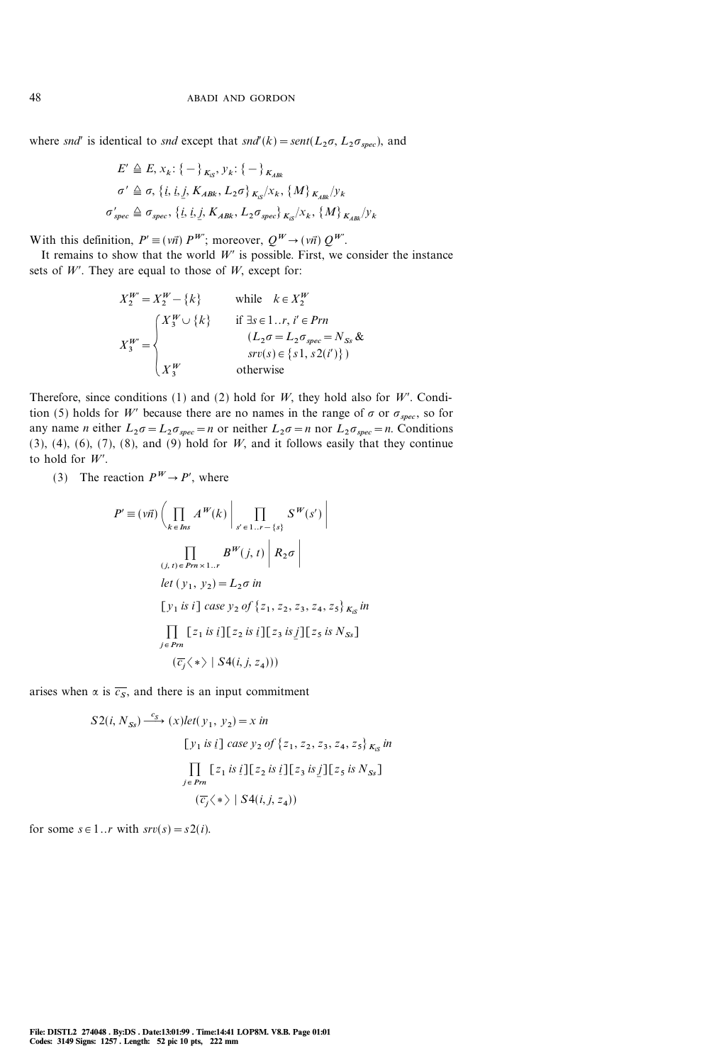where $snd'$ is identical to $snd$ except that $snd'(k) = sent(L_2\sigma, L_2\sigma_{spec})$, and

$$E' \triangleq E, x_k : \{-\}_{K_{iS}}, y_k : \{-\}_{K_{ABk}}$$

$$\sigma' \triangleq \sigma, \{\underline{i}, \underline{i}, \underline{j}, K_{ABk}, L_2\sigma\}_{K_{iS}}/x_k, \{M\}_{K_{ABk}}/y_k$$

$$\sigma'_{spec} \triangleq \sigma_{spec}, \{\underline{i}, \underline{i}, \underline{j}, K_{ABk}, L_2\sigma_{spec}\}_{K_{iS}}/x_k, \{M\}_{K_{ABk}}/y_k$$

With this definition, $P' \equiv (\nu\vec{n})\, P^{W'}$; moreover, $Q^W \rightarrow (\nu\vec{n})\, Q^{W'}$.

It remains to show that the world $W'$ is possible. First, we consider the instance sets of $W'$. They are equal to those of $W$, except for:

$$X_2^{W'} = X_2^W - \{k\} \qquad \text{while} \quad k \in X_2^W$$

$$X_3^{W'} = \begin{cases} X_3^W \cup \{k\} & \text{if } \exists s \in 1..r, i' \in Prn \\ & \quad (L_2\sigma = L_2\sigma_{spec} = N_{Ss} \;\& \\ & \quad srv(s) \in \{s1, s2(i')\}) \\ X_3^W & \text{otherwise} \end{cases}$$

Therefore, since conditions (1) and (2) hold for $W$, they hold also for $W'$. Condition (5) holds for $W'$ because there are no names in the range of $\sigma$ or $\sigma_{spec}$, so for any name $n$ either $L_2\sigma = L_2\sigma_{spec} = n$ or neither $L_2\sigma = n$ nor $L_2\sigma_{spec} = n$. Conditions (3), (4), (6), (7), (8), and (9) hold for $W$, and it follows easily that they continue to hold for $W'$.

(3) The reaction $P^W \rightarrow P'$, where

$$\begin{aligned} P' \equiv (\nu\vec{n}) \Bigg( & \prod_{k \in Ins} A^W(k) \;\Bigg|\; \prod_{s' \in 1..r - \{s\}} S^W(s') \;\Bigg| \\ & \prod_{(j,t) \in Prn \times 1..r} B^W(j,t) \;\Bigg|\; R_2\sigma \;\Bigg| \\ & let\ (y_1, y_2) = L_2\sigma\ in \\ & [y_1\ is\ i]\ case\ y_2\ of\ \{z_1, z_2, z_3, z_4, z_5\}_{K_{iS}}\ in \\ & \prod_{j \in Prn} [z_1\ is\ \underline{i}][z_2\ is\ \underline{i}][z_3\ is\ \underline{j}][z_5\ is\ N_{Ss}] \\ & \quad (\overline{c_j}\langle * \rangle \mid S4(i, j, z_4))) \end{aligned}$$

arises when $\alpha$ is $\overline{c_S}$, and there is an input commitment

$$\begin{aligned} S2(i, N_{Ss}) \xrightarrow{c_S} (x) & let (y_1, y_2) = x\ in \\ & [y_1\ is\ \underline{i}]\ case\ y_2\ of\ \{z_1, z_2, z_3, z_4, z_5\}_{K_{iS}}\ in \\ & \prod_{j \in Prn} [z_1\ is\ \underline{i}][z_2\ is\ \underline{i}][z_3\ is\ \underline{j}][z_5\ is\ N_{Ss}] \\ & (\overline{c_j}\langle * \rangle \mid S4(i, j, z_4)) \end{aligned}$$

for some $s \in 1..r$ with $srv(s) = s2(i)$.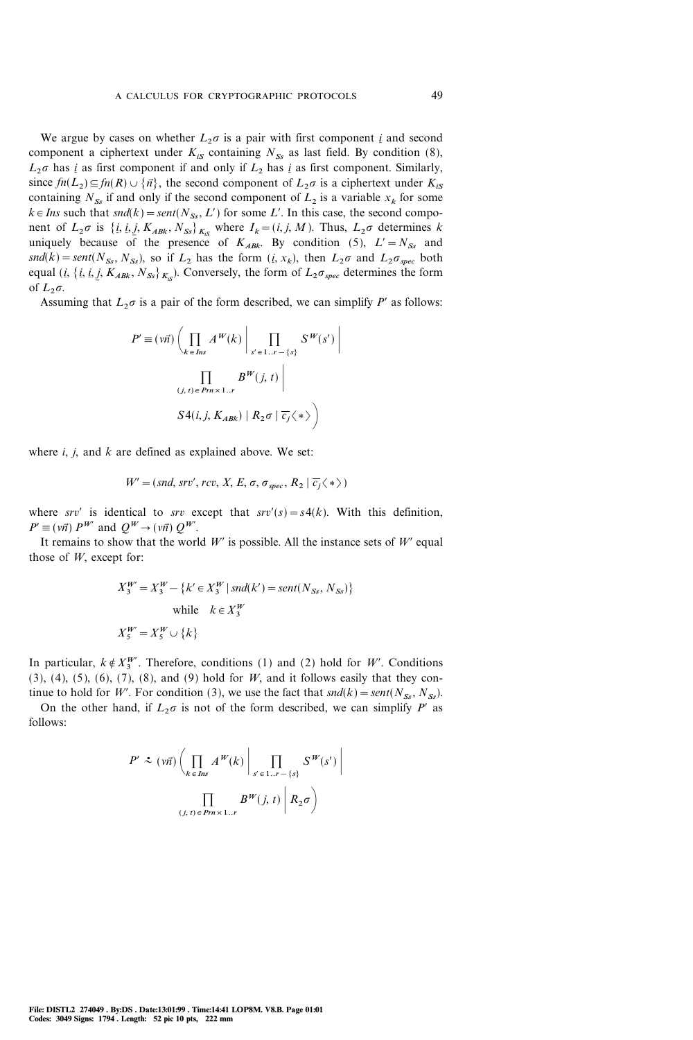We argue by cases on whether $L_2\sigma$ is a pair with first component $\underline{i}$ and second component a ciphertext under $K_{iS}$ containing $N_{Ss}$ as last field. By condition (8), $L_2\sigma$ has $\underline{i}$ as first component if and only if $L_2$ has $\underline{i}$ as first component. Similarly, since $fn(L_2) \subseteq fn(R) \cup \{\vec{n}\}$, the second component of $L_2\sigma$ is a ciphertext under $K_{iS}$ containing $N_{Ss}$ if and only if the second component of $L_2$ is a variable $x_k$ for some $k \in Ins$ such that $snd(k) = sent(N_{Ss}, L')$ for some $L'$. In this case, the second component of $L_2\sigma$ is $\{\underline{i}, \underline{i}, \underline{j}, K_{ABk}, N_{Ss}\}_{K_{iS}}$ where $I_k = (i, j, M)$. Thus, $L_2\sigma$ determines $k$ uniquely because of the presence of $K_{ABk}$. By condition (5), $L' = N_{Ss}$ and $snd(k) = sent(N_{Ss}, N_{Ss})$, so if $L_2$ has the form $(\underline{i}, x_k)$, then $L_2\sigma$ and $L_2\sigma_{spec}$ both equal $(\underline{i}, \{\underline{i}, \underline{i}, \underline{j}, K_{ABk}, N_{Ss}\}_{K_{iS}})$. Conversely, the form of $L_2\sigma_{spec}$ determines the form of $L_2\sigma$.

Assuming that $L_2\sigma$ is a pair of the form described, we can simplify $P'$ as follows:

$$P' \equiv (\nu\vec{n})\left(\prod_{k \in Ins} A^W(k) \;\Big|\; \prod_{s' \in 1..r - \{s\}} S^W(s') \;\Big|\; \prod_{(j,t) \in Prn \times 1..r} B^W(j,t) \;\Big|\; S4(i, j, K_{ABk}) \mid R_2\sigma \mid \overline{c_j}\langle * \rangle\right)$$

where $i$, $j$, and $k$ are defined as explained above. We set:

$$W' = (snd, srv', rcv, X, E, \sigma, \sigma_{spec}, R_2 \mid \overline{c_j}\langle * \rangle)$$

where $srv'$ is identical to $srv$ except that $srv'(s) = s4(k)$. With this definition, $P' \equiv (\nu\vec{n})\, P^{W'}$ and $Q^W \rightarrow (\nu\vec{n})\, Q^{W'}$.

It remains to show that the world $W'$ is possible. All the instance sets of $W'$ equal those of $W$, except for:

$$X_3^{W'} = X_3^W - \{k' \in X_3^W \mid snd(k') = sent(N_{Ss}, N_{Ss})\}$$
$$\text{while} \quad k \in X_3^W$$
$$X_5^{W'} = X_5^W \cup \{k\}$$

In particular, $k \notin X_3^{W'}$. Therefore, conditions (1) and (2) hold for $W'$. Conditions (3), (4), (5), (6), (7), (8), and (9) hold for $W$, and it follows easily that they continue to hold for $W'$. For condition (3), we use the fact that $snd(k) = sent(N_{Ss}, N_{Ss})$.

On the other hand, if $L_2\sigma$ is not of the form described, we can simplify $P'$ as follows:

$$P' \gtrsim (\nu\vec{n})\left(\prod_{k \in Ins} A^W(k) \;\Big|\; \prod_{s' \in 1..r - \{s\}} S^W(s') \;\Big|\; \prod_{(j,t) \in Prn \times 1..r} B^W(j,t) \;\Big|\; R_2\sigma\right)$$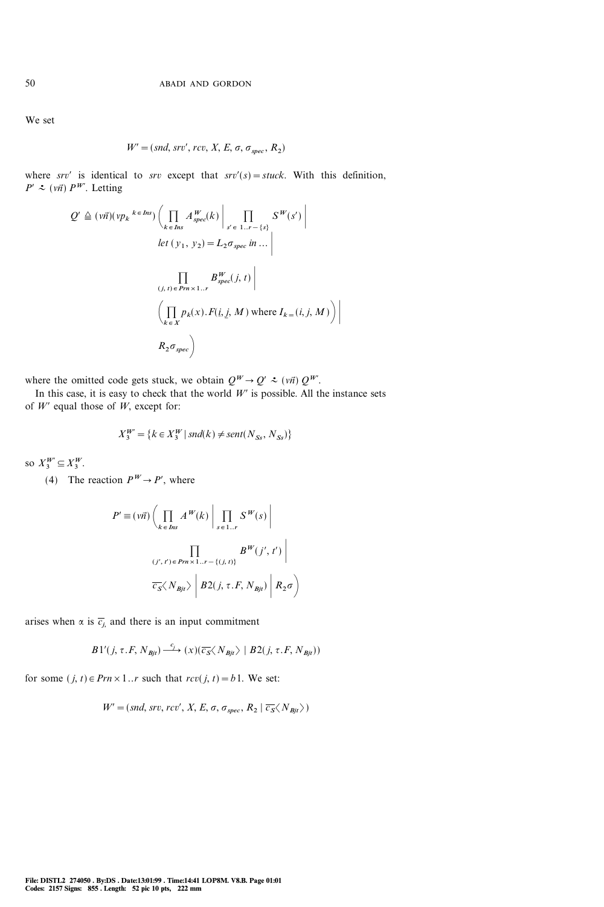We set

$$W' = (snd, srv', rcv, X, E, \sigma, \sigma_{spec}, R_2)$$

where $srv'$ is identical to $srv$ except that $srv'(s) = stuck$. With this definition, $P' \stackrel{\cdot}{\sim} (\nu\vec{n})\, P^{W'}$. Letting

$$\begin{aligned}
Q' \triangleq (\nu\vec{n})(\nu p_k{}^{k \in Ins}) \Bigg( & \prod_{k \in Ins} A^W_{spec}(k) \;\Bigg|\; \prod_{s' \in 1..r - \{s\}} S^W(s') \;\Bigg| \\
& let\ (y_1, y_2) = L_2\sigma_{spec}\ in \ldots \;\Bigg| \\
& \prod_{(j,t) \in Prn \times 1..r} B^W_{spec}(j, t) \;\Bigg| \\
& \Bigg( \prod_{k \in X} p_k(x).F(\underline{i}, \underline{j}, M) \text{ where } I_k = (i, j, M) \Bigg) \;\Bigg| \\
& R_2\sigma_{spec} \Bigg)
\end{aligned}$$

where the omitted code gets stuck, we obtain $Q^W \rightarrow Q' \stackrel{\cdot}{\sim} (\nu\vec{n})\, Q^{W'}$.

In this case, it is easy to check that the world $W'$ is possible. All the instance sets of $W'$ equal those of $W$, except for:

$$X^{W'}_3 = \{k \in X^W_3 \mid snd(k) \neq sent(N_{Ss}, N_{Ss})\}$$

so $X^{W'}_3 \subseteq X^W_3$.

(4) The reaction $P^W \rightarrow P'$, where

$$\begin{aligned}
P' \equiv (\nu\vec{n}) \Bigg( & \prod_{k \in Ins} A^W(k) \;\Bigg|\; \prod_{s \in 1..r} S^W(s) \;\Bigg| \\
& \prod_{(j',t') \in Prn \times 1..r - \{(j,t)\}} B^W(j', t') \;\Bigg| \\
& \overline{c_S}\langle N_{Bjt} \rangle \;\Big|\; B2(j, \tau.F, N_{Bjt}) \;\Big|\; R_2\sigma \Bigg)
\end{aligned}$$

arises when $\alpha$ is $\overline{c_j}$, and there is an input commitment

$$B1'(j, \tau.F, N_{Bjt}) \xrightarrow{c_j} (x)(\overline{c_S}\langle N_{Bjt} \rangle \mid B2(j, \tau.F, N_{Bjt}))$$

for some $(j, t) \in Prn \times 1..r$ such that $rcv(j, t) = b1$. We set:

$$W' = (snd, srv, rcv', X, E, \sigma, \sigma_{spec}, R_2 \mid \overline{c_S}\langle N_{Bjt} \rangle)$$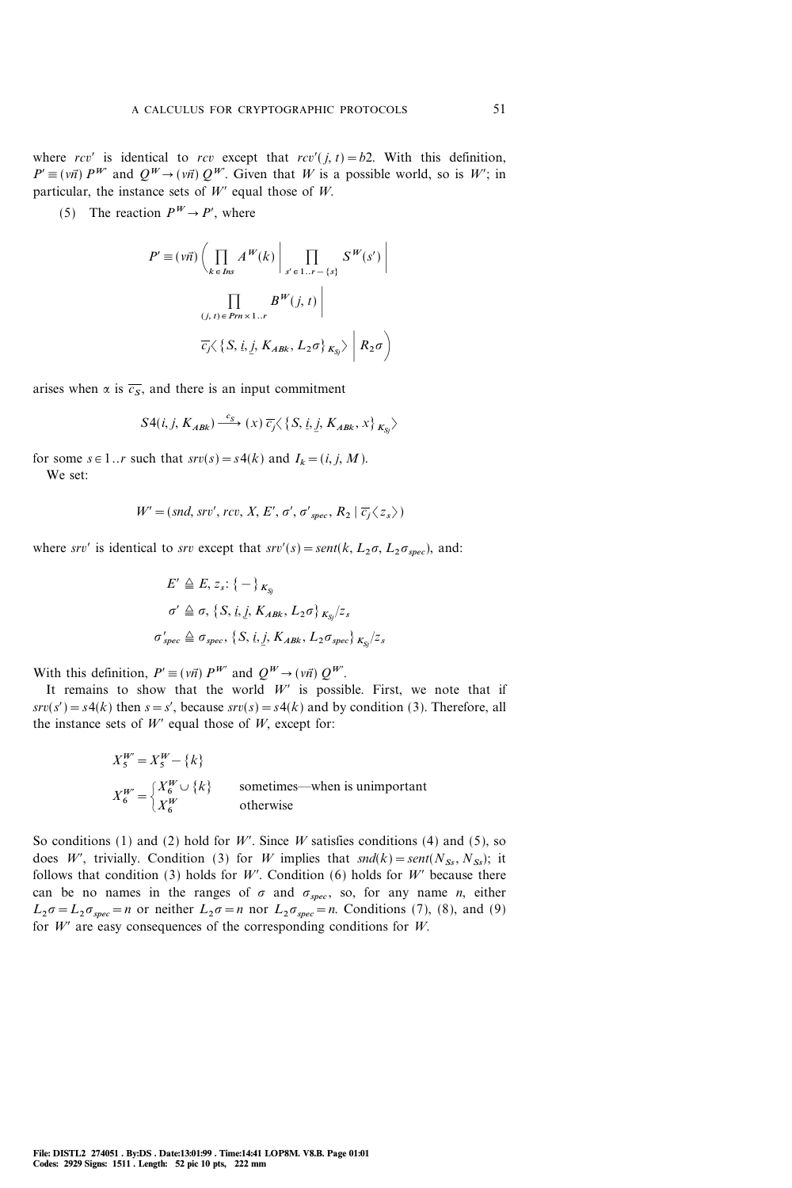where $rcv'$ is identical to $rcv$ except that $rcv'(j, t) = b2$. With this definition, $P' \equiv (\nu\vec{n})\, P^{W'}$ and $Q^W \rightarrow (\nu\vec{n})\, Q^{W'}$. Given that $W$ is a possible world, so is $W'$; in particular, the instance sets of $W'$ equal those of $W$.

(5) The reaction $P^W \rightarrow P'$, where

$$P' \equiv (\nu\vec{n}) \left( \prod_{k \in Ins} A^W(k) \;\middle|\; \prod_{s' \in 1..r - \{s\}} S^W(s') \;\middle|\; \prod_{(j,t) \in Prn \times 1..r} B^W(j, t) \;\middle|\; \overline{c_j}\langle \{S, \underline{i}, \underline{j}, K_{ABk}, L_2\sigma\}_{K_{Sj}} \rangle \;\middle|\; R_2\sigma \right)$$

arises when $\alpha$ is $\overline{c_S}$, and there is an input commitment

$$S4(i, j, K_{ABk}) \xrightarrow{c_S} (x)\, \overline{c_j}\langle \{S, \underline{i}, \underline{j}, K_{ABk}, x\}_{K_{Sj}} \rangle$$

for some $s \in 1..r$ such that $srv(s) = s4(k)$ and $I_k = (i, j, M)$.

We set:

$$W' = (snd, srv', rcv, X, E', \sigma', \sigma'_{spec}, R_2 \mid \overline{c_j}\langle z_s \rangle)$$

where $srv'$ is identical to $srv$ except that $srv'(s) = sent(k, L_2\sigma, L_2\sigma_{spec})$, and:

$$E' \triangleq E, z_s \colon \{-\}_{K_{Sj}}$$
$$\sigma' \triangleq \sigma, \{S, \underline{i}, \underline{j}, K_{ABk}, L_2\sigma\}_{K_{Sj}}/z_s$$
$$\sigma'_{spec} \triangleq \sigma_{spec}, \{S, \underline{i}, \underline{j}, K_{ABk}, L_2\sigma_{spec}\}_{K_{Sj}}/z_s$$

With this definition, $P' \equiv (\nu\vec{n})\, P^{W'}$ and $Q^W \rightarrow (\nu\vec{n})\, Q^{W'}$.

It remains to show that the world $W'$ is possible. First, we note that if $srv(s') = s4(k)$ then $s = s'$, because $srv(s) = s4(k)$ and by condition (3). Therefore, all the instance sets of $W'$ equal those of $W$, except for:

$$X_5^{W'} = X_5^W - \{k\}$$
$$X_6^{W'} = \begin{cases} X_6^W \cup \{k\} & \text{sometimes—when is unimportant} \\ X_6^W & \text{otherwise} \end{cases}$$

So conditions (1) and (2) hold for $W'$. Since $W$ satisfies conditions (4) and (5), so does $W'$, trivially. Condition (3) for $W$ implies that $snd(k) = sent(N_{Ss}, N_{Ss})$; it follows that condition (3) holds for $W'$. Condition (6) holds for $W'$ because there can be no names in the ranges of $\sigma$ and $\sigma_{spec}$, so, for any name $n$, either $L_2\sigma = L_2\sigma_{spec} = n$ or neither $L_2\sigma = n$ nor $L_2\sigma_{spec} = n$. Conditions (7), (8), and (9) for $W'$ are easy consequences of the corresponding conditions for $W$.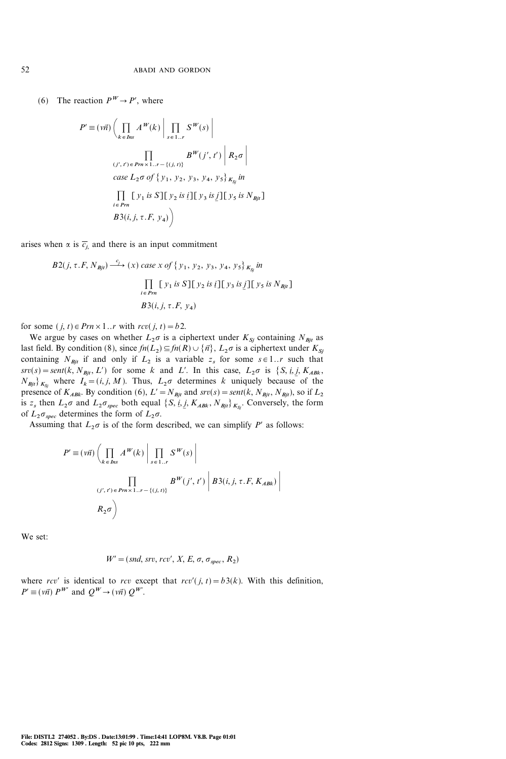(6) The reaction $P^W \to P'$, where

$$
\begin{aligned}
P' \equiv (\nu\vec{n}) \Big( & \prod_{k \in Ins} A^W(k) \;\Big|\; \prod_{s \in 1..r} S^W(s) \;\Big| \\
& \prod_{(j',t') \in Prn \times 1..r - \{(j,t)\}} B^W(j',t') \;\Big|\; R_2\sigma \;\Big| \\
& \mathit{case}\ L_2\sigma\ \mathit{of}\ \{y_1, y_2, y_3, y_4, y_5\}_{K_{Sj}}\ \mathit{in} \\
& \prod_{i \in Prn} [y_1\ \mathit{is}\ S][y_2\ \mathit{is}\ \underline{i}][y_3\ \mathit{is}\ \underline{j}][y_5\ \mathit{is}\ N_{Bjt}] \\
& B3(i, j, \tau.F, y_4) \Big)
\end{aligned}
$$

arises when $\alpha$ is $\overline{c_j}$, and there is an input commitment

$$
\begin{aligned}
B2(j, \tau.F, N_{Bjt}) \xrightarrow{c_j} (x)\ & \mathit{case}\ x\ \mathit{of}\ \{y_1, y_2, y_3, y_4, y_5\}_{K_{Sj}}\ \mathit{in} \\
& \prod_{i \in Prn} [y_1\ \mathit{is}\ S][y_2\ \mathit{is}\ \underline{i}][y_3\ \mathit{is}\ \underline{j}][y_5\ \mathit{is}\ N_{Bjt}] \\
& B3(i, j, \tau.F, y_4)
\end{aligned}
$$

for some $(j, t) \in Prn \times 1..r$ with $rcv(j, t) = b2$.

We argue by cases on whether $L_2\sigma$ is a ciphertext under $K_{Sj}$ containing $N_{Bjt}$ as last field. By condition (8), since $fn(L_2) \subseteq fn(R) \cup \{\vec{n}\}$, $L_2\sigma$ is a ciphertext under $K_{Sj}$ containing $N_{Bjt}$ if and only if $L_2$ is a variable $z_s$ for some $s \in 1..r$ such that $srv(s) = sent(k, N_{Bjt}, L')$ for some $k$ and $L'$. In this case, $L_2\sigma$ is $\{S, \underline{i}, \underline{j}, K_{ABk}, N_{Bjt}\}_{K_{Sj}}$ where $I_k = (i, j, M)$. Thus, $L_2\sigma$ determines $k$ uniquely because of the presence of $K_{ABk}$. By condition (6), $L' = N_{Bjt}$ and $srv(s) = sent(k, N_{Bjt}, N_{Bjt})$, so if $L_2$ is $z_s$ then $L_2\sigma$ and $L_2\sigma_{spec}$ both equal $\{S, \underline{i}, \underline{j}, K_{ABk}, N_{Bjt}\}_{K_{Sj}}$. Conversely, the form of $L_2\sigma_{spec}$ determines the form of $L_2\sigma$.

Assuming that $L_2\sigma$ is of the form described, we can simplify $P'$ as follows:

$$
\begin{aligned}
P' \equiv (\nu\vec{n}) \Big( & \prod_{k \in Ins} A^W(k) \;\Big|\; \prod_{s \in 1..r} S^W(s) \;\Big| \\
& \prod_{(j',t') \in Prn \times 1..r - \{(j,t)\}} B^W(j',t') \;\Big|\; B3(i, j, \tau.F, K_{ABk}) \;\Big| \\
& R_2\sigma \Big)
\end{aligned}
$$

We set:

$$W' = (snd, srv, rcv', X, E, \sigma, \sigma_{spec}, R_2)$$

where $rcv'$ is identical to $rcv$ except that $rcv'(j, t) = b3(k)$. With this definition, $P' \equiv (\nu\vec{n})\, P^{W'}$ and $Q^W \to (\nu\vec{n})\, Q^{W'}$.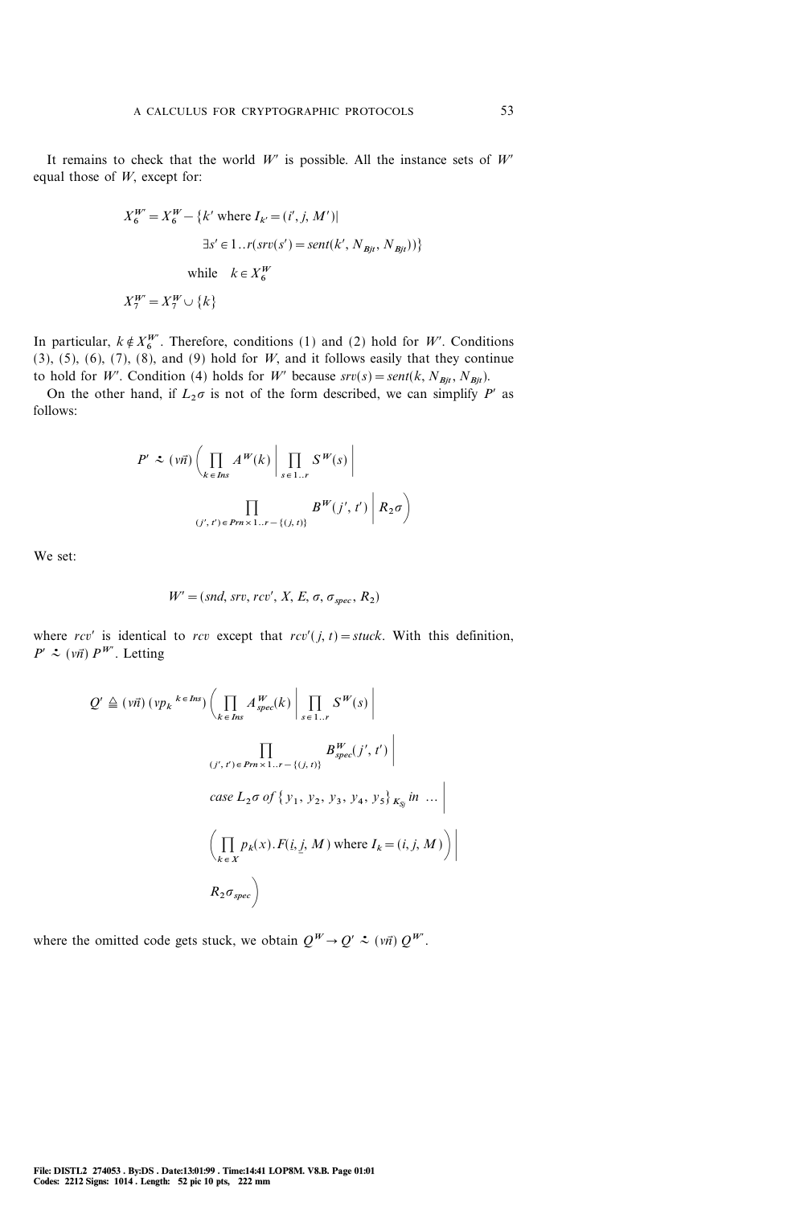It remains to check that the world $W'$ is possible. All the instance sets of $W'$ equal those of $W$, except for:

$$
\begin{aligned}
X_6^{W'} = X_6^W - \{k' \text{ where } I_{k'} = (i', j, M') \mid \\
\exists s' \in 1..r(srv(s') = sent(k', N_{Bjt}, N_{Bjt}))\} \\
\text{while} \quad k \in X_6^W \\
X_7^{W'} = X_7^W \cup \{k\}
\end{aligned}
$$

In particular, $k \notin X_6^{W'}$. Therefore, conditions (1) and (2) hold for $W'$. Conditions (3), (5), (6), (7), (8), and (9) hold for $W$, and it follows easily that they continue to hold for $W'$. Condition (4) holds for $W'$ because $srv(s) = sent(k, N_{Bjt}, N_{Bjt})$.

On the other hand, if $L_2\sigma$ is not of the form described, we can simplify $P'$ as follows:

$$
P' \gtrsim (\nu\vec{n}) \Bigg( \prod_{k \in Ins} A^W(k) \;\Bigg|\; \prod_{s \in 1..r} S^W(s) \;\Bigg| \\
\prod_{(j', t') \in Prn \times 1..r - \{(j, t)\}} B^W(j', t') \;\Bigg|\; R_2\sigma \Bigg)
$$

We set:

$$
W' = (snd, srv, rcv', X, E, \sigma, \sigma_{spec}, R_2)
$$

where $rcv'$ is identical to $rcv$ except that $rcv'(j, t) = stuck$. With this definition, $P' \gtrsim (\nu\vec{n})\, P^{W'}$. Letting

$$
\begin{aligned}
Q' \triangleq (\nu\vec{n})\, (\nu p_k{}^{k \in Ins}) \Bigg( \prod_{k \in Ins} A^W_{spec}(k) \;\Bigg|\; \prod_{s \in 1..r} S^W(s) \;\Bigg| \\
\prod_{(j', t') \in Prn \times 1..r - \{(j, t)\}} B^W_{spec}(j', t') \;\Bigg| \\
case\ L_2\sigma\ of\ \{y_1, y_2, y_3, y_4, y_5\}_{K_{Sj}}\ in\ \ldots \;\Bigg| \\
\Bigg( \prod_{k \in X} p_k(x).F(\underline{i}, \underline{j}, M) \text{ where } I_k = (i, j, M) \Bigg) \;\Bigg| \\
R_2\sigma_{spec} \Bigg)
\end{aligned}
$$

where the omitted code gets stuck, we obtain $Q^W \to Q' \gtrsim (\nu\vec{n})\, Q^{W'}$.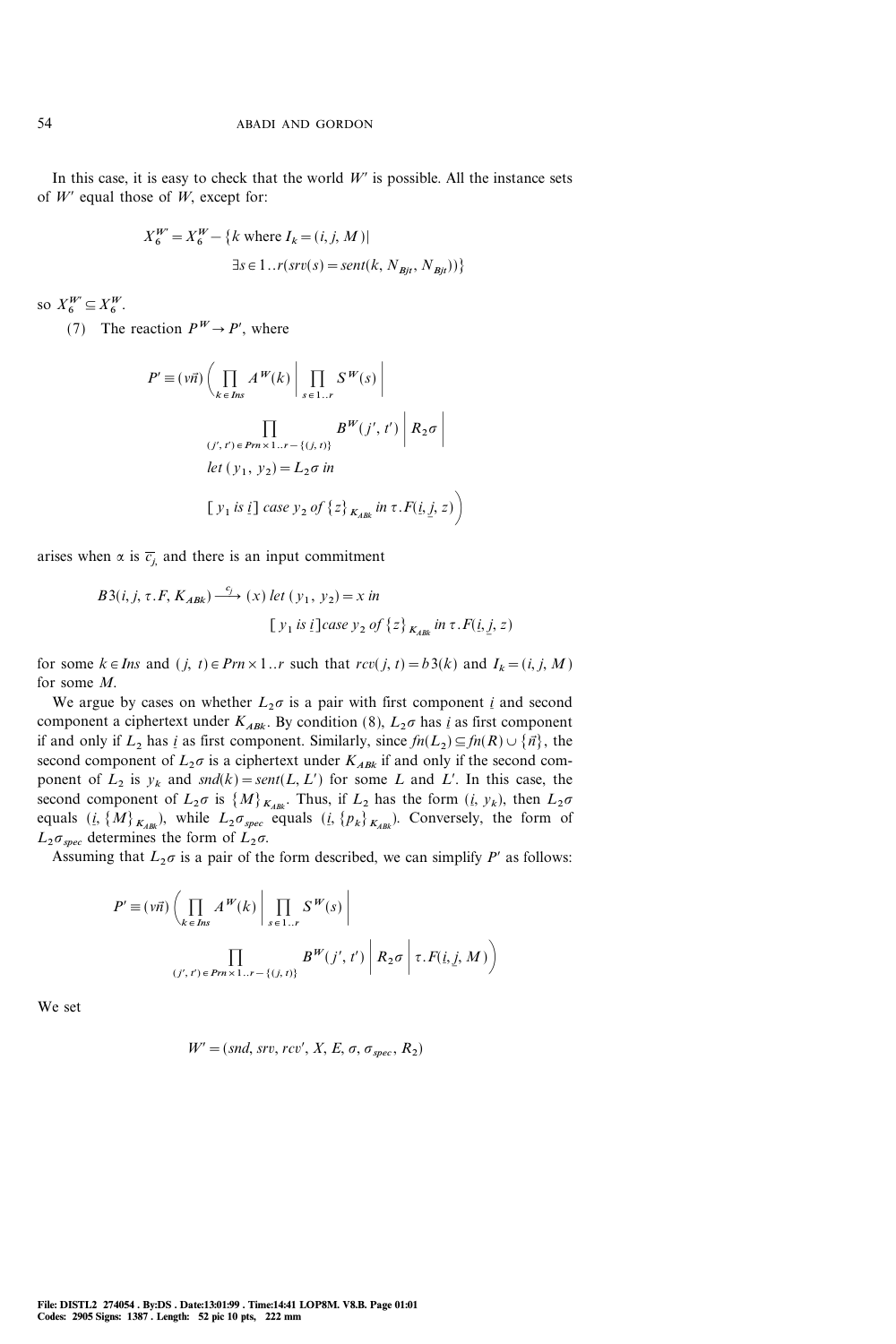In this case, it is easy to check that the world $W'$ is possible. All the instance sets of $W'$ equal those of $W$, except for:

$$X_6^{W'} = X_6^W - \{k \text{ where } I_k = (i, j, M) \mid \exists s \in 1..r(srv(s) = sent(k, N_{Bjt}, N_{Bjt}))\}$$

so $X_6^{W'} \subseteq X_6^W$.

(7) The reaction $P^W \rightarrow P'$, where

$$P' \equiv (\nu \vec{n}) \Bigg( \prod_{k \in Ins} A^W(k) \,\Bigg|\, \prod_{s \in 1..r} S^W(s) \,\Bigg|\, \prod_{(j', t') \in Prn \times 1..r - \{(j, t)\}} B^W(j', t') \,\Bigg|\, R_2\sigma \,\Bigg|\, let\ (y_1, y_2) = L_2\sigma\ in\ [\,y_1\ is\ \underline{i}\,]\ case\ y_2\ of\ \{z\}_{K_{ABk}}\ in\ \tau.F(\underline{i}, \underline{j}, z) \Bigg)$$

arises when $\alpha$ is $\overline{c_j}$, and there is an input commitment

$$B3(i, j, \tau.F, K_{ABk}) \xrightarrow{c_j} (x)\ let\ (y_1, y_2) = x\ in\ [\,y_1\ is\ \underline{i}\,] case\ y_2\ of\ \{z\}_{K_{ABk}}\ in\ \tau.F(\underline{i}, \underline{j}, z)$$

for some $k \in Ins$ and $(j, t) \in Prn \times 1..r$ such that $rcv(j, t) = b3(k)$ and $I_k = (i, j, M)$ for some $M$.

We argue by cases on whether $L_2\sigma$ is a pair with first component $\underline{i}$ and second component a ciphertext under $K_{ABk}$. By condition (8), $L_2\sigma$ has $\underline{i}$ as first component if and only if $L_2$ has $\underline{i}$ as first component. Similarly, since $fn(L_2) \subseteq fn(R) \cup \{\vec{n}\}$, the second component of $L_2\sigma$ is a ciphertext under $K_{ABk}$ if and only if the second component of $L_2$ is $y_k$ and $snd(k) = sent(L, L')$ for some $L$ and $L'$. In this case, the second component of $L_2\sigma$ is $\{M\}_{K_{ABk}}$. Thus, if $L_2$ has the form $(\underline{i}, y_k)$, then $L_2\sigma$ equals $(\underline{i}, \{M\}_{K_{ABk}})$, while $L_2\sigma_{spec}$ equals $(\underline{i}, \{p_k\}_{K_{ABk}})$. Conversely, the form of $L_2\sigma_{spec}$ determines the form of $L_2\sigma$.

Assuming that $L_2\sigma$ is a pair of the form described, we can simplify $P'$ as follows:

$$P' \equiv (\nu \vec{n}) \Bigg( \prod_{k \in Ins} A^W(k) \,\Bigg|\, \prod_{s \in 1..r} S^W(s) \,\Bigg|\, \prod_{(j', t') \in Prn \times 1..r - \{(j, t)\}} B^W(j', t') \,\Bigg|\, R_2\sigma \,\Bigg|\, \tau.F(\underline{i}, \underline{j}, M) \Bigg)$$

We set

$$W' = (snd, srv, rcv', X, E, \sigma, \sigma_{spec}, R_2)$$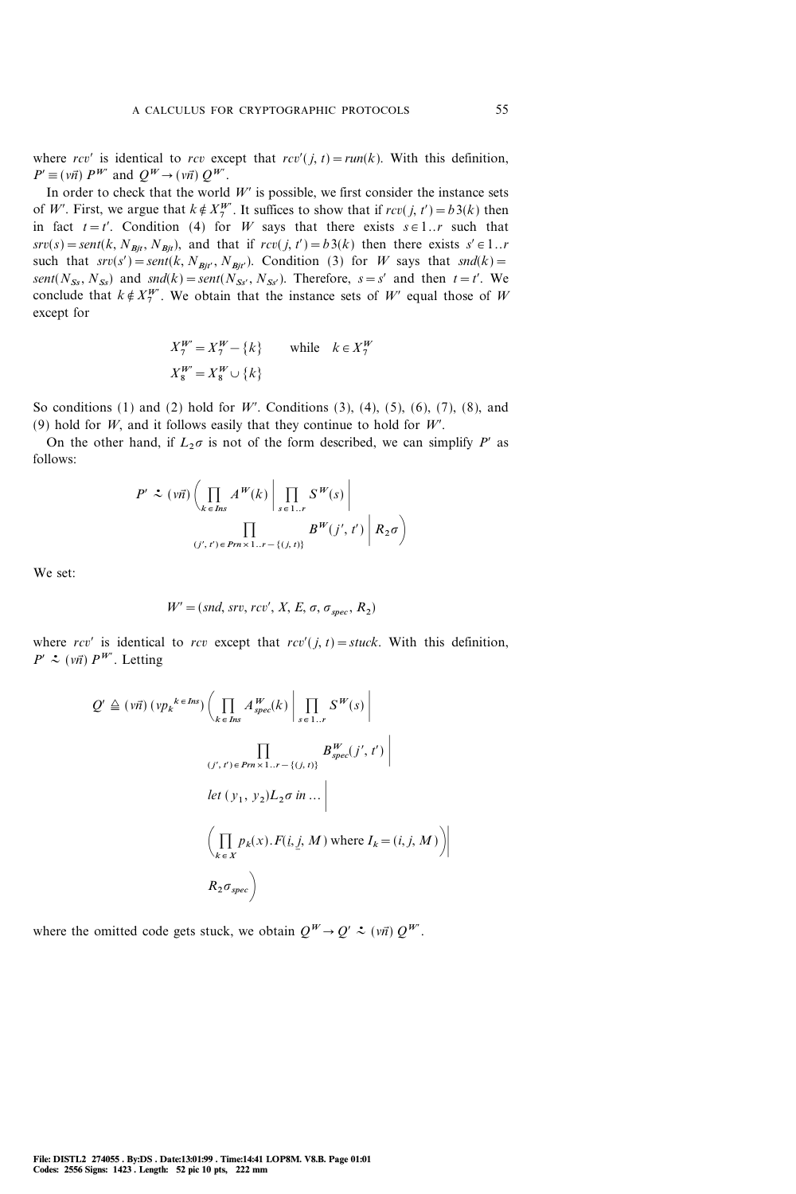where $rcv'$ is identical to $rcv$ except that $rcv'(j, t) = run(k)$. With this definition, $P' \equiv (\nu\vec{n})\, P^{W'}$ and $Q^W \rightarrow (\nu\vec{n})\, Q^{W'}$.

In order to check that the world $W'$ is possible, we first consider the instance sets of $W'$. First, we argue that $k \notin X_7^{W'}$. It suffices to show that if $rcv(j, t') = b3(k)$ then in fact $t = t'$. Condition (4) for $W$ says that there exists $s \in 1..r$ such that $srv(s) = sent(k, N_{Bjt}, N_{Bjt})$, and that if $rcv(j, t') = b3(k)$ then there exists $s' \in 1..r$ such that $srv(s') = sent(k, N_{Bjt'}, N_{Bjt'})$. Condition (3) for $W$ says that $snd(k) = sent(N_{Ss}, N_{Ss})$ and $snd(k) = sent(N_{Ss'}, N_{Ss'})$. Therefore, $s = s'$ and then $t = t'$. We conclude that $k \notin X_7^{W'}$. We obtain that the instance sets of $W'$ equal those of $W$ except for

$$X_7^{W'} = X_7^W - \{k\} \qquad \text{while} \quad k \in X_7^W$$

$$X_8^{W'} = X_8^W \cup \{k\}$$

So conditions (1) and (2) hold for $W'$. Conditions (3), (4), (5), (6), (7), (8), and (9) hold for $W$, and it follows easily that they continue to hold for $W'$.

On the other hand, if $L_2\sigma$ is not of the form described, we can simplify $P'$ as follows:

$$P' \stackrel{\sim}{\smile} (\nu\vec{n}) \left( \prod_{k \in Ins} A^W(k) \,\middle|\, \prod_{s \in 1..r} S^W(s) \,\middle|\, \prod_{(j', t') \in Prn \times 1..r - \{(j, t)\}} B^W(j', t') \,\middle|\, R_2\sigma \right)$$

We set:

$$W' = (snd, srv, rcv', X, E, \sigma, \sigma_{spec}, R_2)$$

where $rcv'$ is identical to $rcv$ except that $rcv'(j, t) = stuck$. With this definition, $P' \stackrel{\sim}{\smile} (\nu\vec{n})\, P^{W'}$. Letting

$$\begin{aligned} Q' \triangleq (\nu\vec{n})\, (\nu p_k{}^{k \in Ins}) \Bigg( & \prod_{k \in Ins} A^W_{spec}(k) \,\Bigg|\, \prod_{s \in 1..r} S^W(s) \,\Bigg| \\ & \prod_{(j', t') \in Prn \times 1..r - \{(j, t)\}} B^W_{spec}(j', t') \,\Bigg| \\ & let\ (y_1, y_2) L_2\sigma\ in \ldots \,\Bigg| \\ & \left( \prod_{k \in X} p_k(x).F(i, \underline{j}, M) \text{ where } I_k = (i, j, M) \right) \Bigg| \\ & R_2\sigma_{spec} \Bigg) \end{aligned}$$

where the omitted code gets stuck, we obtain $Q^W \rightarrow Q' \stackrel{\sim}{\smile} (\nu\vec{n})\, Q^{W'}$.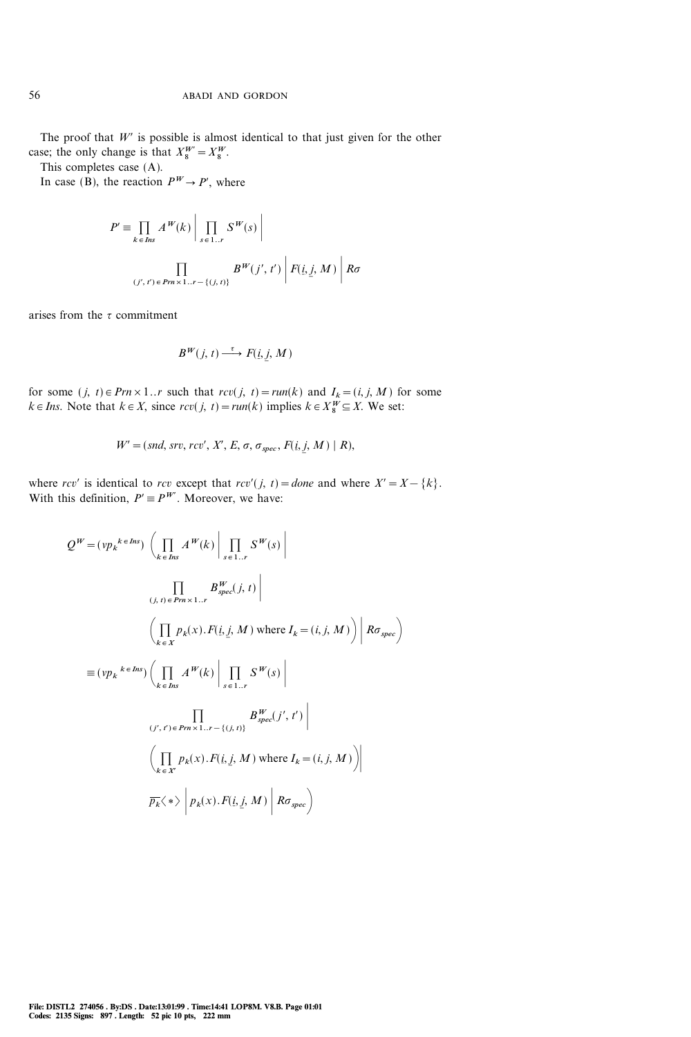The proof that $W'$ is possible is almost identical to that just given for the other case; the only change is that $X_8^{W'} = X_8^W$.

This completes case (A).

In case (B), the reaction $P^W \to P'$, where

$$P' \equiv \prod_{k \in Ins} A^W(k) \;\Big|\; \prod_{s \in 1..r} S^W(s) \;\Big|$$

$$\prod_{(j',t') \in Prn \times 1..r - \{(j,t)\}} B^W(j',t') \;\Big|\; F(\underline{i}, \underline{j}, M) \;\Big|\; R\sigma$$

arises from the $\tau$ commitment

$$B^W(j,t) \xrightarrow{\tau} F(\underline{i}, \underline{j}, M)$$

for some $(j,t) \in Prn \times 1..r$ such that $rcv(j,t) = run(k)$ and $I_k = (i,j,M)$ for some $k \in Ins$. Note that $k \in X$, since $rcv(j,t) = run(k)$ implies $k \in X_8^W \subseteq X$. We set:

$$W' = (snd, srv, rcv', X', E, \sigma, \sigma_{spec}, F(\underline{i}, \underline{j}, M) \mid R),$$

where $rcv'$ is identical to $rcv$ except that $rcv'(j,t) = done$ and where $X' = X - \{k\}$. With this definition, $P' \equiv P^{W'}$. Moreover, we have:

$$
\begin{aligned}
Q^W &= (\nu p_k{}^{k \in Ins}) \Bigg( \prod_{k \in Ins} A^W(k) \;\Big|\; \prod_{s \in 1..r} S^W(s) \;\Big| \\
&\qquad \prod_{(j,t) \in Prn \times 1..r} B^W_{spec}(j,t) \;\Big| \\
&\qquad \Big( \prod_{k \in X} p_k(x).F(\underline{i}, \underline{j}, M) \text{ where } I_k = (i,j,M) \Big) \;\Big|\; R\sigma_{spec} \Bigg) \\
&\equiv (\nu p_k{}^{k \in Ins}) \Bigg( \prod_{k \in Ins} A^W(k) \;\Big|\; \prod_{s \in 1..r} S^W(s) \;\Big| \\
&\qquad \prod_{(j',t') \in Prn \times 1..r - \{(j,t)\}} B^W_{spec}(j',t') \;\Big| \\
&\qquad \Big( \prod_{k \in X'} p_k(x).F(\underline{i}, \underline{j}, M) \text{ where } I_k = (i,j,M) \Big) \;\Big| \\
&\qquad \overline{p_k}\langle * \rangle \;\Big|\; p_k(x).F(\underline{i}, \underline{j}, M) \;\Big|\; R\sigma_{spec} \Bigg)
\end{aligned}
$$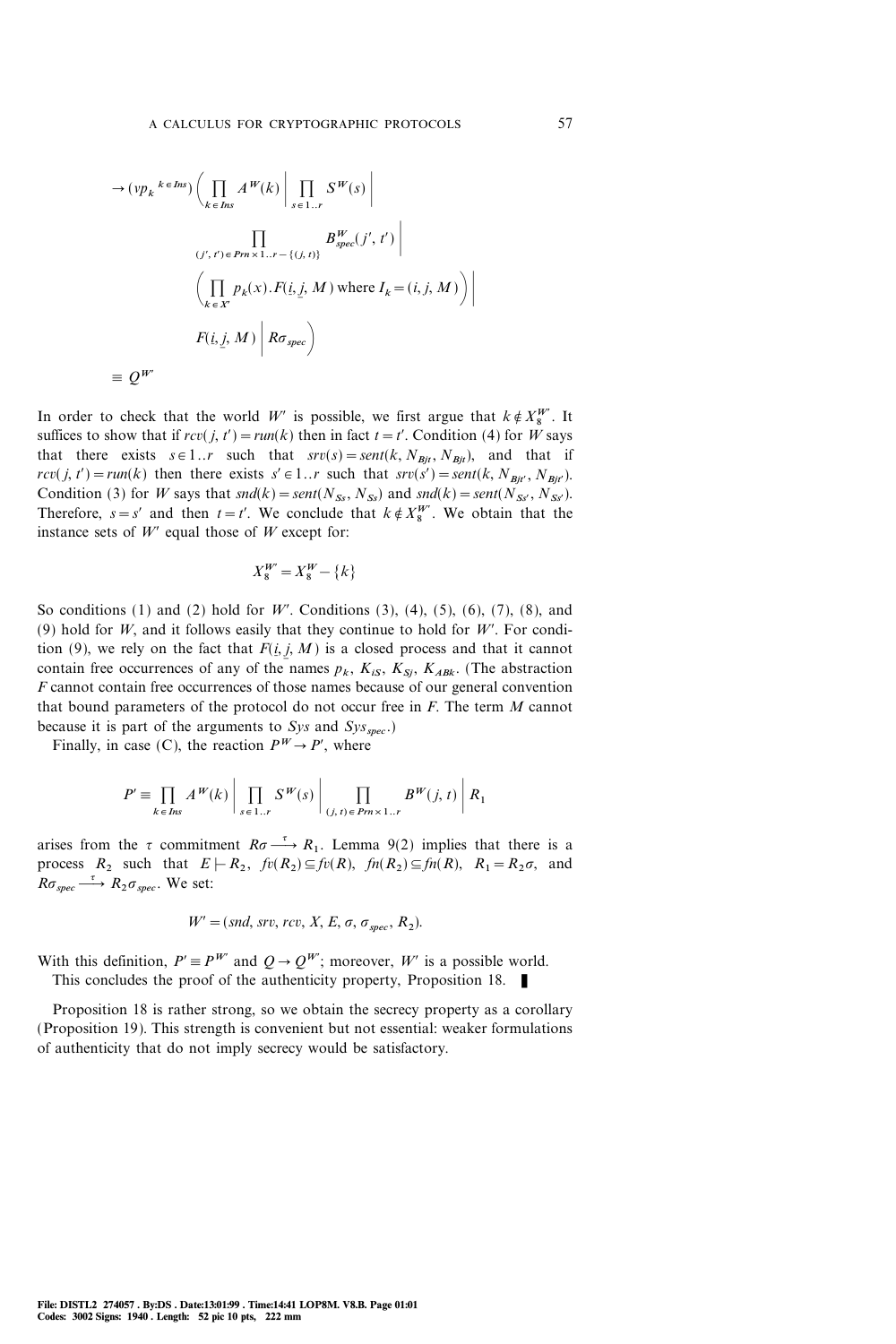$$
\begin{aligned}
&\to (\nu p_k{}^{k \in Ins}) \Bigg( \prod_{k \in Ins} A^W(k) \;\Bigg|\; \prod_{s \in 1..r} S^W(s) \;\Bigg| \\
&\qquad \prod_{(j',t') \in Prn \times 1..r - \{(j,t)\}} B^W_{spec}(j', t') \;\Bigg| \\
&\qquad \Bigg( \prod_{k \in X'} p_k(x).F(\underline{i}, \underline{j}, M) \text{ where } I_k = (i, j, M) \Bigg) \;\Bigg| \\
&\qquad F(\underline{i}, \underline{j}, M) \;\Big|\; R\sigma_{spec} \Bigg) \\
&\equiv Q^{W'}
\end{aligned}
$$

In order to check that the world $W'$ is possible, we first argue that $k \notin X_8^{W'}$. It suffices to show that if $rcv(j, t') = run(k)$ then in fact $t = t'$. Condition (4) for $W$ says that there exists $s \in 1..r$ such that $srv(s) = sent(k, N_{Bjt}, N_{Bjt})$, and that if $rcv(j, t') = run(k)$ then there exists $s' \in 1..r$ such that $srv(s') = sent(k, N_{Bjt'}, N_{Bjt'})$. Condition (3) for $W$ says that $snd(k) = sent(N_{Ss}, N_{Ss})$ and $snd(k) = sent(N_{Ss'}, N_{Ss'})$. Therefore, $s = s'$ and then $t = t'$. We conclude that $k \notin X_8^{W'}$. We obtain that the instance sets of $W'$ equal those of $W$ except for:

$$X_8^{W'} = X_8^W - \{k\}$$

So conditions (1) and (2) hold for $W'$. Conditions (3), (4), (5), (6), (7), (8), and (9) hold for $W$, and it follows easily that they continue to hold for $W'$. For condition (9), we rely on the fact that $F(\underline{i}, \underline{j}, M)$ is a closed process and that it cannot contain free occurrences of any of the names $p_k$, $K_{iS}$, $K_{Sj}$, $K_{ABk}$. (The abstraction $F$ cannot contain free occurrences of those names because of our general convention that bound parameters of the protocol do not occur free in $F$. The term $M$ cannot because it is part of the arguments to $Sys$ and $Sys_{spec}$.)

Finally, in case (C), the reaction $P^W \to P'$, where

$$P' \equiv \prod_{k \in Ins} A^W(k) \;\Bigg|\; \prod_{s \in 1..r} S^W(s) \;\Bigg|\; \prod_{(j,t) \in Prn \times 1..r} B^W(j, t) \;\Bigg|\; R_1$$

arises from the $\tau$ commitment $R\sigma \xrightarrow{\tau} R_1$. Lemma 9(2) implies that there is a process $R_2$ such that $E \vdash R_2$, $fv(R_2) \subseteq fv(R)$, $fn(R_2) \subseteq fn(R)$, $R_1 = R_2\sigma$, and $R\sigma_{spec} \xrightarrow{\tau} R_2\sigma_{spec}$. We set:

$$W' = (snd, srv, rcv, X, E, \sigma, \sigma_{spec}, R_2).$$

With this definition, $P' \equiv P^{W'}$ and $Q \to Q^{W'}$; moreover, $W'$ is a possible world.

This concludes the proof of the authenticity property, Proposition 18. ∎

Proposition 18 is rather strong, so we obtain the secrecy property as a corollary (Proposition 19). This strength is convenient but not essential: weaker formulations of authenticity that do not imply secrecy would be satisfactory.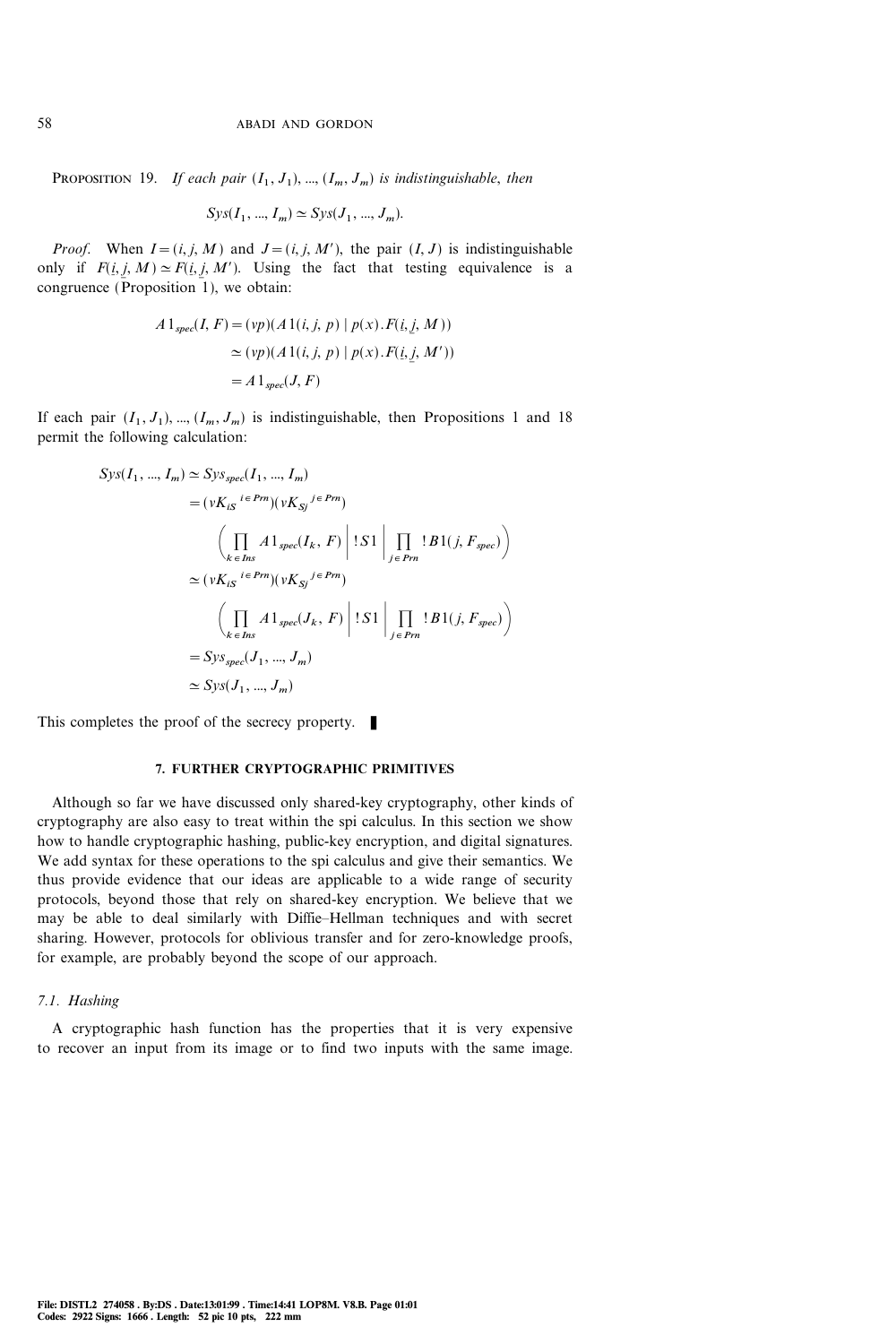**Proposition 19.** *If each pair* $(I_1, J_1), \ldots, (I_m, J_m)$ *is indistinguishable, then*

$$Sys(I_1, \ldots, I_m) \simeq Sys(J_1, \ldots, J_m).$$

*Proof.* When $I = (i, j, M)$ and $J = (i, j, M')$, the pair $(I, J)$ is indistinguishable only if $F(\underline{i}, \underline{j}, M) \simeq F(\underline{i}, \underline{j}, M')$. Using the fact that testing equivalence is a congruence (Proposition 1), we obtain:

$$\begin{aligned}
A1_{spec}(I, F) &= (\nu p)(A1(i, j, p) \mid p(x).F(\underline{i}, \underline{j}, M)) \\
&\simeq (\nu p)(A1(i, j, p) \mid p(x).F(\underline{i}, \underline{j}, M')) \\
&= A1_{spec}(J, F)
\end{aligned}$$

If each pair $(I_1, J_1), \ldots, (I_m, J_m)$ is indistinguishable, then Propositions 1 and 18 permit the following calculation:

$$\begin{aligned}
Sys(I_1, \ldots, I_m) &\simeq Sys_{spec}(I_1, \ldots, I_m) \\
&= (\nu K_{iS}{}^{i \in Prn})(\nu K_{Sj}{}^{j \in Prn}) \\
&\quad \left( \prod_{k \in Ins} A1_{spec}(I_k, F) \;\middle|\; !S1 \;\middle|\; \prod_{j \in Prn} !B1(j, F_{spec}) \right) \\
&\simeq (\nu K_{iS}{}^{i \in Prn})(\nu K_{Sj}{}^{j \in Prn}) \\
&\quad \left( \prod_{k \in Ins} A1_{spec}(J_k, F) \;\middle|\; !S1 \;\middle|\; \prod_{j \in Prn} !B1(j, F_{spec}) \right) \\
&= Sys_{spec}(J_1, \ldots, J_m) \\
&\simeq Sys(J_1, \ldots, J_m)
\end{aligned}$$

This completes the proof of the secrecy property. ∎

## 7. FURTHER CRYPTOGRAPHIC PRIMITIVES

Although so far we have discussed only shared-key cryptography, other kinds of cryptography are also easy to treat within the spi calculus. In this section we show how to handle cryptographic hashing, public-key encryption, and digital signatures. We add syntax for these operations to the spi calculus and give their semantics. We thus provide evidence that our ideas are applicable to a wide range of security protocols, beyond those that rely on shared-key encryption. We believe that we may be able to deal similarly with Diffie–Hellman techniques and with secret sharing. However, protocols for oblivious transfer and for zero-knowledge proofs, for example, are probably beyond the scope of our approach.

### *7.1. Hashing*

A cryptographic hash function has the properties that it is very expensive to recover an input from its image or to find two inputs with the same image.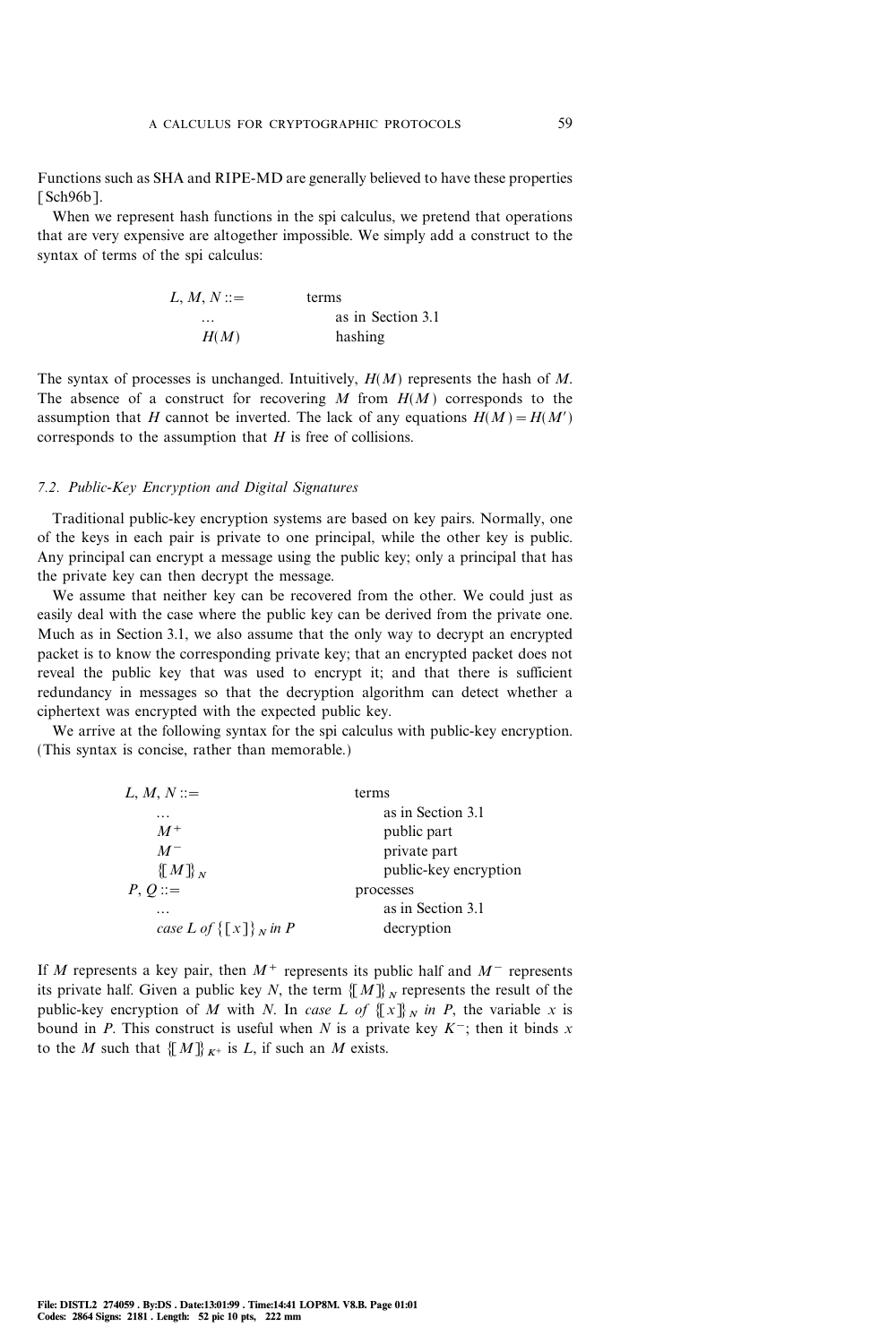Functions such as SHA and RIPE-MD are generally believed to have these properties [Sch96b].

When we represent hash functions in the spi calculus, we pretend that operations that are very expensive are altogether impossible. We simply add a construct to the syntax of terms of the spi calculus:

| | |
|---|---|
| $L, M, N ::=$ | terms |
| $\ldots$ | as in Section 3.1 |
| $H(M)$ | hashing |

The syntax of processes is unchanged. Intuitively, $H(M)$ represents the hash of $M$. The absence of a construct for recovering $M$ from $H(M)$ corresponds to the assumption that $H$ cannot be inverted. The lack of any equations $H(M) = H(M')$ corresponds to the assumption that $H$ is free of collisions.

### 7.2. Public-Key Encryption and Digital Signatures

Traditional public-key encryption systems are based on key pairs. Normally, one of the keys in each pair is private to one principal, while the other key is public. Any principal can encrypt a message using the public key; only a principal that has the private key can then decrypt the message.

We assume that neither key can be recovered from the other. We could just as easily deal with the case where the public key can be derived from the private one. Much as in Section 3.1, we also assume that the only way to decrypt an encrypted packet is to know the corresponding private key; that an encrypted packet does not reveal the public key that was used to encrypt it; and that there is sufficient redundancy in messages so that the decryption algorithm can detect whether a ciphertext was encrypted with the expected public key.

We arrive at the following syntax for the spi calculus with public-key encryption. (This syntax is concise, rather than memorable.)

| | |
|---|---|
| $L, M, N ::=$ | terms |
| $\ldots$ | as in Section 3.1 |
| $M^+$ | public part |
| $M^-$ | private part |
| $\{[M]\}_N$ | public-key encryption |
| $P, Q ::=$ | processes |
| $\ldots$ | as in Section 3.1 |
| *case* $L$ *of* $\{[x]\}_N$ *in* $P$ | decryption |

If $M$ represents a key pair, then $M^+$ represents its public half and $M^-$ represents its private half. Given a public key $N$, the term $\{[M]\}_N$ represents the result of the public-key encryption of $M$ with $N$. In *case* $L$ *of* $\{[x]\}_N$ *in* $P$, the variable $x$ is bound in $P$. This construct is useful when $N$ is a private key $K^-$; then it binds $x$ to the $M$ such that $\{[M]\}_{K^+}$ is $L$, if such an $M$ exists.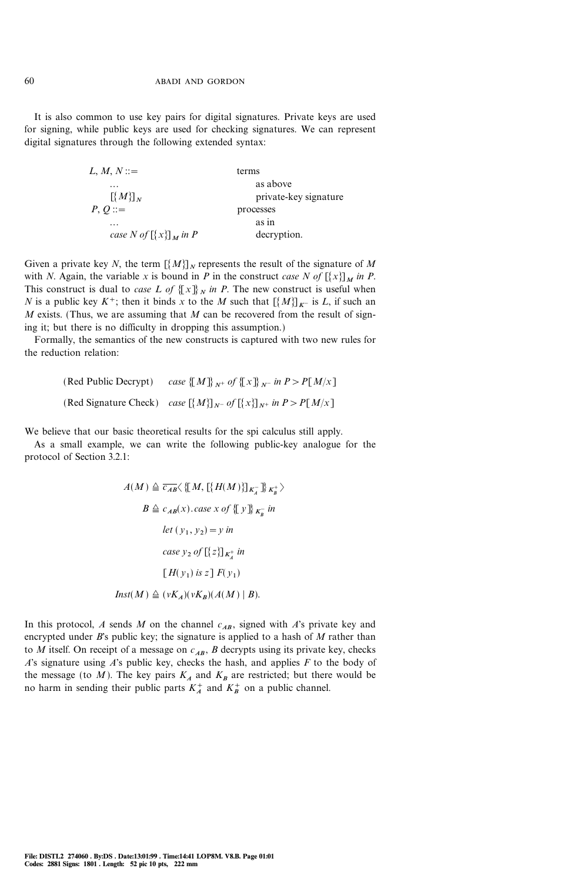It is also common to use key pairs for digital signatures. Private keys are used for signing, while public keys are used for checking signatures. We can represent digital signatures through the following extended syntax:

| | |
|---|---|
| $L, M, N ::=$ | terms |
| $\quad \ldots$ | $\quad$ as above |
| $\quad [\{M\}]_N$ | $\quad$ private-key signature |
| $P, Q ::=$ | processes |
| $\quad \ldots$ | $\quad$ as in |
| $\quad$ *case* $N$ *of* $[\{x\}]_M$ *in* $P$ | $\quad$ decryption. |

Given a private key $N$, the term $[\{M\}]_N$ represents the result of the signature of $M$ with $N$. Again, the variable $x$ is bound in $P$ in the construct *case* $N$ *of* $[\{x\}]_M$ *in* $P$. This construct is dual to *case* $L$ *of* $\{[x]\}_N$ *in* $P$. The new construct is useful when $N$ is a public key $K^+$; then it binds $x$ to the $M$ such that $[\{M\}]_{K^-}$ is $L$, if such an $M$ exists. (Thus, we are assuming that $M$ can be recovered from the result of signing it; but there is no difficulty in dropping this assumption.)

Formally, the semantics of the new constructs is captured with two new rules for the reduction relation:

$$\text{(Red Public Decrypt)} \quad \textit{case } \{[M]\}_{N^+} \textit{ of } \{[x]\}_{N^-} \textit{ in } P > P[M/x]$$

$$\text{(Red Signature Check)} \quad \textit{case } [\{M\}]_{N^-} \textit{ of } [\{x\}]_{N^+} \textit{ in } P > P[M/x]$$

We believe that our basic theoretical results for the spi calculus still apply.

As a small example, we can write the following public-key analogue for the protocol of Section 3.2.1:

$$A(M) \triangleq \overline{c_{AB}}\langle \{[M, [\{H(M)\}]_{K_A^-}]\}_{K_B^+} \rangle$$

$$B \triangleq c_{AB}(x).\textit{case } x \textit{ of } \{[y]\}_{K_B^-} \textit{ in}$$

$$\textit{let } (y_1, y_2) = y \textit{ in}$$

$$\textit{case } y_2 \textit{ of } [\{z\}]_{K_A^+} \textit{ in}$$

$$[H(y_1) \textit{ is } z]\ F(y_1)$$

$$\textit{Inst}(M) \triangleq (\nu K_A)(\nu K_B)(A(M) \mid B).$$

In this protocol, $A$ sends $M$ on the channel $c_{AB}$, signed with $A$'s private key and encrypted under $B$'s public key; the signature is applied to a hash of $M$ rather than to $M$ itself. On receipt of a message on $c_{AB}$, $B$ decrypts using its private key, checks $A$'s signature using $A$'s public key, checks the hash, and applies $F$ to the body of the message (to $M$). The key pairs $K_A$ and $K_B$ are restricted; but there would be no harm in sending their public parts $K_A^+$ and $K_B^+$ on a public channel.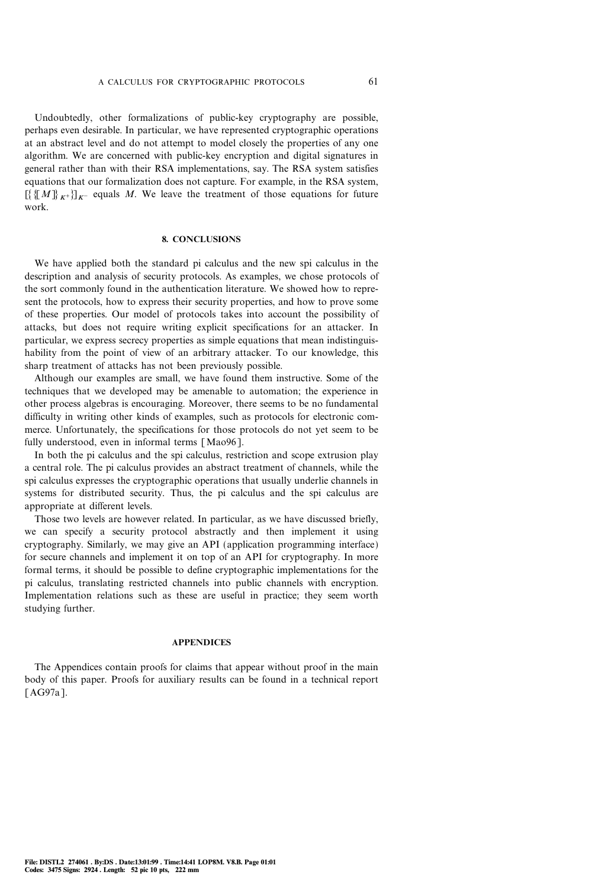Undoubtedly, other formalizations of public-key cryptography are possible, perhaps even desirable. In particular, we have represented cryptographic operations at an abstract level and do not attempt to model closely the properties of any one algorithm. We are concerned with public-key encryption and digital signatures in general rather than with their RSA implementations, say. The RSA system satisfies equations that our formalization does not capture. For example, in the RSA system, $[\{\{[M]\}_{K^+}\}]_{K^-}$ equals $M$. We leave the treatment of those equations for future work.

## 8. CONCLUSIONS

We have applied both the standard pi calculus and the new spi calculus in the description and analysis of security protocols. As examples, we chose protocols of the sort commonly found in the authentication literature. We showed how to represent the protocols, how to express their security properties, and how to prove some of these properties. Our model of protocols takes into account the possibility of attacks, but does not require writing explicit specifications for an attacker. In particular, we express secrecy properties as simple equations that mean indistinguishability from the point of view of an arbitrary attacker. To our knowledge, this sharp treatment of attacks has not been previously possible.

Although our examples are small, we have found them instructive. Some of the techniques that we developed may be amenable to automation; the experience in other process algebras is encouraging. Moreover, there seems to be no fundamental difficulty in writing other kinds of examples, such as protocols for electronic commerce. Unfortunately, the specifications for those protocols do not yet seem to be fully understood, even in informal terms [Mao96].

In both the pi calculus and the spi calculus, restriction and scope extrusion play a central role. The pi calculus provides an abstract treatment of channels, while the spi calculus expresses the cryptographic operations that usually underlie channels in systems for distributed security. Thus, the pi calculus and the spi calculus are appropriate at different levels.

Those two levels are however related. In particular, as we have discussed briefly, we can specify a security protocol abstractly and then implement it using cryptography. Similarly, we may give an API (application programming interface) for secure channels and implement it on top of an API for cryptography. In more formal terms, it should be possible to define cryptographic implementations for the pi calculus, translating restricted channels into public channels with encryption. Implementation relations such as these are useful in practice; they seem worth studying further.

## APPENDICES

The Appendices contain proofs for claims that appear without proof in the main body of this paper. Proofs for auxiliary results can be found in a technical report [AG97a].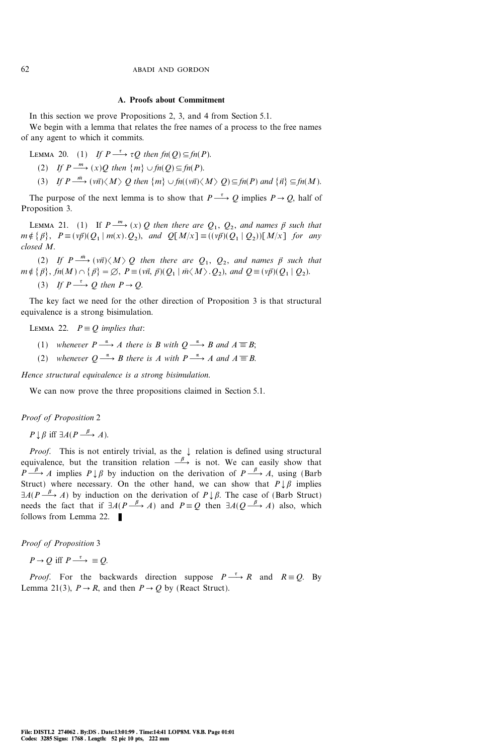## A. Proofs about Commitment

In this section we prove Propositions 2, 3, and 4 from Section 5.1.

We begin with a lemma that relates the free names of a process to the free names of any agent to which it commits.

LEMMA 20. (1) *If* $P \xrightarrow{\tau} \tau Q$ *then* $fn(Q) \subseteq fn(P)$.

(2) *If* $P \xrightarrow{m} (x)Q$ *then* $\{m\} \cup fn(Q) \subseteq fn(P)$.

(3) *If* $P \xrightarrow{\bar{m}} (\nu \vec{n})\langle M \rangle\, Q$ *then* $\{m\} \cup fn((\nu \vec{n})\langle M \rangle\, Q) \subseteq fn(P)$ *and* $\{\vec{n}\} \subseteq fn(M)$.

The purpose of the next lemma is to show that $P \xrightarrow{\tau} Q$ implies $P \rightarrow Q$, half of Proposition 3.

LEMMA 21. (1) If $P \xrightarrow{m} (x)\, Q$ *then there are* $Q_1$, $Q_2$, *and names* $\vec{p}$ *such that* $m \notin \{\vec{p}\}$, $P \equiv (\nu \vec{p})(Q_1 \mid m(x).Q_2)$, *and* $Q[M/x] \equiv ((\nu \vec{p})(Q_1 \mid Q_2))[M/x]$ *for any closed* $M$.

(2) *If* $P \xrightarrow{\bar{m}} (\nu \vec{n})\langle M \rangle\, Q$ *then there are* $Q_1$, $Q_2$, *and names* $\vec{p}$ *such that* $m \notin \{\vec{p}\}$, $fn(M) \cap \{\vec{p}\} = \varnothing$, $P \equiv (\nu \vec{n}, \vec{p})(Q_1 \mid \bar{m}\langle M \rangle.Q_2)$, *and* $Q \equiv (\nu \vec{p})(Q_1 \mid Q_2)$.

(3) *If* $P \xrightarrow{\tau} Q$ *then* $P \rightarrow Q$.

The key fact we need for the other direction of Proposition 3 is that structural equivalence is a strong bisimulation.

LEMMA 22. $P \equiv Q$ *implies that*:

(1) *whenever* $P \xrightarrow{\alpha} A$ *there is* $B$ *with* $Q \xrightarrow{\alpha} B$ *and* $A \equiv B$;

(2) *whenever* $Q \xrightarrow{\alpha} B$ *there is* $A$ *with* $P \xrightarrow{\alpha} A$ *and* $A \equiv B$.

*Hence structural equivalence is a strong bisimulation.*

We can now prove the three propositions claimed in Section 5.1.

*Proof of Proposition* 2

$P \downarrow \beta$ iff $\exists A (P \xrightarrow{\beta} A)$.

*Proof*. This is not entirely trivial, as the $\downarrow$ relation is defined using structural equivalence, but the transition relation $\xrightarrow{\beta}$ is not. We can easily show that $P \xrightarrow{\beta} A$ implies $P \downarrow \beta$ by induction on the derivation of $P \xrightarrow{\beta} A$, using (Barb Struct) where necessary. On the other hand, we can show that $P \downarrow \beta$ implies $\exists A (P \xrightarrow{\beta} A)$ by induction on the derivation of $P \downarrow \beta$. The case of (Barb Struct) needs the fact that if $\exists A (P \xrightarrow{\beta} A)$ and $P \equiv Q$ then $\exists A (Q \xrightarrow{\beta} A)$ also, which follows from Lemma 22. ∎

*Proof of Proposition* 3

$P \rightarrow Q$ iff $P \xrightarrow{\tau} \equiv Q$.

*Proof*. For the backwards direction suppose $P \xrightarrow{\tau} R$ and $R \equiv Q$. By Lemma 21(3), $P \rightarrow R$, and then $P \rightarrow Q$ by (React Struct).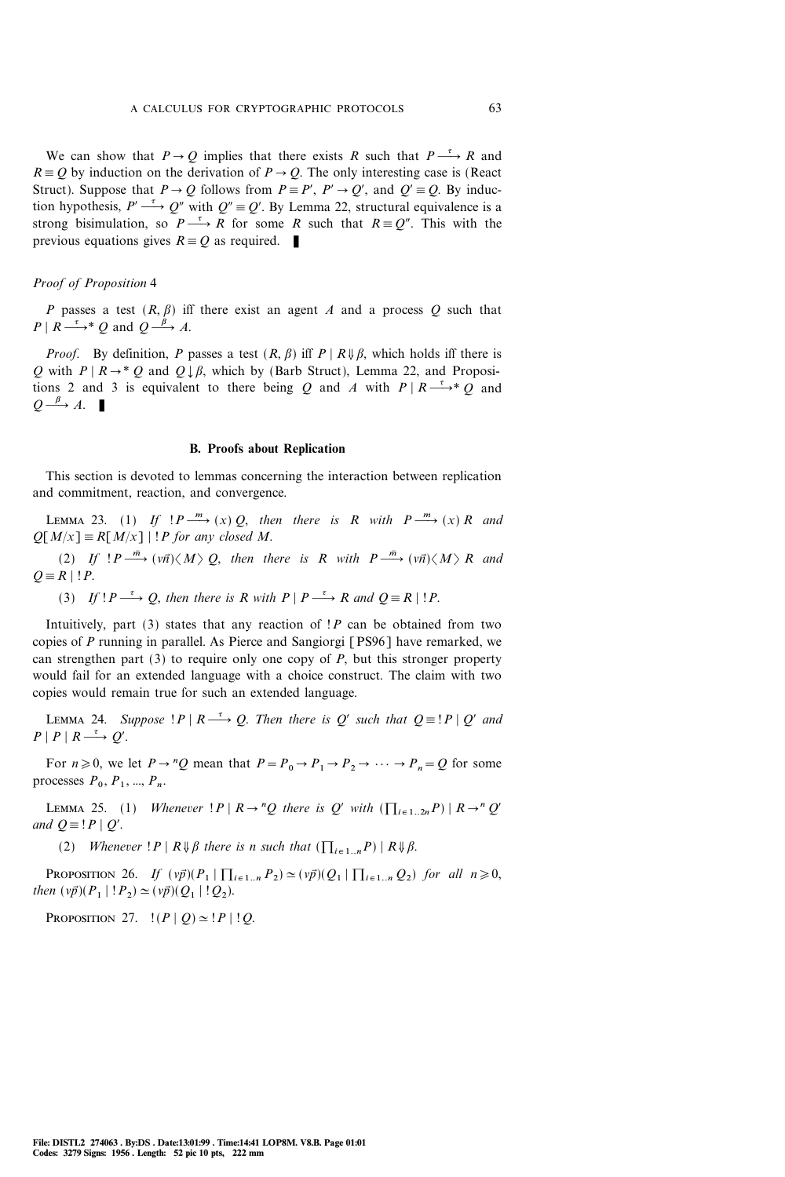We can show that $P \rightarrow Q$ implies that there exists $R$ such that $P \xrightarrow{\tau} R$ and $R \equiv Q$ by induction on the derivation of $P \rightarrow Q$. The only interesting case is (React Struct). Suppose that $P \rightarrow Q$ follows from $P \equiv P'$, $P' \rightarrow Q'$, and $Q' \equiv Q$. By induction hypothesis, $P' \xrightarrow{\tau} Q''$ with $Q'' \equiv Q'$. By Lemma 22, structural equivalence is a strong bisimulation, so $P \xrightarrow{\tau} R$ for some $R$ such that $R \equiv Q''$. This with the previous equations gives $R \equiv Q$ as required. ∎

*Proof of Proposition* 4

$P$ passes a test $(R, \beta)$ iff there exist an agent $A$ and a process $Q$ such that $P \mid R \xrightarrow{\tau}{}^{*} Q$ and $Q \xrightarrow{\beta} A$.

*Proof.* By definition, $P$ passes a test $(R, \beta)$ iff $P \mid R \Downarrow \beta$, which holds iff there is $Q$ with $P \mid R \rightarrow^{*} Q$ and $Q \downarrow \beta$, which by (Barb Struct), Lemma 22, and Propositions 2 and 3 is equivalent to there being $Q$ and $A$ with $P \mid R \xrightarrow{\tau}{}^{*} Q$ and $Q \xrightarrow{\beta} A$. ∎

## B. Proofs about Replication

This section is devoted to lemmas concerning the interaction between replication and commitment, reaction, and convergence.

LEMMA 23. (1) *If* $!P \xrightarrow{m} (x)\, Q$, *then there is* $R$ *with* $P \xrightarrow{m} (x)\, R$ *and* $Q[M/x] \equiv R[M/x] \mid !P$ *for any closed* $M$.

(2) *If* $!P \xrightarrow{\bar{m}} (\nu \vec{n})\langle M \rangle\, Q$, *then there is* $R$ *with* $P \xrightarrow{\bar{m}} (\nu \vec{n})\langle M \rangle\, R$ *and* $Q \equiv R \mid !P$.

(3) *If* $!P \xrightarrow{\tau} Q$, *then there is* $R$ *with* $P \mid P \xrightarrow{\tau} R$ *and* $Q \equiv R \mid !P$.

Intuitively, part (3) states that any reaction of $!P$ can be obtained from two copies of $P$ running in parallel. As Pierce and Sangiorgi [PS96] have remarked, we can strengthen part (3) to require only one copy of $P$, but this stronger property would fail for an extended language with a choice construct. The claim with two copies would remain true for such an extended language.

LEMMA 24. *Suppose* $!P \mid R \xrightarrow{\tau} Q$. *Then there is* $Q'$ *such that* $Q \equiv !P \mid Q'$ *and* $P \mid P \mid R \xrightarrow{\tau} Q'$.

For $n \geqslant 0$, we let $P \rightarrow^{n} Q$ mean that $P = P_0 \rightarrow P_1 \rightarrow P_2 \rightarrow \cdots \rightarrow P_n = Q$ for some processes $P_0, P_1, ..., P_n$.

LEMMA 25. (1) *Whenever* $!P \mid R \rightarrow^{n} Q$ *there is* $Q'$ *with* $(\prod_{i \in 1..2n} P) \mid R \rightarrow^{n} Q'$ *and* $Q \equiv !P \mid Q'$.

(2) *Whenever* $!P \mid R \Downarrow \beta$ *there is* $n$ *such that* $(\prod_{i \in 1..n} P) \mid R \Downarrow \beta$.

PROPOSITION 26. *If* $(\nu \vec{p})(P_1 \mid \prod_{i \in 1..n} P_2) \simeq (\nu \vec{p})(Q_1 \mid \prod_{i \in 1..n} Q_2)$ *for all* $n \geqslant 0$, *then* $(\nu \vec{p})(P_1 \mid !P_2) \simeq (\nu \vec{p})(Q_1 \mid !Q_2)$.

PROPOSITION 27. $!(P \mid Q) \simeq !P \mid !Q$.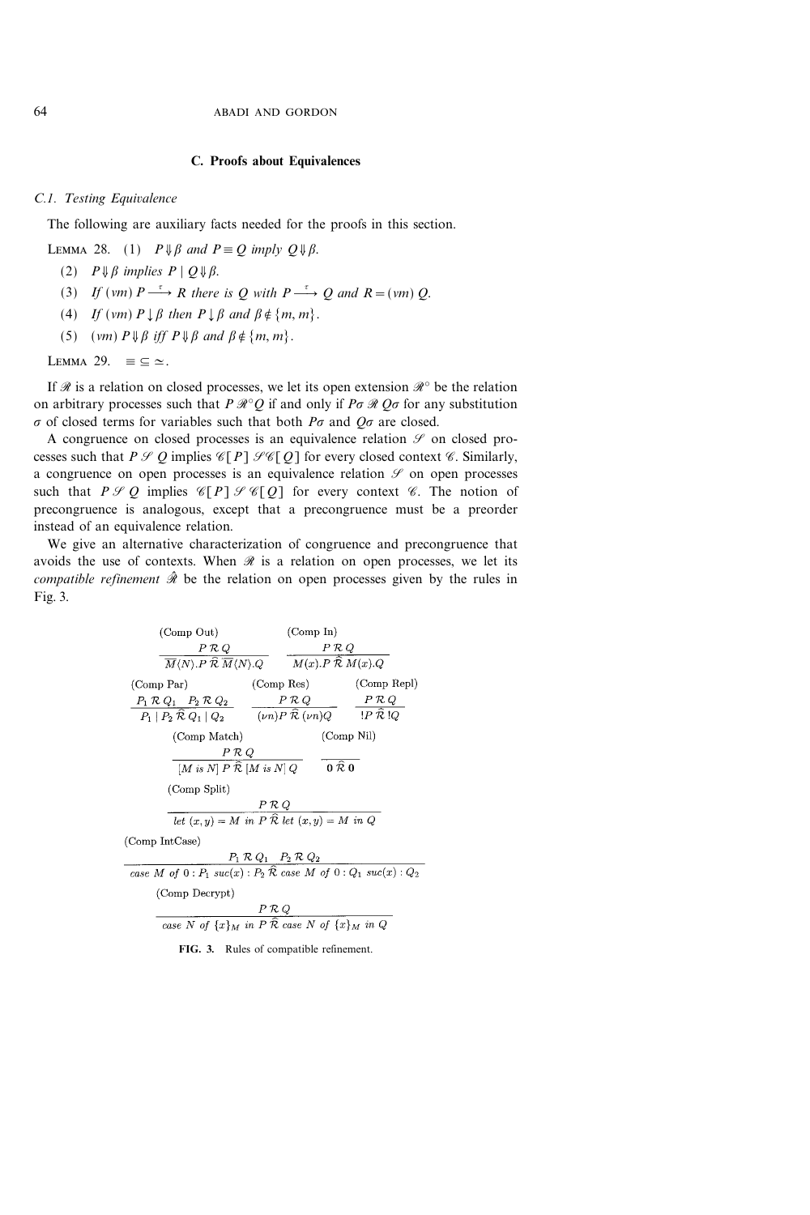### C. Proofs about Equivalences

*C.1. Testing Equivalence*

The following are auxiliary facts needed for the proofs in this section.

LEMMA 28. (1) $P \Downarrow \beta$ and $P \equiv Q$ imply $Q \Downarrow \beta$.

(2) $P \Downarrow \beta$ implies $P \mid Q \Downarrow \beta$.

(3) If $(\nu m)\, P \xrightarrow{\tau} R$ there is $Q$ with $P \xrightarrow{\tau} Q$ and $R = (\nu m)\, Q$.

(4) If $(\nu m)\, P \downarrow \beta$ then $P \downarrow \beta$ and $\beta \notin \{m, \overline{m}\}$.

(5) $(\nu m)\, P \Downarrow \beta$ iff $P \Downarrow \beta$ and $\beta \notin \{m, \overline{m}\}$.

LEMMA 29. $\equiv\, \subseteq\, \simeq$.

If $\mathcal{R}$ is a relation on closed processes, we let its open extension $\mathcal{R}^\circ$ be the relation on arbitrary processes such that $P\, \mathcal{R}^\circ Q$ if and only if $P\sigma\, \mathcal{R}\, Q\sigma$ for any substitution $\sigma$ of closed terms for variables such that both $P\sigma$ and $Q\sigma$ are closed.

A congruence on closed processes is an equivalence relation $\mathcal{S}$ on closed processes such that $P\, \mathcal{S}\, Q$ implies $\mathcal{C}[P]\, \mathcal{S}\, \mathcal{C}[Q]$ for every closed context $\mathcal{C}$. Similarly, a congruence on open processes is an equivalence relation $\mathcal{S}$ on open processes such that $P\, \mathcal{S}\, Q$ implies $\mathcal{C}[P]\, \mathcal{S}\, \mathcal{C}[Q]$ for every context $\mathcal{C}$. The notion of precongruence is analogous, except that a precongruence must be a preorder instead of an equivalence relation.

We give an alternative characterization of congruence and precongruence that avoids the use of contexts. When $\mathcal{R}$ is a relation on open processes, we let its *compatible refinement* $\widehat{\mathcal{R}}$ be the relation on open processes given by the rules in Fig. 3.

(Comp Out)
$$\frac{P\ \mathcal{R}\ Q}{\overline{M}\langle N\rangle.P\ \widehat{\mathcal{R}}\ \overline{M}\langle N\rangle.Q}$$

(Comp In)
$$\frac{P\ \mathcal{R}\ Q}{M(x).P\ \widehat{\mathcal{R}}\ M(x).Q}$$

(Comp Par)
$$\frac{P_1\ \mathcal{R}\ Q_1 \quad P_2\ \mathcal{R}\ Q_2}{P_1 \mid P_2\ \widehat{\mathcal{R}}\ Q_1 \mid Q_2}$$

(Comp Res)
$$\frac{P\ \mathcal{R}\ Q}{(\nu n)P\ \widehat{\mathcal{R}}\ (\nu n)Q}$$

(Comp Repl)
$$\frac{P\ \mathcal{R}\ Q}{!P\ \widehat{\mathcal{R}}\ !Q}$$

(Comp Match)
$$\frac{P\ \mathcal{R}\ Q}{[M\ is\ N]\ P\ \widehat{\mathcal{R}}\ [M\ is\ N]\ Q}$$

(Comp Nil)
$$\frac{}{\mathbf{0}\ \widehat{\mathcal{R}}\ \mathbf{0}}$$

(Comp Split)
$$\frac{P\ \mathcal{R}\ Q}{let\ (x,y) = M\ in\ P\ \widehat{\mathcal{R}}\ let\ (x,y) = M\ in\ Q}$$

(Comp IntCase)
$$\frac{P_1\ \mathcal{R}\ Q_1 \quad P_2\ \mathcal{R}\ Q_2}{case\ M\ of\ 0 : P_1\ suc(x) : P_2\ \widehat{\mathcal{R}}\ case\ M\ of\ 0 : Q_1\ suc(x) : Q_2}$$

(Comp Decrypt)
$$\frac{P\ \mathcal{R}\ Q}{case\ N\ of\ \{x\}_M\ in\ P\ \widehat{\mathcal{R}}\ case\ N\ of\ \{x\}_M\ in\ Q}$$

**FIG. 3.** Rules of compatible refinement.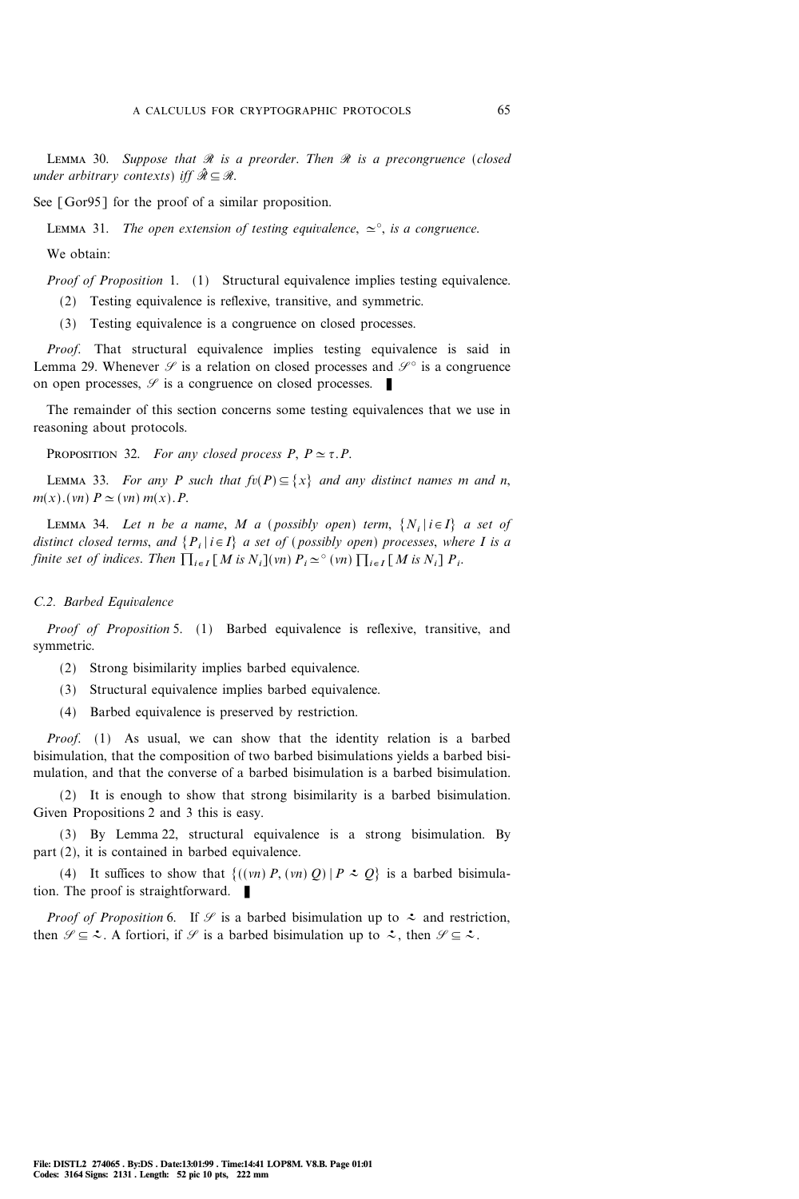LEMMA 30. *Suppose that $\mathscr{R}$ is a preorder. Then $\mathscr{R}$ is a precongruence (closed under arbitrary contexts) iff $\hat{\mathscr{R}} \subseteq \mathscr{R}$.*

See [Gor95] for the proof of a similar proposition.

LEMMA 31. *The open extension of testing equivalence, $\simeq^\circ$, is a congruence.*

We obtain:

*Proof of Proposition* 1. (1) Structural equivalence implies testing equivalence.

(2) Testing equivalence is reflexive, transitive, and symmetric.

(3) Testing equivalence is a congruence on closed processes.

*Proof.* That structural equivalence implies testing equivalence is said in Lemma 29. Whenever $\mathscr{S}$ is a relation on closed processes and $\mathscr{S}^\circ$ is a congruence on open processes, $\mathscr{S}$ is a congruence on closed processes. ∎

The remainder of this section concerns some testing equivalences that we use in reasoning about protocols.

PROPOSITION 32. *For any closed process $P$, $P \simeq \tau.P$.*

LEMMA 33. *For any $P$ such that $fv(P) \subseteq \{x\}$ and any distinct names $m$ and $n$, $m(x).(\nu n)\, P \simeq (\nu n)\, m(x).P$.*

LEMMA 34. *Let $n$ be a name, $M$ a (possibly open) term, $\{N_i \mid i \in I\}$ a set of distinct closed terms, and $\{P_i \mid i \in I\}$ a set of (possibly open) processes, where $I$ is a finite set of indices. Then $\prod_{i \in I} [M \text{ is } N_i](\nu n)\, P_i \simeq^\circ (\nu n) \prod_{i \in I} [M \text{ is } N_i]\, P_i$.*

### C.2. Barbed Equivalence

*Proof of Proposition* 5. (1) Barbed equivalence is reflexive, transitive, and symmetric.

(2) Strong bisimilarity implies barbed equivalence.

(3) Structural equivalence implies barbed equivalence.

(4) Barbed equivalence is preserved by restriction.

*Proof.* (1) As usual, we can show that the identity relation is a barbed bisimulation, that the composition of two barbed bisimulations yields a barbed bisimulation, and that the converse of a barbed bisimulation is a barbed bisimulation.

(2) It is enough to show that strong bisimilarity is a barbed bisimulation. Given Propositions 2 and 3 this is easy.

(3) By Lemma 22, structural equivalence is a strong bisimulation. By part (2), it is contained in barbed equivalence.

(4) It suffices to show that $\{((\nu n)\, P, (\nu n)\, Q) \mid P \stackrel{\cdot}{\sim} Q\}$ is a barbed bisimulation. The proof is straightforward. ∎

*Proof of Proposition* 6. If $\mathscr{S}$ is a barbed bisimulation up to $\stackrel{\cdot}{\sim}$ and restriction, then $\mathscr{S} \subseteq \stackrel{\cdot}{\sim}$. A fortiori, if $\mathscr{S}$ is a barbed bisimulation up to $\stackrel{\cdot}{\sim}$, then $\mathscr{S} \subseteq \stackrel{\cdot}{\sim}$.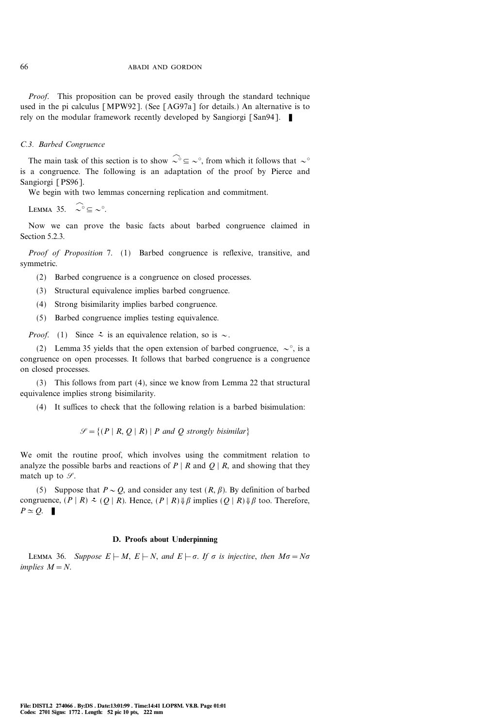*Proof.* This proposition can be proved easily through the standard technique used in the pi calculus [MPW92]. (See [AG97a] for details.) An alternative is to rely on the modular framework recently developed by Sangiorgi [San94]. ∎

### C.3. Barbed Congruence

The main task of this section is to show $\widehat{\sim^\circ} \subseteq \sim^\circ$, from which it follows that $\sim^\circ$ is a congruence. The following is an adaptation of the proof by Pierce and Sangiorgi [PS96].

We begin with two lemmas concerning replication and commitment.

LEMMA 35. $\widehat{\sim^\circ} \subseteq \sim^\circ$.

Now we can prove the basic facts about barbed congruence claimed in Section 5.2.3.

*Proof of Proposition* 7. (1) Barbed congruence is reflexive, transitive, and symmetric.

(2) Barbed congruence is a congruence on closed processes.

(3) Structural equivalence implies barbed congruence.

(4) Strong bisimilarity implies barbed congruence.

(5) Barbed congruence implies testing equivalence.

*Proof.* (1) Since $\dot{\approx}$ is an equivalence relation, so is $\sim$.

(2) Lemma 35 yields that the open extension of barbed congruence, $\sim^\circ$, is a congruence on open processes. It follows that barbed congruence is a congruence on closed processes.

(3) This follows from part (4), since we know from Lemma 22 that structural equivalence implies strong bisimilarity.

(4) It suffices to check that the following relation is a barbed bisimulation:

$$\mathcal{S} = \{(P \mid R, Q \mid R) \mid P \text{ and } Q \text{ strongly bisimilar}\}$$

We omit the routine proof, which involves using the commitment relation to analyze the possible barbs and reactions of $P \mid R$ and $Q \mid R$, and showing that they match up to $\mathcal{S}$.

(5) Suppose that $P \sim Q$, and consider any test $(R, \beta)$. By definition of barbed congruence, $(P \mid R) \dot{\approx} (Q \mid R)$. Hence, $(P \mid R) \Downarrow \beta$ implies $(Q \mid R) \Downarrow \beta$ too. Therefore, $P \simeq Q$. ∎

## D. Proofs about Underpinning

LEMMA 36. *Suppose $E \vdash M$, $E \vdash N$, and $E \vdash \sigma$. If $\sigma$ is injective, then $M\sigma = N\sigma$ implies $M = N$.*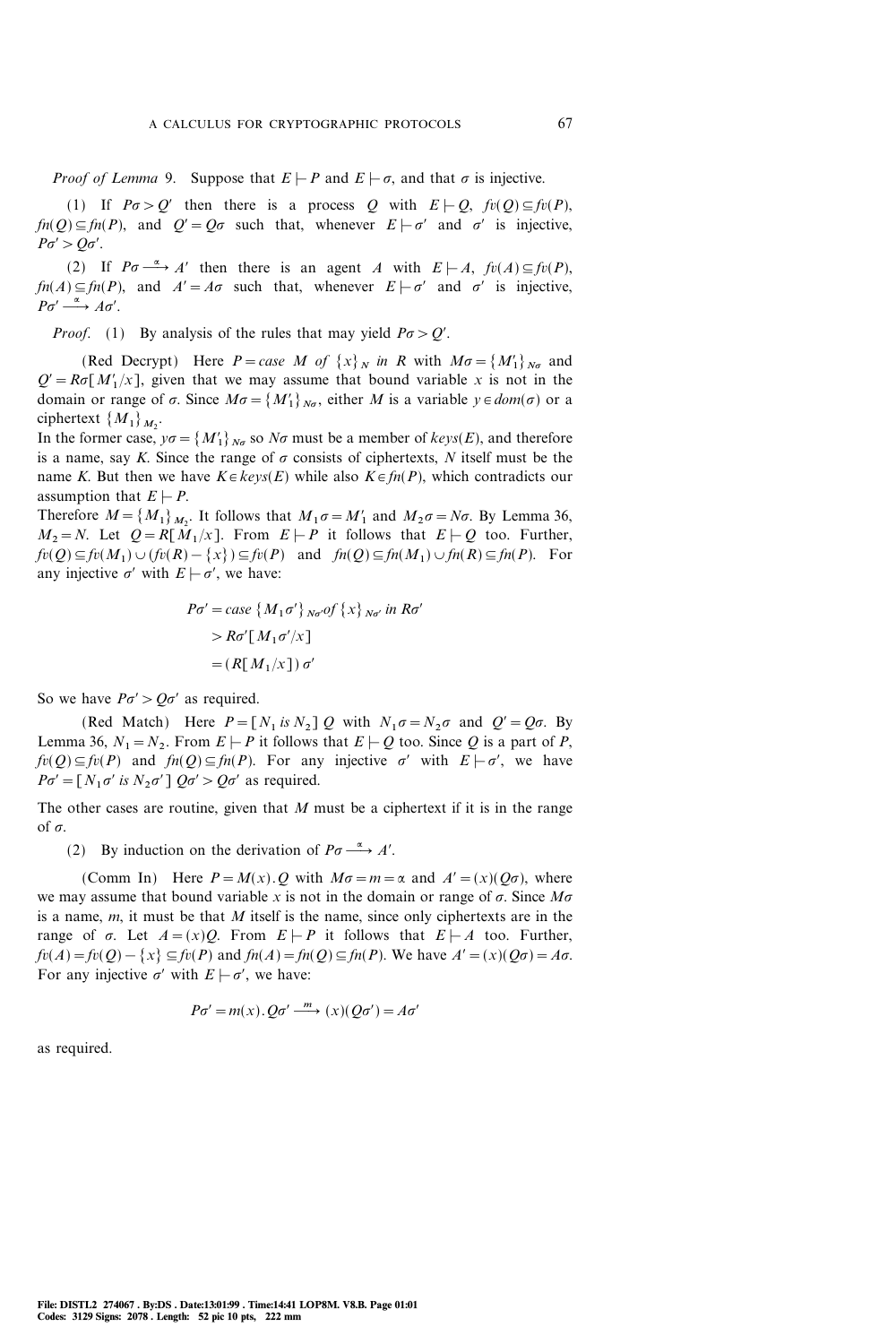*Proof of Lemma* 9. Suppose that $E \vdash P$ and $E \vdash \sigma$, and that $\sigma$ is injective.

(1) If $P\sigma > Q'$ then there is a process $Q$ with $E \vdash Q$, $fv(Q) \subseteq fv(P)$, $fn(Q) \subseteq fn(P)$, and $Q' = Q\sigma$ such that, whenever $E \vdash \sigma'$ and $\sigma'$ is injective, $P\sigma' > Q\sigma'$.

(2) If $P\sigma \xrightarrow{\alpha} A'$ then there is an agent $A$ with $E \vdash A$, $fv(A) \subseteq fv(P)$, $fn(A) \subseteq fn(P)$, and $A' = A\sigma$ such that, whenever $E \vdash \sigma'$ and $\sigma'$ is injective, $P\sigma' \xrightarrow{\alpha} A\sigma'$.

*Proof.* (1) By analysis of the rules that may yield $P\sigma > Q'$.

(Red Decrypt) Here $P = case\ M\ of\ \{x\}_N\ in\ R$ with $M\sigma = \{M'_1\}_{N\sigma}$ and $Q' = R\sigma[M'_1/x]$, given that we may assume that bound variable $x$ is not in the domain or range of $\sigma$. Since $M\sigma = \{M'_1\}_{N\sigma}$, either $M$ is a variable $y \in dom(\sigma)$ or a ciphertext $\{M_1\}_{M_2}$.
In the former case, $y\sigma = \{M'_1\}_{N\sigma}$ so $N\sigma$ must be a member of $keys(E)$, and therefore is a name, say $K$. Since the range of $\sigma$ consists of ciphertexts, $N$ itself must be the name $K$. But then we have $K \in keys(E)$ while also $K \in fn(P)$, which contradicts our assumption that $E \vdash P$.
Therefore $M = \{M_1\}_{M_2}$. It follows that $M_1\sigma = M'_1$ and $M_2\sigma = N\sigma$. By Lemma 36, $M_2 = N$. Let $Q = R[M_1/x]$. From $E \vdash P$ it follows that $E \vdash Q$ too. Further, $fv(Q) \subseteq fv(M_1) \cup (fv(R) - \{x\}) \subseteq fv(P)$ and $fn(Q) \subseteq fn(M_1) \cup fn(R) \subseteq fn(P)$. For any injective $\sigma'$ with $E \vdash \sigma'$, we have:

$$
\begin{aligned}
P\sigma' &= case\ \{M_1\sigma'\}_{N\sigma'} of\ \{x\}_{N\sigma'}\ in\ R\sigma' \\
&> R\sigma'[M_1\sigma'/x] \\
&= (R[M_1/x])\,\sigma'
\end{aligned}
$$

So we have $P\sigma' > Q\sigma'$ as required.

(Red Match) Here $P = [N_1\ is\ N_2]\ Q$ with $N_1\sigma = N_2\sigma$ and $Q' = Q\sigma$. By Lemma 36, $N_1 = N_2$. From $E \vdash P$ it follows that $E \vdash Q$ too. Since $Q$ is a part of $P$, $fv(Q) \subseteq fv(P)$ and $fn(Q) \subseteq fn(P)$. For any injective $\sigma'$ with $E \vdash \sigma'$, we have $P\sigma' = [N_1\sigma'\ is\ N_2\sigma']\ Q\sigma' > Q\sigma'$ as required.

The other cases are routine, given that $M$ must be a ciphertext if it is in the range of $\sigma$.

(2) By induction on the derivation of $P\sigma \xrightarrow{\alpha} A'$.

(Comm In) Here $P = M(x).Q$ with $M\sigma = m = \alpha$ and $A' = (x)(Q\sigma)$, where we may assume that bound variable $x$ is not in the domain or range of $\sigma$. Since $M\sigma$ is a name, $m$, it must be that $M$ itself is the name, since only ciphertexts are in the range of $\sigma$. Let $A = (x)Q$. From $E \vdash P$ it follows that $E \vdash A$ too. Further, $fv(A) = fv(Q) - \{x\} \subseteq fv(P)$ and $fn(A) = fn(Q) \subseteq fn(P)$. We have $A' = (x)(Q\sigma) = A\sigma$. For any injective $\sigma'$ with $E \vdash \sigma'$, we have:

$$
P\sigma' = m(x).Q\sigma' \xrightarrow{m} (x)(Q\sigma') = A\sigma'
$$

as required.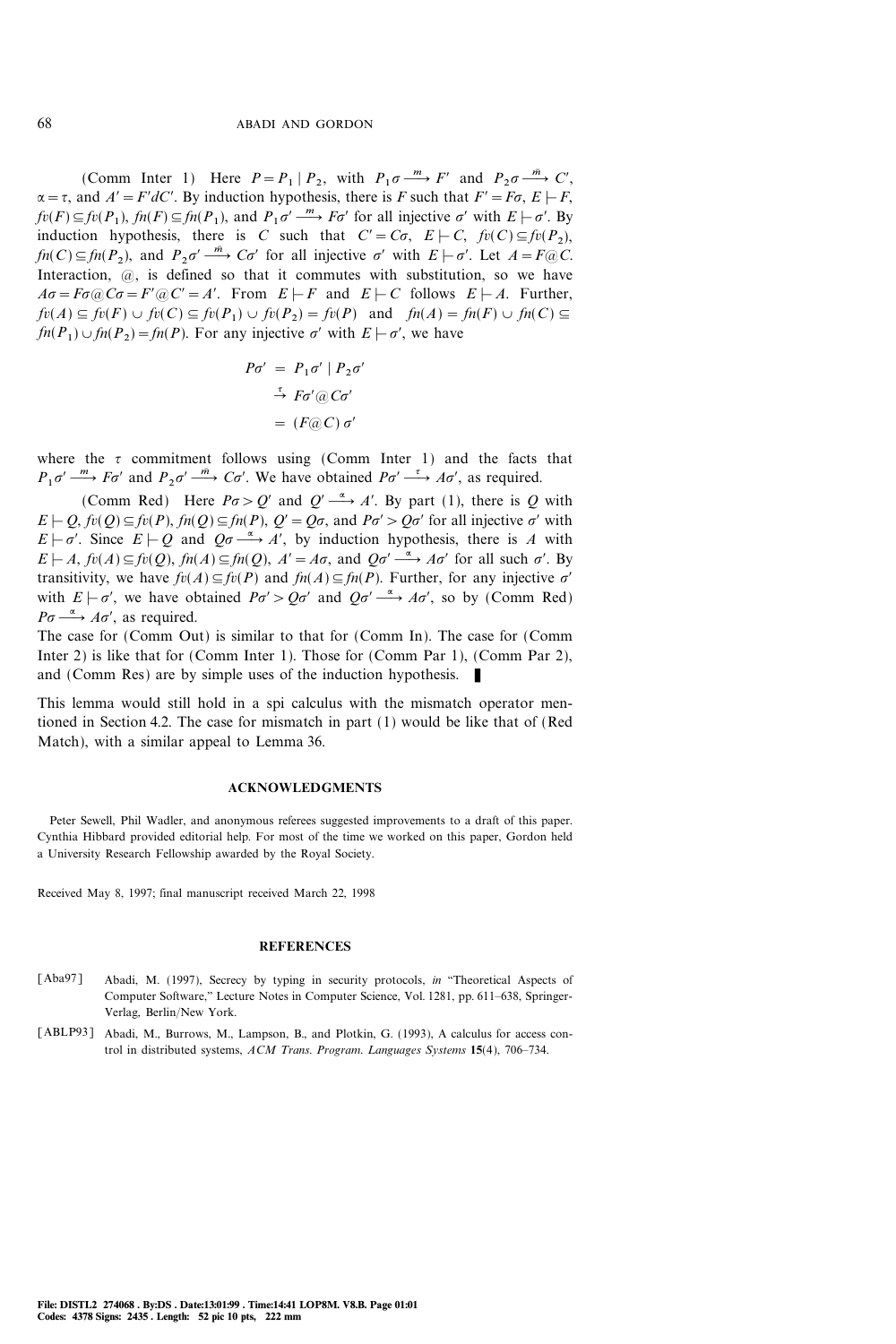(Comm Inter 1) Here $P = P_1 \mid P_2$, with $P_1\sigma \xrightarrow{m} F'$ and $P_2\sigma \xrightarrow{\bar{m}} C'$, $\alpha = \tau$, and $A' = F' @ C'$. By induction hypothesis, there is $F$ such that $F' = F\sigma$, $E \vdash F$, $fv(F) \subseteq fv(P_1)$, $fn(F) \subseteq fn(P_1)$, and $P_1\sigma' \xrightarrow{m} F\sigma'$ for all injective $\sigma'$ with $E \vdash \sigma'$. By induction hypothesis, there is $C$ such that $C' = C\sigma$, $E \vdash C$, $fv(C) \subseteq fv(P_2)$, $fn(C) \subseteq fn(P_2)$, and $P_2\sigma' \xrightarrow{\bar{m}} C\sigma'$ for all injective $\sigma'$ with $E \vdash \sigma'$. Let $A = F @ C$. Interaction, @, is defined so that it commutes with substitution, so we have $A\sigma = F\sigma @ C\sigma = F' @ C' = A'$. From $E \vdash F$ and $E \vdash C$ follows $E \vdash A$. Further, $fv(A) \subseteq fv(F) \cup fv(C) \subseteq fv(P_1) \cup fv(P_2) = fv(P)$ and $fn(A) = fn(F) \cup fn(C) \subseteq fn(P_1) \cup fn(P_2) = fn(P)$. For any injective $\sigma'$ with $E \vdash \sigma'$, we have

$$
\begin{aligned}
P\sigma' &= P_1\sigma' \mid P_2\sigma' \\
&\xrightarrow{\tau} F\sigma' @ C\sigma' \\
&= (F @ C)\,\sigma'
\end{aligned}
$$

where the $\tau$ commitment follows using (Comm Inter 1) and the facts that $P_1\sigma' \xrightarrow{m} F\sigma'$ and $P_2\sigma' \xrightarrow{\bar{m}} C\sigma'$. We have obtained $P\sigma' \xrightarrow{\tau} A\sigma'$, as required.

(Comm Red) Here $P\sigma > Q'$ and $Q' \xrightarrow{\alpha} A'$. By part (1), there is $Q$ with $E \vdash Q$, $fv(Q) \subseteq fv(P)$, $fn(Q) \subseteq fn(P)$, $Q' = Q\sigma$, and $P\sigma' > Q\sigma'$ for all injective $\sigma'$ with $E \vdash \sigma'$. Since $E \vdash Q$ and $Q\sigma \xrightarrow{\alpha} A'$, by induction hypothesis, there is $A$ with $E \vdash A$, $fv(A) \subseteq fv(Q)$, $fn(A) \subseteq fn(Q)$, $A' = A\sigma$, and $Q\sigma' \xrightarrow{\alpha} A\sigma'$ for all such $\sigma'$. By transitivity, we have $fv(A) \subseteq fv(P)$ and $fn(A) \subseteq fn(P)$. Further, for any injective $\sigma'$ with $E \vdash \sigma'$, we have obtained $P\sigma' > Q\sigma'$ and $Q\sigma' \xrightarrow{\alpha} A\sigma'$, so by (Comm Red) $P\sigma \xrightarrow{\alpha} A\sigma'$, as required.

The case for (Comm Out) is similar to that for (Comm In). The case for (Comm Inter 2) is like that for (Comm Inter 1). Those for (Comm Par 1), (Comm Par 2), and (Comm Res) are by simple uses of the induction hypothesis. ∎

This lemma would still hold in a spi calculus with the mismatch operator mentioned in Section 4.2. The case for mismatch in part (1) would be like that of (Red Match), with a similar appeal to Lemma 36.

## ACKNOWLEDGMENTS

Peter Sewell, Phil Wadler, and anonymous referees suggested improvements to a draft of this paper. Cynthia Hibbard provided editorial help. For most of the time we worked on this paper, Gordon held a University Research Fellowship awarded by the Royal Society.

Received May 8, 1997; final manuscript received March 22, 1998

## REFERENCES

[Aba97] Abadi, M. (1997), Secrecy by typing in security protocols, *in* "Theoretical Aspects of Computer Software," Lecture Notes in Computer Science, Vol. 1281, pp. 611–638, Springer-Verlag, Berlin/New York.

[ABLP93] Abadi, M., Burrows, M., Lampson, B., and Plotkin, G. (1993), A calculus for access control in distributed systems, *ACM Trans. Program. Languages Systems* **15**(4), 706–734.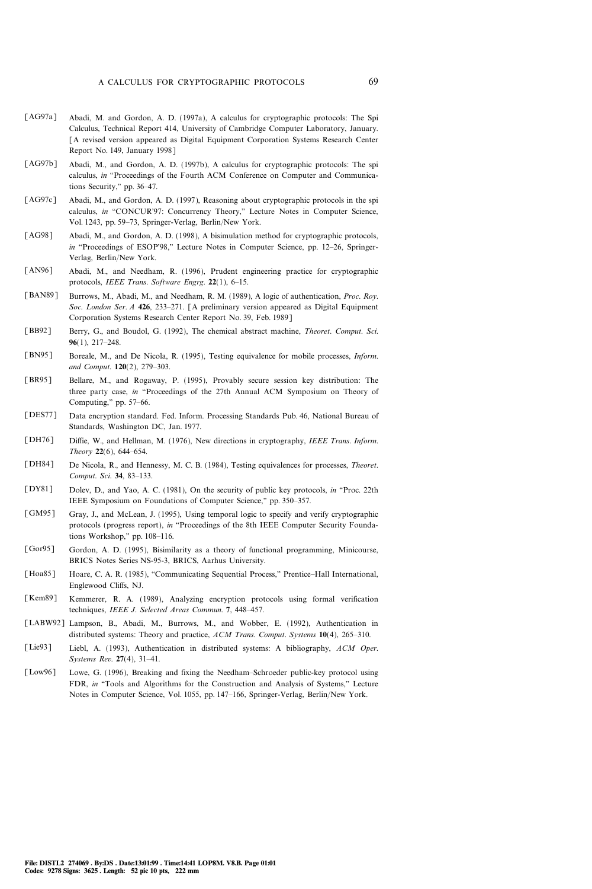[AG97a] Abadi, M. and Gordon, A. D. (1997a), A calculus for cryptographic protocols: The Spi Calculus, Technical Report 414, University of Cambridge Computer Laboratory, January. [A revised version appeared as Digital Equipment Corporation Systems Research Center Report No. 149, January 1998]

[AG97b] Abadi, M., and Gordon, A. D. (1997b), A calculus for cryptographic protocols: The spi calculus, *in* "Proceedings of the Fourth ACM Conference on Computer and Communications Security," pp. 36–47.

[AG97c] Abadi, M., and Gordon, A. D. (1997), Reasoning about cryptographic protocols in the spi calculus, *in* "CONCUR'97: Concurrency Theory," Lecture Notes in Computer Science, Vol. 1243, pp. 59–73, Springer-Verlag, Berlin/New York.

[AG98] Abadi, M., and Gordon, A. D. (1998), A bisimulation method for cryptographic protocols, *in* "Proceedings of ESOP'98," Lecture Notes in Computer Science, pp. 12–26, Springer-Verlag, Berlin/New York.

[AN96] Abadi, M., and Needham, R. (1996), Prudent engineering practice for cryptographic protocols, *IEEE Trans. Software Engrg.* **22**(1), 6–15.

[BAN89] Burrows, M., Abadi, M., and Needham, R. M. (1989), A logic of authentication, *Proc. Roy. Soc. London Ser. A* **426**, 233–271. [A preliminary version appeared as Digital Equipment Corporation Systems Research Center Report No. 39, Feb. 1989]

[BB92] Berry, G., and Boudol, G. (1992), The chemical abstract machine, *Theoret. Comput. Sci.* **96**(1), 217–248.

[BN95] Boreale, M., and De Nicola, R. (1995), Testing equivalence for mobile processes, *Inform. and Comput.* **120**(2), 279–303.

[BR95] Bellare, M., and Rogaway, P. (1995), Provably secure session key distribution: The three party case, *in* "Proceedings of the 27th Annual ACM Symposium on Theory of Computing," pp. 57–66.

[DES77] Data encryption standard. Fed. Inform. Processing Standards Pub. 46, National Bureau of Standards, Washington DC, Jan. 1977.

[DH76] Diffie, W., and Hellman, M. (1976), New directions in cryptography, *IEEE Trans. Inform. Theory* **22**(6), 644–654.

[DH84] De Nicola, R., and Hennessy, M. C. B. (1984), Testing equivalences for processes, *Theoret. Comput. Sci.* **34**, 83–133.

[DY81] Dolev, D., and Yao, A. C. (1981), On the security of public key protocols, *in* "Proc. 22th IEEE Symposium on Foundations of Computer Science," pp. 350–357.

[GM95] Gray, J., and McLean, J. (1995), Using temporal logic to specify and verify cryptographic protocols (progress report), *in* "Proceedings of the 8th IEEE Computer Security Foundations Workshop," pp. 108–116.

[Gor95] Gordon, A. D. (1995), Bisimilarity as a theory of functional programming, Minicourse, BRICS Notes Series NS-95-3, BRICS, Aarhus University.

[Hoa85] Hoare, C. A. R. (1985), "Communicating Sequential Process," Prentice–Hall International, Englewood Cliffs, NJ.

[Kem89] Kemmerer, R. A. (1989), Analyzing encryption protocols using formal verification techniques, *IEEE J. Selected Areas Commun.* **7**, 448–457.

[LABW92] Lampson, B., Abadi, M., Burrows, M., and Wobber, E. (1992), Authentication in distributed systems: Theory and practice, *ACM Trans. Comput. Systems* **10**(4), 265–310.

[Lie93] Liebl, A. (1993), Authentication in distributed systems: A bibliography, *ACM Oper. Systems Rev.* **27**(4), 31–41.

[Low96] Lowe, G. (1996), Breaking and fixing the Needham–Schroeder public-key protocol using FDR, *in* "Tools and Algorithms for the Construction and Analysis of Systems," Lecture Notes in Computer Science, Vol. 1055, pp. 147–166, Springer-Verlag, Berlin/New York.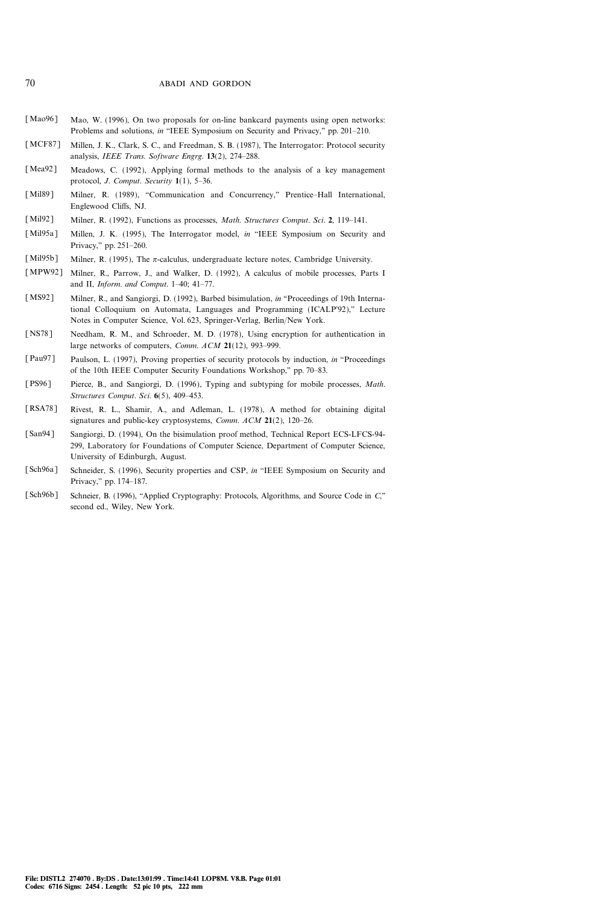[Mao96] Mao, W. (1996), On two proposals for on-line bankcard payments using open networks: Problems and solutions, *in* "IEEE Symposium on Security and Privacy," pp. 201–210.

[MCF87] Millen, J. K., Clark, S. C., and Freedman, S. B. (1987), The Interrogator: Protocol security analysis, *IEEE Trans. Software Engrg.* **13**(2), 274–288.

[Mea92] Meadows, C. (1992), Applying formal methods to the analysis of a key management protocol, *J. Comput. Security* **1**(1), 5–36.

[Mil89] Milner, R. (1989), "Communication and Concurrency," Prentice–Hall International, Englewood Cliffs, NJ.

[Mil92] Milner, R. (1992), Functions as processes, *Math. Structures Comput. Sci.* **2**, 119–141.

[Mil95a] Millen, J. K. (1995), The Interrogator model, *in* "IEEE Symposium on Security and Privacy," pp. 251–260.

[Mil95b] Milner, R. (1995), The $\pi$-calculus, undergraduate lecture notes, Cambridge University.

[MPW92] Milner, R., Parrow, J., and Walker, D. (1992), A calculus of mobile processes, Parts I and II, *Inform. and Comput.* 1–40; 41–77.

[MS92] Milner, R., and Sangiorgi, D. (1992), Barbed bisimulation, *in* "Proceedings of 19th International Colloquium on Automata, Languages and Programming (ICALP'92)," Lecture Notes in Computer Science, Vol. 623, Springer-Verlag, Berlin/New York.

[NS78] Needham, R. M., and Schroeder, M. D. (1978), Using encryption for authentication in large networks of computers, *Comm. ACM* **21**(12), 993–999.

[Pau97] Paulson, L. (1997), Proving properties of security protocols by induction, *in* "Proceedings of the 10th IEEE Computer Security Foundations Workshop," pp. 70–83.

[PS96] Pierce, B., and Sangiorgi, D. (1996), Typing and subtyping for mobile processes, *Math. Structures Comput. Sci.* **6**(5), 409–453.

[RSA78] Rivest, R. L., Shamir, A., and Adleman, L. (1978), A method for obtaining digital signatures and public-key cryptosystems, *Comm. ACM* **21**(2), 120–26.

[San94] Sangiorgi, D. (1994), On the bisimulation proof method, Technical Report ECS-LFCS-94-299, Laboratory for Foundations of Computer Science, Department of Computer Science, University of Edinburgh, August.

[Sch96a] Schneider, S. (1996), Security properties and CSP, *in* "IEEE Symposium on Security and Privacy," pp. 174–187.

[Sch96b] Schneier, B. (1996), "Applied Cryptography: Protocols, Algorithms, and Source Code in C," second ed., Wiley, New York.